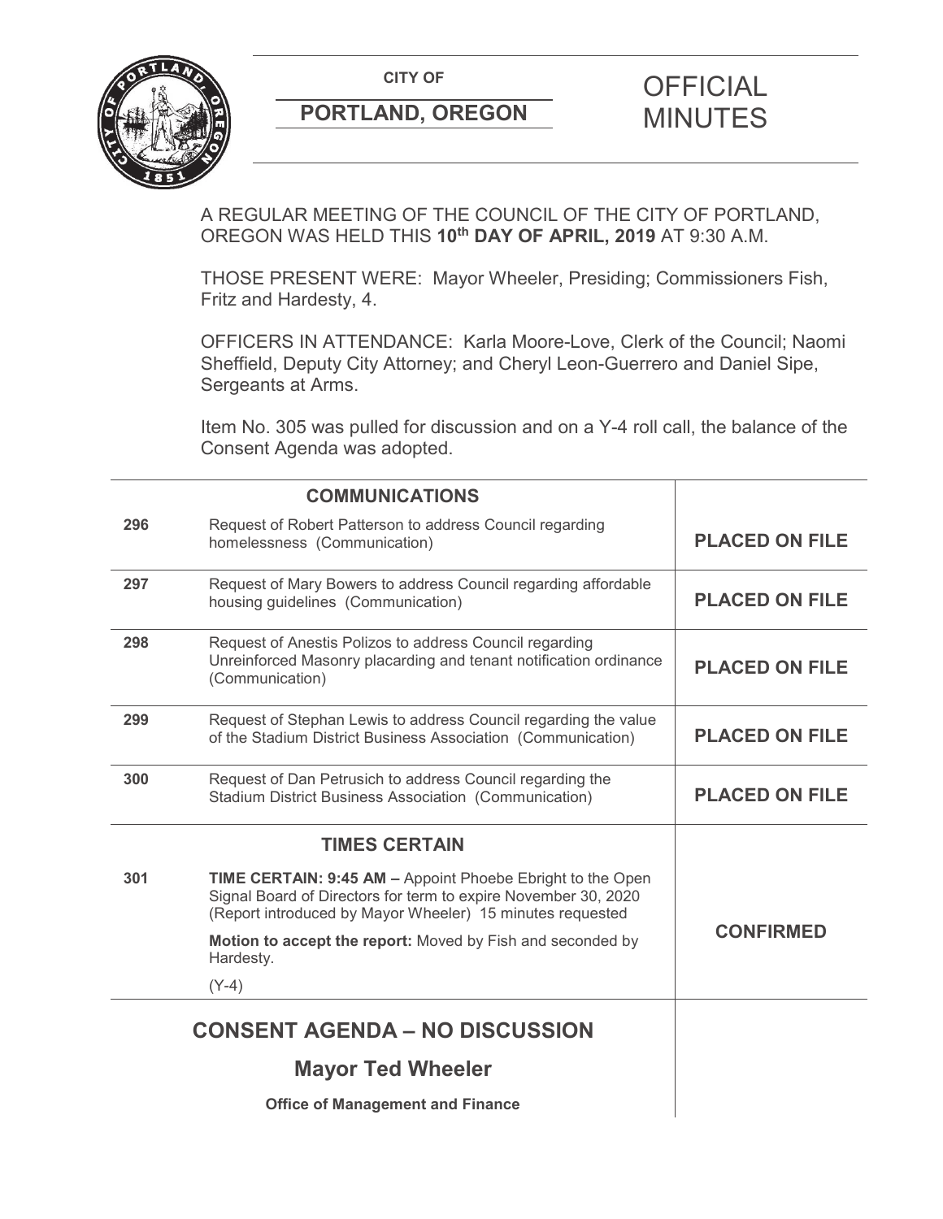CITY OF

**PORTLAND, OREGON**

# OFFICIAL MINUTES

A REGULAR MEETING OF THE COUNCIL OF THE CITY OF PORTLAND, OREGON WAS HELD THIS **10th DAY OF APRIL, 2019** AT 9:30 A.M.

THOSE PRESENT WERE: Mayor Wheeler, Presiding; Commissioners Fish, Fritz and Hardesty, 4.

OFFICERS IN ATTENDANCE: Karla Moore-Love, Clerk of the Council; Naomi Sheffield, Deputy City Attorney; and Cheryl Leon-Guerrero and Daniel Sipe, Sergeants at Arms.

Item No. 305 was pulled for discussion and on a Y-4 roll call, the balance of the Consent Agenda was adopted.

| | **COMMUNICATIONS** | |
|---|---|---|
| **296** | Request of Robert Patterson to address Council regarding homelessness (Communication) | **PLACED ON FILE** |
| **297** | Request of Mary Bowers to address Council regarding affordable housing guidelines (Communication) | **PLACED ON FILE** |
| **298** | Request of Anestis Polizos to address Council regarding Unreinforced Masonry placarding and tenant notification ordinance (Communication) | **PLACED ON FILE** |
| **299** | Request of Stephan Lewis to address Council regarding the value of the Stadium District Business Association (Communication) | **PLACED ON FILE** |
| **300** | Request of Dan Petrusich to address Council regarding the Stadium District Business Association (Communication) | **PLACED ON FILE** |
| | **TIMES CERTAIN** | |
| **301** | **TIME CERTAIN: 9:45 AM –** Appoint Phoebe Ebright to the Open Signal Board of Directors for term to expire November 30, 2020 (Report introduced by Mayor Wheeler) 15 minutes requested<br><br>**Motion to accept the report:** Moved by Fish and seconded by Hardesty.<br><br>(Y-4) | **CONFIRMED** |

## CONSENT AGENDA – NO DISCUSSION

## Mayor Ted Wheeler

**Office of Management and Finance**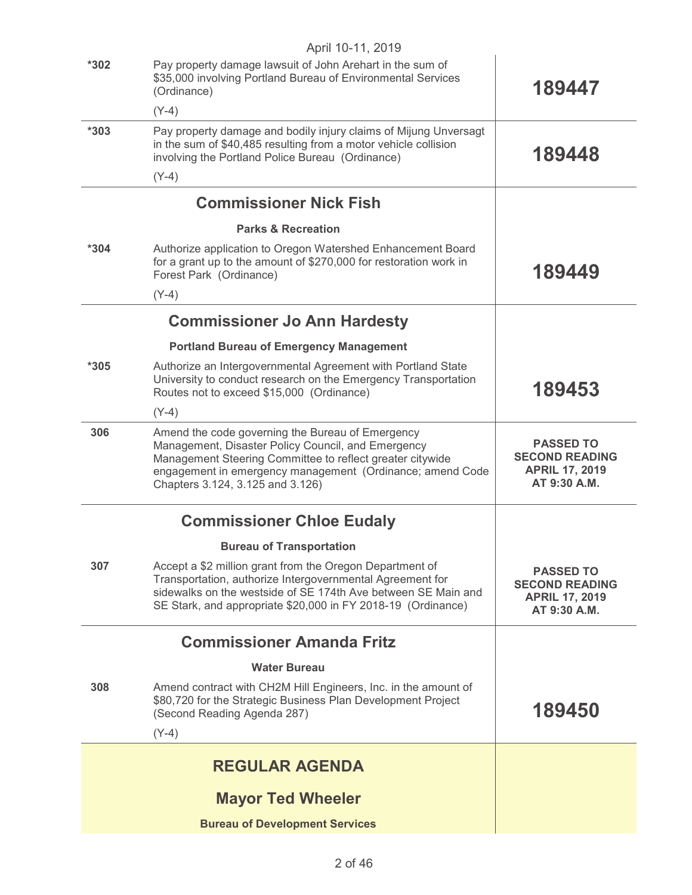| | | |
|---|---|---|
| *302 | Pay property damage lawsuit of John Arehart in the sum of $35,000 involving Portland Bureau of Environmental Services (Ordinance)<br><br>(Y-4) | **189447** |
| *303 | Pay property damage and bodily injury claims of Mijung Unversagt in the sum of $40,485 resulting from a motor vehicle collision involving the Portland Police Bureau (Ordinance)<br><br>(Y-4) | **189448** |
| | **Commissioner Nick Fish**<br><br>**Parks & Recreation** | |
| *304 | Authorize application to Oregon Watershed Enhancement Board for a grant up to the amount of $270,000 for restoration work in Forest Park (Ordinance)<br><br>(Y-4) | **189449** |
| | **Commissioner Jo Ann Hardesty**<br><br>**Portland Bureau of Emergency Management** | |
| *305 | Authorize an Intergovernmental Agreement with Portland State University to conduct research on the Emergency Transportation Routes not to exceed $15,000 (Ordinance)<br><br>(Y-4) | **189453** |
| 306 | Amend the code governing the Bureau of Emergency Management, Disaster Policy Council, and Emergency Management Steering Committee to reflect greater citywide engagement in emergency management (Ordinance; amend Code Chapters 3.124, 3.125 and 3.126) | **PASSED TO SECOND READING APRIL 17, 2019 AT 9:30 A.M.** |
| | **Commissioner Chloe Eudaly**<br><br>**Bureau of Transportation** | |
| 307 | Accept a $2 million grant from the Oregon Department of Transportation, authorize Intergovernmental Agreement for sidewalks on the westside of SE 174th Ave between SE Main and SE Stark, and appropriate $20,000 in FY 2018-19 (Ordinance) | **PASSED TO SECOND READING APRIL 17, 2019 AT 9:30 A.M.** |
| | **Commissioner Amanda Fritz**<br><br>**Water Bureau** | |
| 308 | Amend contract with CH2M Hill Engineers, Inc. in the amount of $80,720 for the Strategic Business Plan Development Project (Second Reading Agenda 287)<br><br>(Y-4) | **189450** |

## REGULAR AGENDA

### Mayor Ted Wheeler

**Bureau of Development Services**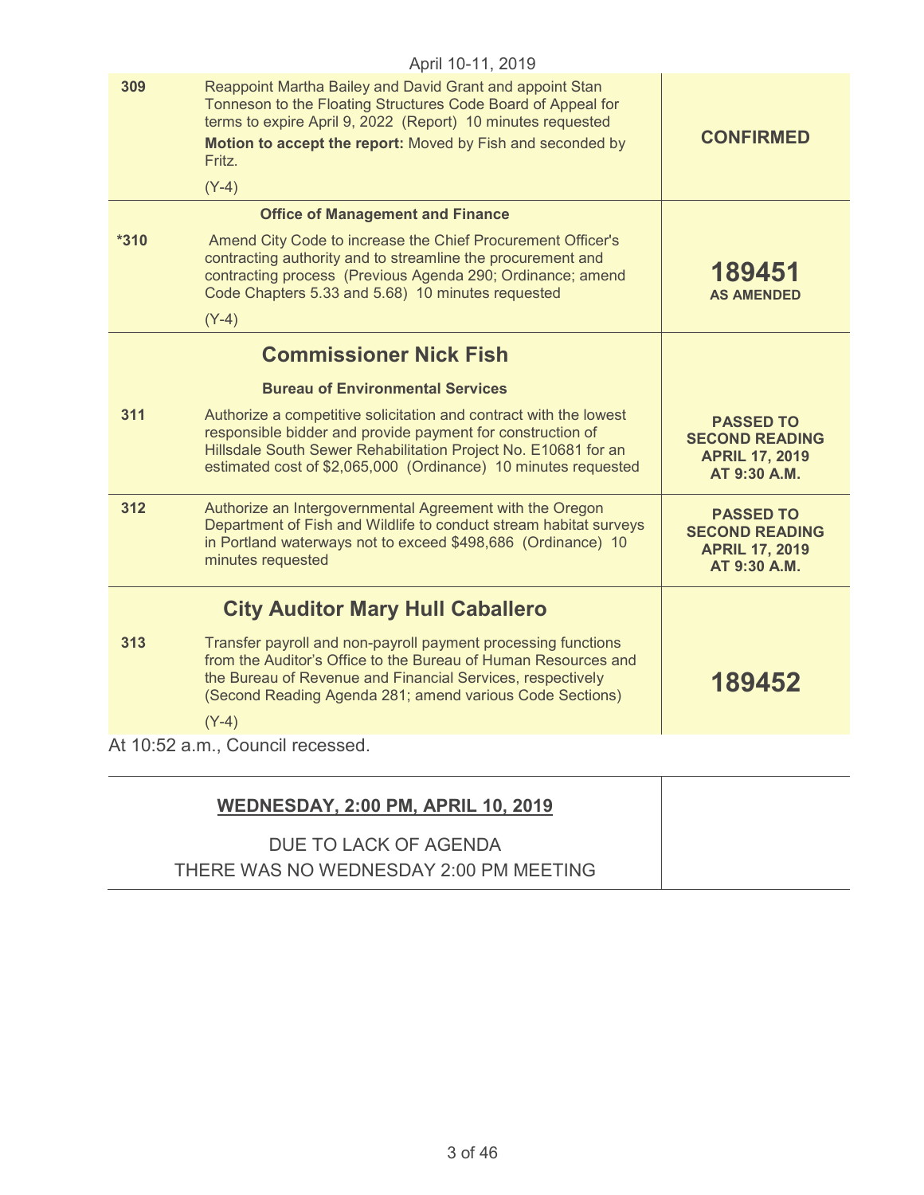| | | |
|---|---|---|
| 309 | Reappoint Martha Bailey and David Grant and appoint Stan Tonneson to the Floating Structures Code Board of Appeal for terms to expire April 9, 2022 (Report) 10 minutes requested<br>**Motion to accept the report:** Moved by Fish and seconded by Fritz.<br>(Y-4) | **CONFIRMED** |
| | **Office of Management and Finance** | |
| *310 | Amend City Code to increase the Chief Procurement Officer's contracting authority and to streamline the procurement and contracting process (Previous Agenda 290; Ordinance; amend Code Chapters 5.33 and 5.68) 10 minutes requested<br>(Y-4) | **189451**<br>**AS AMENDED** |
| | **Commissioner Nick Fish** | |
| | **Bureau of Environmental Services** | |
| 311 | Authorize a competitive solicitation and contract with the lowest responsible bidder and provide payment for construction of Hillsdale South Sewer Rehabilitation Project No. E10681 for an estimated cost of $2,065,000 (Ordinance) 10 minutes requested | **PASSED TO SECOND READING APRIL 17, 2019 AT 9:30 A.M.** |
| 312 | Authorize an Intergovernmental Agreement with the Oregon Department of Fish and Wildlife to conduct stream habitat surveys in Portland waterways not to exceed $498,686 (Ordinance) 10 minutes requested | **PASSED TO SECOND READING APRIL 17, 2019 AT 9:30 A.M.** |
| | **City Auditor Mary Hull Caballero** | |
| 313 | Transfer payroll and non-payroll payment processing functions from the Auditor's Office to the Bureau of Human Resources and the Bureau of Revenue and Financial Services, respectively (Second Reading Agenda 281; amend various Code Sections)<br>(Y-4) | **189452** |

At 10:52 a.m., Council recessed.

**WEDNESDAY, 2:00 PM, APRIL 10, 2019**

DUE TO LACK OF AGENDA
THERE WAS NO WEDNESDAY 2:00 PM MEETING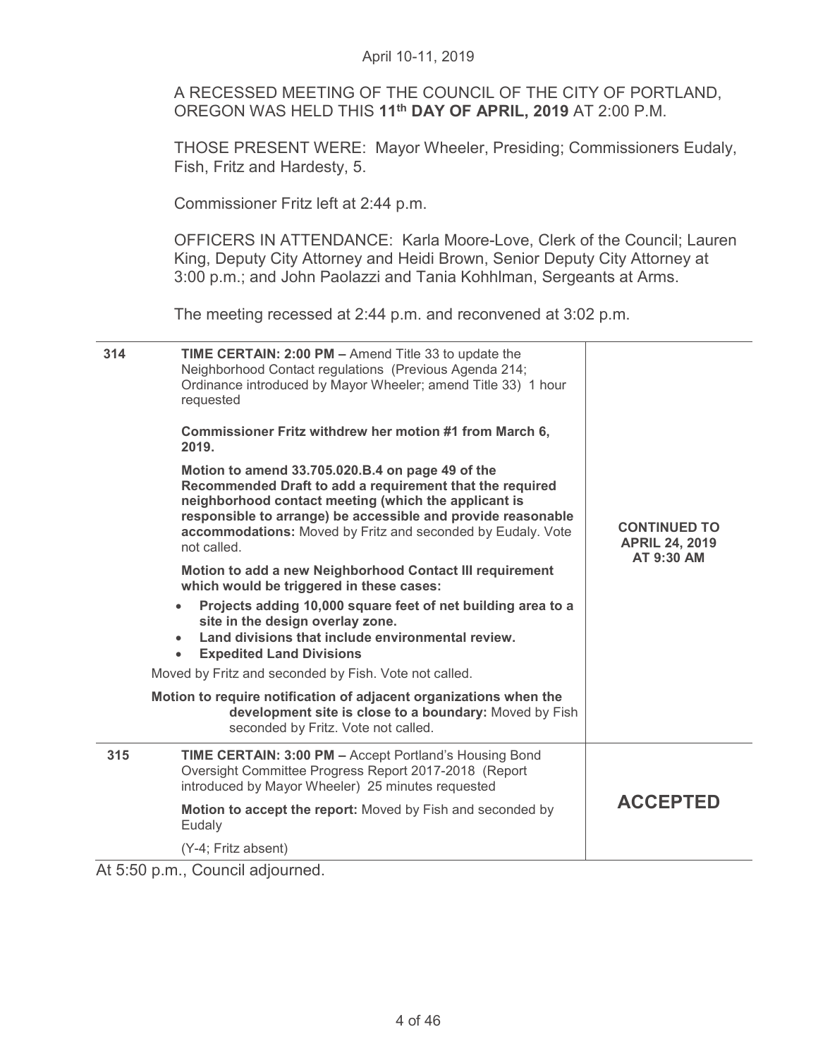April 10-11, 2019

A RECESSED MEETING OF THE COUNCIL OF THE CITY OF PORTLAND, OREGON WAS HELD THIS **11th DAY OF APRIL, 2019** AT 2:00 P.M.

THOSE PRESENT WERE: Mayor Wheeler, Presiding; Commissioners Eudaly, Fish, Fritz and Hardesty, 5.

Commissioner Fritz left at 2:44 p.m.

OFFICERS IN ATTENDANCE: Karla Moore-Love, Clerk of the Council; Lauren King, Deputy City Attorney and Heidi Brown, Senior Deputy City Attorney at 3:00 p.m.; and John Paolazzi and Tania Kohhlman, Sergeants at Arms.

The meeting recessed at 2:44 p.m. and reconvened at 3:02 p.m.

| | | |
|---|---|---|
| 314 | **TIME CERTAIN: 2:00 PM –** Amend Title 33 to update the Neighborhood Contact regulations (Previous Agenda 214; Ordinance introduced by Mayor Wheeler; amend Title 33) 1 hour requested<br><br>**Commissioner Fritz withdrew her motion #1 from March 6, 2019.**<br><br>**Motion to amend 33.705.020.B.4 on page 49 of the Recommended Draft to add a requirement that the required neighborhood contact meeting (which the applicant is responsible to arrange) be accessible and provide reasonable accommodations:** Moved by Fritz and seconded by Eudaly. Vote not called.<br><br>**Motion to add a new Neighborhood Contact III requirement which would be triggered in these cases:**<br>• **Projects adding 10,000 square feet of net building area to a site in the design overlay zone.**<br>• **Land divisions that include environmental review.**<br>• **Expedited Land Divisions**<br><br>Moved by Fritz and seconded by Fish. Vote not called.<br><br>**Motion to require notification of adjacent organizations when the development site is close to a boundary:** Moved by Fish seconded by Fritz. Vote not called. | **CONTINUED TO APRIL 24, 2019 AT 9:30 AM** |
| 315 | **TIME CERTAIN: 3:00 PM –** Accept Portland's Housing Bond Oversight Committee Progress Report 2017-2018 (Report introduced by Mayor Wheeler) 25 minutes requested<br><br>**Motion to accept the report:** Moved by Fish and seconded by Eudaly<br><br>(Y-4; Fritz absent) | **ACCEPTED** |

At 5:50 p.m., Council adjourned.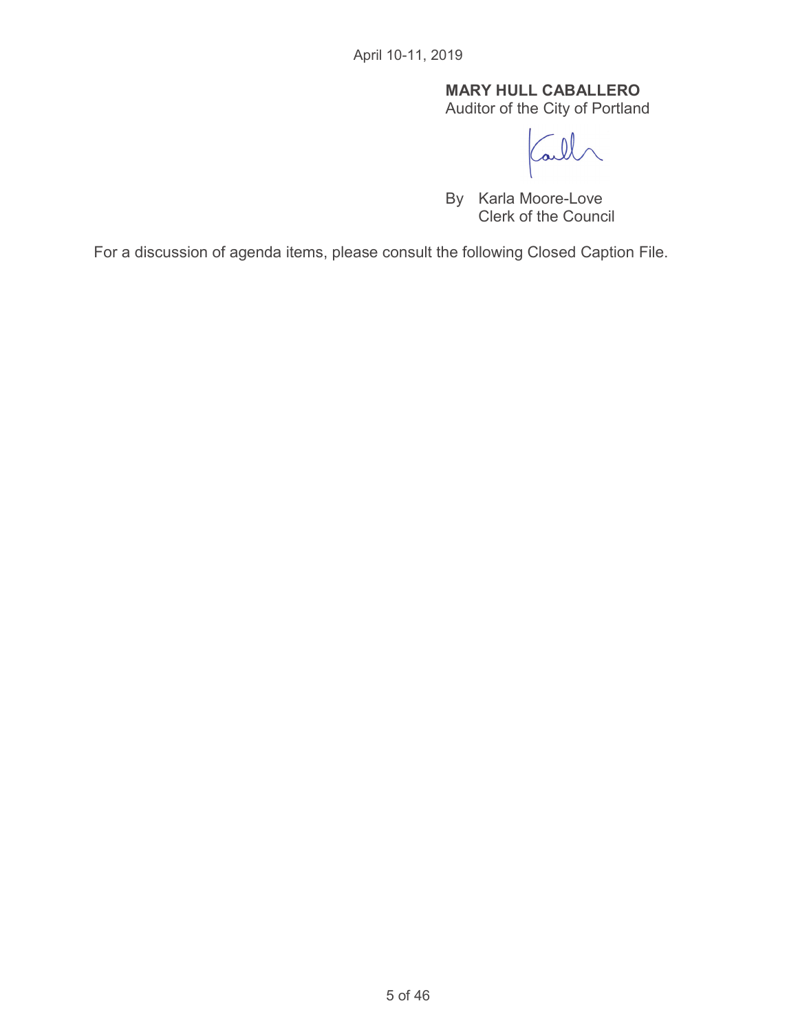April 10-11, 2019

**MARY HULL CABALLERO**
Auditor of the City of Portland

By Karla Moore-Love
Clerk of the Council

For a discussion of agenda items, please consult the following Closed Caption File.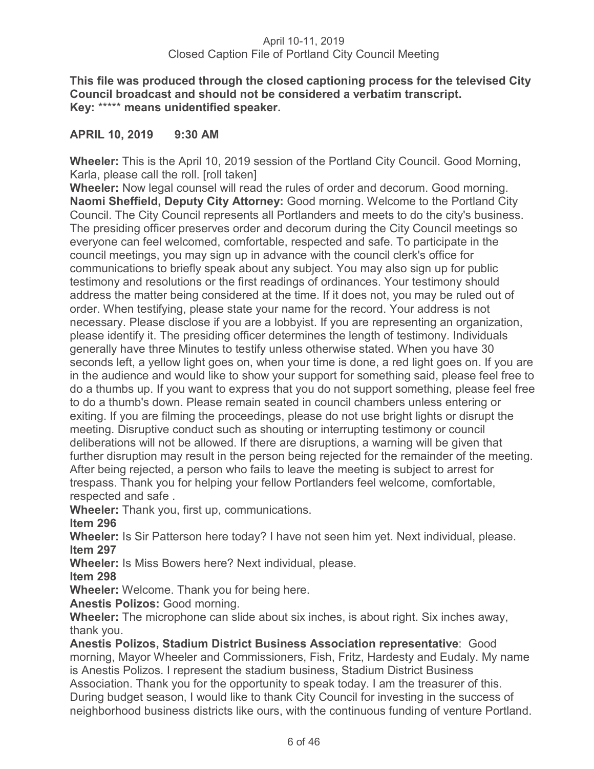April 10-11, 2019
Closed Caption File of Portland City Council Meeting

**This file was produced through the closed captioning process for the televised City Council broadcast and should not be considered a verbatim transcript.**
**Key: \*\*\*\*\* means unidentified speaker.**

**APRIL 10, 2019 9:30 AM**

**Wheeler:** This is the April 10, 2019 session of the Portland City Council. Good Morning, Karla, please call the roll. [roll taken]

**Wheeler:** Now legal counsel will read the rules of order and decorum. Good morning.

**Naomi Sheffield, Deputy City Attorney:** Good morning. Welcome to the Portland City Council. The City Council represents all Portlanders and meets to do the city's business. The presiding officer preserves order and decorum during the City Council meetings so everyone can feel welcomed, comfortable, respected and safe. To participate in the council meetings, you may sign up in advance with the council clerk's office for communications to briefly speak about any subject. You may also sign up for public testimony and resolutions or the first readings of ordinances. Your testimony should address the matter being considered at the time. If it does not, you may be ruled out of order. When testifying, please state your name for the record. Your address is not necessary. Please disclose if you are a lobbyist. If you are representing an organization, please identify it. The presiding officer determines the length of testimony. Individuals generally have three Minutes to testify unless otherwise stated. When you have 30 seconds left, a yellow light goes on, when your time is done, a red light goes on. If you are in the audience and would like to show your support for something said, please feel free to do a thumbs up. If you want to express that you do not support something, please feel free to do a thumb's down. Please remain seated in council chambers unless entering or exiting. If you are filming the proceedings, please do not use bright lights or disrupt the meeting. Disruptive conduct such as shouting or interrupting testimony or council deliberations will not be allowed. If there are disruptions, a warning will be given that further disruption may result in the person being rejected for the remainder of the meeting. After being rejected, a person who fails to leave the meeting is subject to arrest for trespass. Thank you for helping your fellow Portlanders feel welcome, comfortable, respected and safe .

**Wheeler:** Thank you, first up, communications.

**Item 296**

**Wheeler:** Is Sir Patterson here today? I have not seen him yet. Next individual, please.

**Item 297**

**Wheeler:** Is Miss Bowers here? Next individual, please.

**Item 298**

**Wheeler:** Welcome. Thank you for being here.

**Anestis Polizos:** Good morning.

**Wheeler:** The microphone can slide about six inches, is about right. Six inches away, thank you.

**Anestis Polizos, Stadium District Business Association representative**: Good morning, Mayor Wheeler and Commissioners, Fish, Fritz, Hardesty and Eudaly. My name is Anestis Polizos. I represent the stadium business, Stadium District Business Association. Thank you for the opportunity to speak today. I am the treasurer of this. During budget season, I would like to thank City Council for investing in the success of neighborhood business districts like ours, with the continuous funding of venture Portland.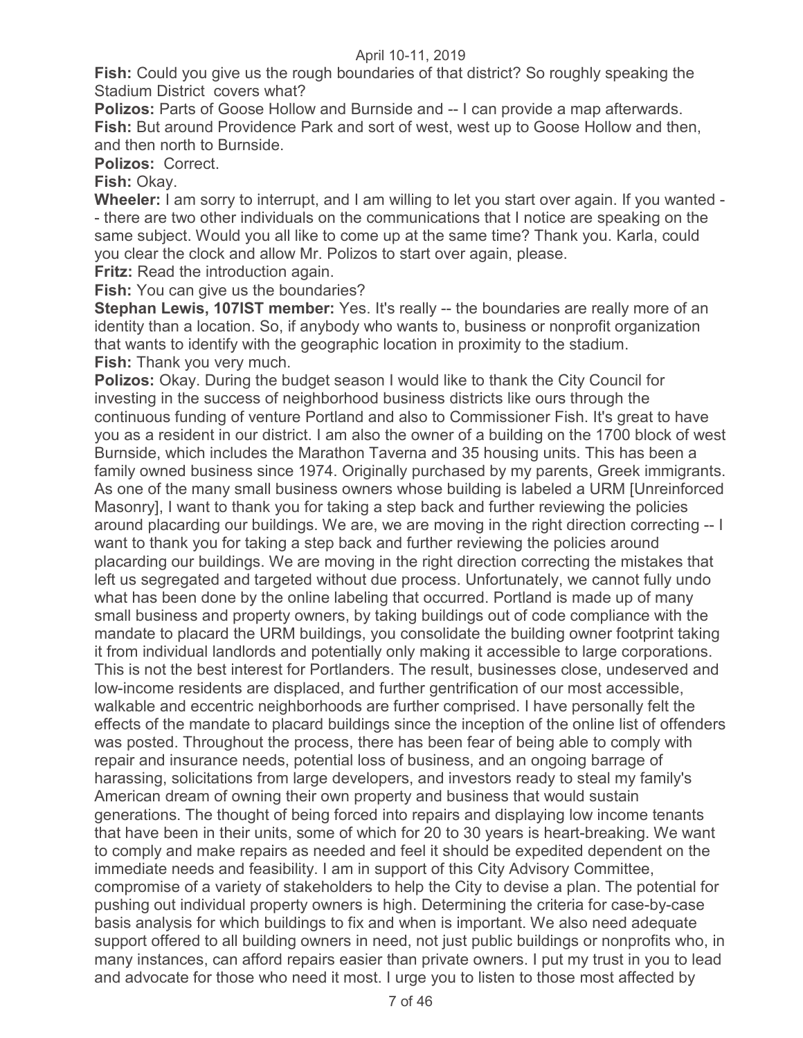**Fish:** Could you give us the rough boundaries of that district? So roughly speaking the Stadium District covers what?

**Polizos:** Parts of Goose Hollow and Burnside and -- I can provide a map afterwards.

**Fish:** But around Providence Park and sort of west, west up to Goose Hollow and then, and then north to Burnside.

**Polizos:** Correct.

**Fish:** Okay.

**Wheeler:** I am sorry to interrupt, and I am willing to let you start over again. If you wanted -- there are two other individuals on the communications that I notice are speaking on the same subject. Would you all like to come up at the same time? Thank you. Karla, could you clear the clock and allow Mr. Polizos to start over again, please.

**Fritz:** Read the introduction again.

**Fish:** You can give us the boundaries?

**Stephan Lewis, 107IST member:** Yes. It's really -- the boundaries are really more of an identity than a location. So, if anybody who wants to, business or nonprofit organization that wants to identify with the geographic location in proximity to the stadium.

**Fish:** Thank you very much.

**Polizos:** Okay. During the budget season I would like to thank the City Council for investing in the success of neighborhood business districts like ours through the continuous funding of venture Portland and also to Commissioner Fish. It's great to have you as a resident in our district. I am also the owner of a building on the 1700 block of west Burnside, which includes the Marathon Taverna and 35 housing units. This has been a family owned business since 1974. Originally purchased by my parents, Greek immigrants. As one of the many small business owners whose building is labeled a URM [Unreinforced Masonry], I want to thank you for taking a step back and further reviewing the policies around placarding our buildings. We are, we are moving in the right direction correcting -- I want to thank you for taking a step back and further reviewing the policies around placarding our buildings. We are moving in the right direction correcting the mistakes that left us segregated and targeted without due process. Unfortunately, we cannot fully undo what has been done by the online labeling that occurred. Portland is made up of many small business and property owners, by taking buildings out of code compliance with the mandate to placard the URM buildings, you consolidate the building owner footprint taking it from individual landlords and potentially only making it accessible to large corporations. This is not the best interest for Portlanders. The result, businesses close, undeserved and low-income residents are displaced, and further gentrification of our most accessible, walkable and eccentric neighborhoods are further comprised. I have personally felt the effects of the mandate to placard buildings since the inception of the online list of offenders was posted. Throughout the process, there has been fear of being able to comply with repair and insurance needs, potential loss of business, and an ongoing barrage of harassing, solicitations from large developers, and investors ready to steal my family's American dream of owning their own property and business that would sustain generations. The thought of being forced into repairs and displaying low income tenants that have been in their units, some of which for 20 to 30 years is heart-breaking. We want to comply and make repairs as needed and feel it should be expedited dependent on the immediate needs and feasibility. I am in support of this City Advisory Committee, compromise of a variety of stakeholders to help the City to devise a plan. The potential for pushing out individual property owners is high. Determining the criteria for case-by-case basis analysis for which buildings to fix and when is important. We also need adequate support offered to all building owners in need, not just public buildings or nonprofits who, in many instances, can afford repairs easier than private owners. I put my trust in you to lead and advocate for those who need it most. I urge you to listen to those most affected by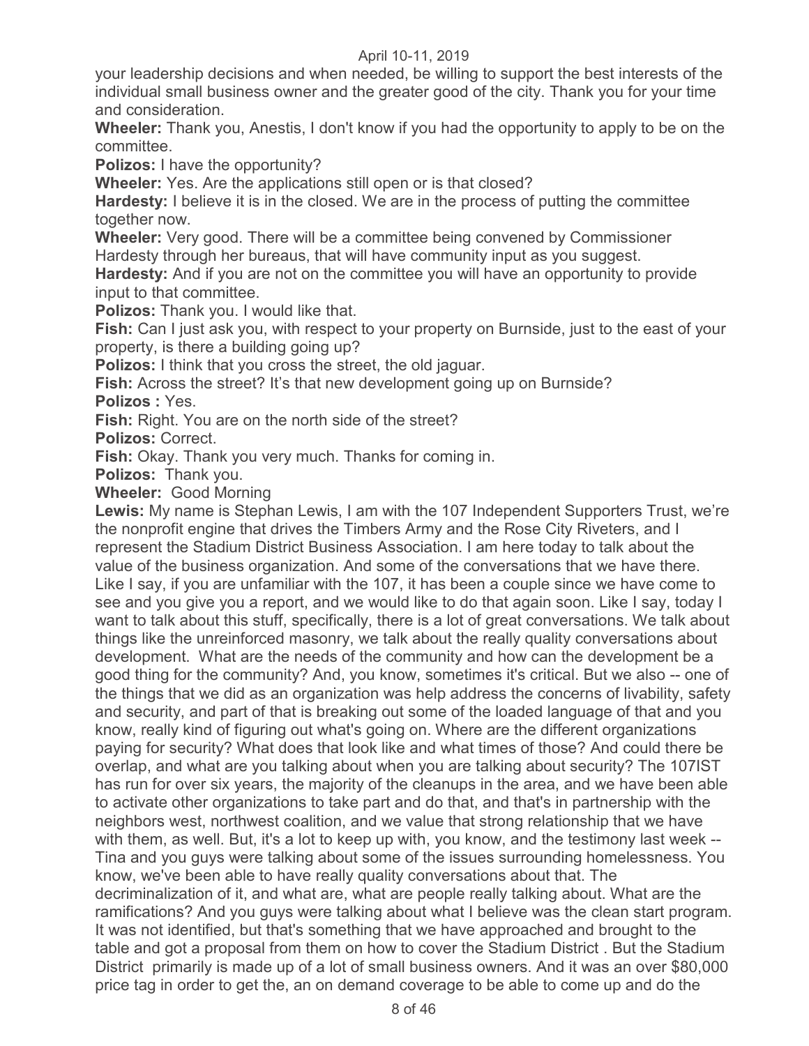your leadership decisions and when needed, be willing to support the best interests of the individual small business owner and the greater good of the city. Thank you for your time and consideration.

**Wheeler:** Thank you, Anestis, I don't know if you had the opportunity to apply to be on the committee.

**Polizos:** I have the opportunity?

**Wheeler:** Yes. Are the applications still open or is that closed?

**Hardesty:** I believe it is in the closed. We are in the process of putting the committee together now.

**Wheeler:** Very good. There will be a committee being convened by Commissioner Hardesty through her bureaus, that will have community input as you suggest.

**Hardesty:** And if you are not on the committee you will have an opportunity to provide input to that committee.

**Polizos:** Thank you. I would like that.

**Fish:** Can I just ask you, with respect to your property on Burnside, just to the east of your property, is there a building going up?

**Polizos:** I think that you cross the street, the old jaguar.

**Fish:** Across the street? It's that new development going up on Burnside?

**Polizos :** Yes.

**Fish:** Right. You are on the north side of the street?

**Polizos:** Correct.

**Fish:** Okay. Thank you very much. Thanks for coming in.

**Polizos:** Thank you.

**Wheeler:** Good Morning

**Lewis:** My name is Stephan Lewis, I am with the 107 Independent Supporters Trust, we're the nonprofit engine that drives the Timbers Army and the Rose City Riveters, and I represent the Stadium District Business Association. I am here today to talk about the value of the business organization. And some of the conversations that we have there. Like I say, if you are unfamiliar with the 107, it has been a couple since we have come to see and you give you a report, and we would like to do that again soon. Like I say, today I want to talk about this stuff, specifically, there is a lot of great conversations. We talk about things like the unreinforced masonry, we talk about the really quality conversations about development. What are the needs of the community and how can the development be a good thing for the community? And, you know, sometimes it's critical. But we also -- one of the things that we did as an organization was help address the concerns of livability, safety and security, and part of that is breaking out some of the loaded language of that and you know, really kind of figuring out what's going on. Where are the different organizations paying for security? What does that look like and what times of those? And could there be overlap, and what are you talking about when you are talking about security? The 107IST has run for over six years, the majority of the cleanups in the area, and we have been able to activate other organizations to take part and do that, and that's in partnership with the neighbors west, northwest coalition, and we value that strong relationship that we have with them, as well. But, it's a lot to keep up with, you know, and the testimony last week -- Tina and you guys were talking about some of the issues surrounding homelessness. You know, we've been able to have really quality conversations about that. The decriminalization of it, and what are, what are people really talking about. What are the ramifications? And you guys were talking about what I believe was the clean start program. It was not identified, but that's something that we have approached and brought to the table and got a proposal from them on how to cover the Stadium District . But the Stadium District primarily is made up of a lot of small business owners. And it was an over $80,000 price tag in order to get the, an on demand coverage to be able to come up and do the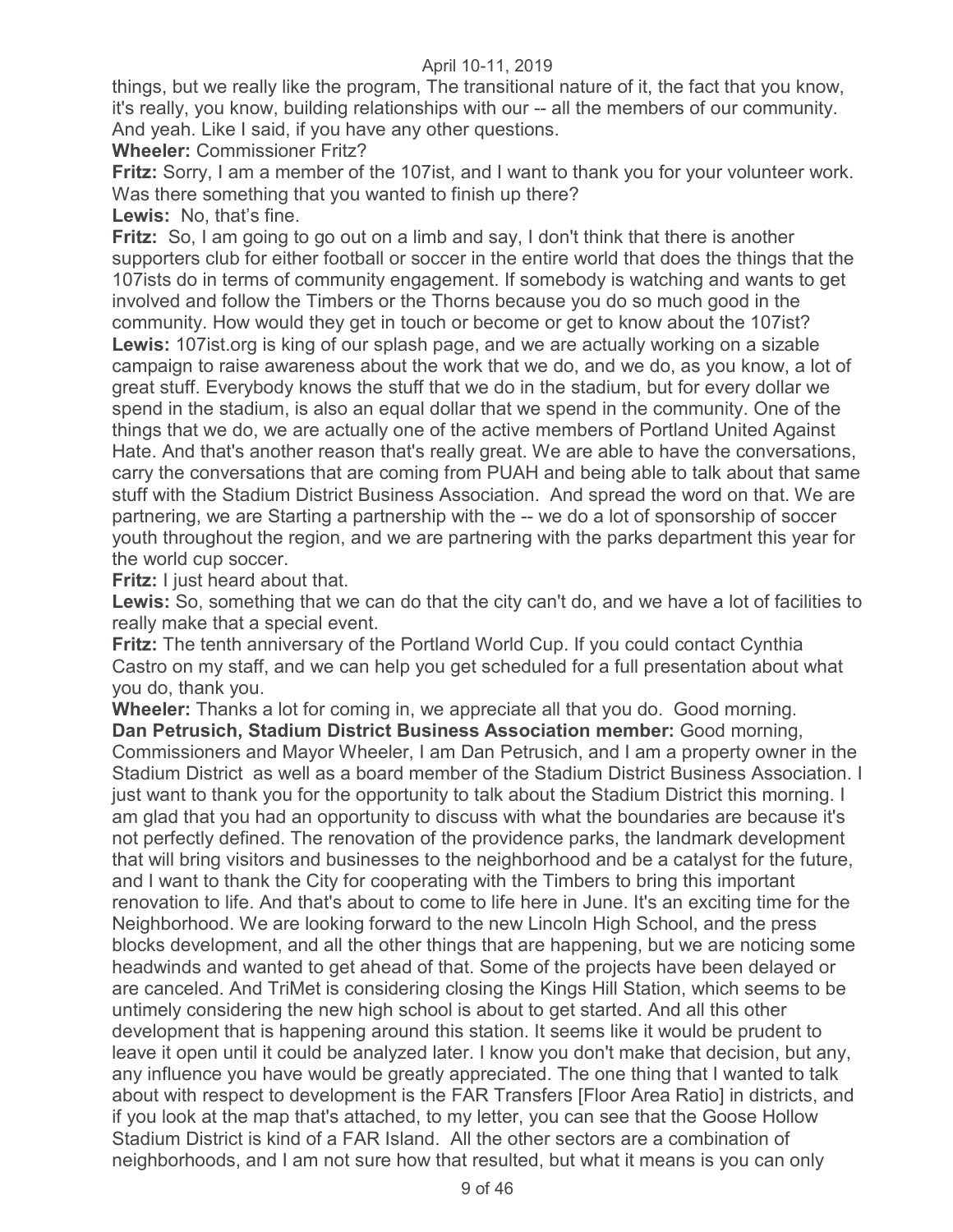things, but we really like the program, The transitional nature of it, the fact that you know, it's really, you know, building relationships with our -- all the members of our community. And yeah. Like I said, if you have any other questions.

**Wheeler:** Commissioner Fritz?

**Fritz:** Sorry, I am a member of the 107ist, and I want to thank you for your volunteer work. Was there something that you wanted to finish up there?

**Lewis:** No, that's fine.

**Fritz:** So, I am going to go out on a limb and say, I don't think that there is another supporters club for either football or soccer in the entire world that does the things that the 107ists do in terms of community engagement. If somebody is watching and wants to get involved and follow the Timbers or the Thorns because you do so much good in the community. How would they get in touch or become or get to know about the 107ist?

**Lewis:** 107ist.org is king of our splash page, and we are actually working on a sizable campaign to raise awareness about the work that we do, and we do, as you know, a lot of great stuff. Everybody knows the stuff that we do in the stadium, but for every dollar we spend in the stadium, is also an equal dollar that we spend in the community. One of the things that we do, we are actually one of the active members of Portland United Against Hate. And that's another reason that's really great. We are able to have the conversations, carry the conversations that are coming from PUAH and being able to talk about that same stuff with the Stadium District Business Association. And spread the word on that. We are partnering, we are Starting a partnership with the -- we do a lot of sponsorship of soccer youth throughout the region, and we are partnering with the parks department this year for the world cup soccer.

**Fritz:** I just heard about that.

**Lewis:** So, something that we can do that the city can't do, and we have a lot of facilities to really make that a special event.

**Fritz:** The tenth anniversary of the Portland World Cup. If you could contact Cynthia Castro on my staff, and we can help you get scheduled for a full presentation about what you do, thank you.

**Wheeler:** Thanks a lot for coming in, we appreciate all that you do. Good morning.

**Dan Petrusich, Stadium District Business Association member:** Good morning, Commissioners and Mayor Wheeler, I am Dan Petrusich, and I am a property owner in the Stadium District as well as a board member of the Stadium District Business Association. I just want to thank you for the opportunity to talk about the Stadium District this morning. I am glad that you had an opportunity to discuss with what the boundaries are because it's not perfectly defined. The renovation of the providence parks, the landmark development that will bring visitors and businesses to the neighborhood and be a catalyst for the future, and I want to thank the City for cooperating with the Timbers to bring this important renovation to life. And that's about to come to life here in June. It's an exciting time for the Neighborhood. We are looking forward to the new Lincoln High School, and the press blocks development, and all the other things that are happening, but we are noticing some headwinds and wanted to get ahead of that. Some of the projects have been delayed or are canceled. And TriMet is considering closing the Kings Hill Station, which seems to be untimely considering the new high school is about to get started. And all this other development that is happening around this station. It seems like it would be prudent to leave it open until it could be analyzed later. I know you don't make that decision, but any, any influence you have would be greatly appreciated. The one thing that I wanted to talk about with respect to development is the FAR Transfers [Floor Area Ratio] in districts, and if you look at the map that's attached, to my letter, you can see that the Goose Hollow Stadium District is kind of a FAR Island. All the other sectors are a combination of neighborhoods, and I am not sure how that resulted, but what it means is you can only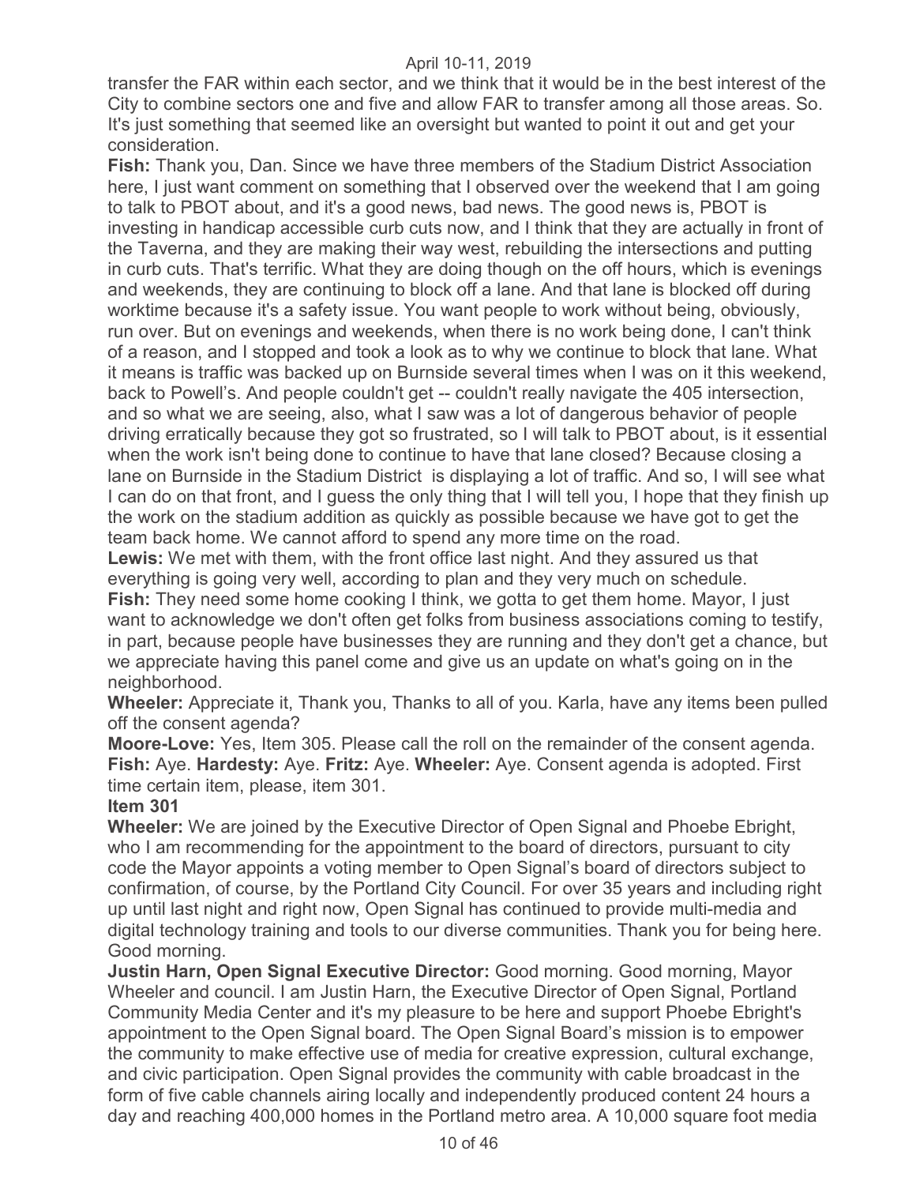transfer the FAR within each sector, and we think that it would be in the best interest of the City to combine sectors one and five and allow FAR to transfer among all those areas. So. It's just something that seemed like an oversight but wanted to point it out and get your consideration.

**Fish:** Thank you, Dan. Since we have three members of the Stadium District Association here, I just want comment on something that I observed over the weekend that I am going to talk to PBOT about, and it's a good news, bad news. The good news is, PBOT is investing in handicap accessible curb cuts now, and I think that they are actually in front of the Taverna, and they are making their way west, rebuilding the intersections and putting in curb cuts. That's terrific. What they are doing though on the off hours, which is evenings and weekends, they are continuing to block off a lane. And that lane is blocked off during worktime because it's a safety issue. You want people to work without being, obviously, run over. But on evenings and weekends, when there is no work being done, I can't think of a reason, and I stopped and took a look as to why we continue to block that lane. What it means is traffic was backed up on Burnside several times when I was on it this weekend, back to Powell's. And people couldn't get -- couldn't really navigate the 405 intersection, and so what we are seeing, also, what I saw was a lot of dangerous behavior of people driving erratically because they got so frustrated, so I will talk to PBOT about, is it essential when the work isn't being done to continue to have that lane closed? Because closing a lane on Burnside in the Stadium District is displaying a lot of traffic. And so, I will see what I can do on that front, and I guess the only thing that I will tell you, I hope that they finish up the work on the stadium addition as quickly as possible because we have got to get the team back home. We cannot afford to spend any more time on the road.

**Lewis:** We met with them, with the front office last night. And they assured us that everything is going very well, according to plan and they very much on schedule.

**Fish:** They need some home cooking I think, we gotta to get them home. Mayor, I just want to acknowledge we don't often get folks from business associations coming to testify, in part, because people have businesses they are running and they don't get a chance, but we appreciate having this panel come and give us an update on what's going on in the neighborhood.

**Wheeler:** Appreciate it, Thank you, Thanks to all of you. Karla, have any items been pulled off the consent agenda?

**Moore-Love:** Yes, Item 305. Please call the roll on the remainder of the consent agenda.

**Fish:** Aye. **Hardesty:** Aye. **Fritz:** Aye. **Wheeler:** Aye. Consent agenda is adopted. First time certain item, please, item 301.

**Item 301**

**Wheeler:** We are joined by the Executive Director of Open Signal and Phoebe Ebright, who I am recommending for the appointment to the board of directors, pursuant to city code the Mayor appoints a voting member to Open Signal's board of directors subject to confirmation, of course, by the Portland City Council. For over 35 years and including right up until last night and right now, Open Signal has continued to provide multi-media and digital technology training and tools to our diverse communities. Thank you for being here. Good morning.

**Justin Harn, Open Signal Executive Director:** Good morning. Good morning, Mayor Wheeler and council. I am Justin Harn, the Executive Director of Open Signal, Portland Community Media Center and it's my pleasure to be here and support Phoebe Ebright's appointment to the Open Signal board. The Open Signal Board's mission is to empower the community to make effective use of media for creative expression, cultural exchange, and civic participation. Open Signal provides the community with cable broadcast in the form of five cable channels airing locally and independently produced content 24 hours a day and reaching 400,000 homes in the Portland metro area. A 10,000 square foot media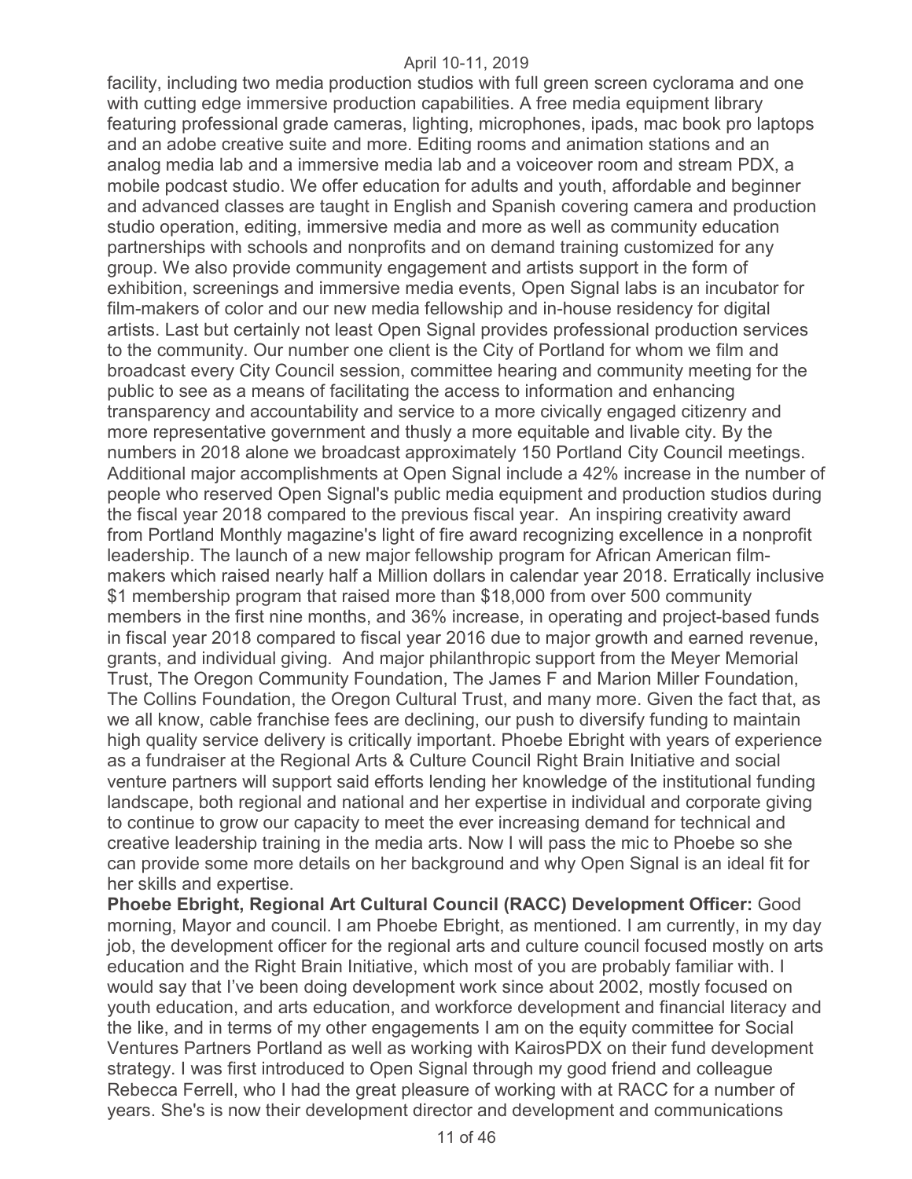facility, including two media production studios with full green screen cyclorama and one with cutting edge immersive production capabilities. A free media equipment library featuring professional grade cameras, lighting, microphones, ipads, mac book pro laptops and an adobe creative suite and more. Editing rooms and animation stations and an analog media lab and a immersive media lab and a voiceover room and stream PDX, a mobile podcast studio. We offer education for adults and youth, affordable and beginner and advanced classes are taught in English and Spanish covering camera and production studio operation, editing, immersive media and more as well as community education partnerships with schools and nonprofits and on demand training customized for any group. We also provide community engagement and artists support in the form of exhibition, screenings and immersive media events, Open Signal labs is an incubator for film-makers of color and our new media fellowship and in-house residency for digital artists. Last but certainly not least Open Signal provides professional production services to the community. Our number one client is the City of Portland for whom we film and broadcast every City Council session, committee hearing and community meeting for the public to see as a means of facilitating the access to information and enhancing transparency and accountability and service to a more civically engaged citizenry and more representative government and thusly a more equitable and livable city. By the numbers in 2018 alone we broadcast approximately 150 Portland City Council meetings. Additional major accomplishments at Open Signal include a 42% increase in the number of people who reserved Open Signal's public media equipment and production studios during the fiscal year 2018 compared to the previous fiscal year. An inspiring creativity award from Portland Monthly magazine's light of fire award recognizing excellence in a nonprofit leadership. The launch of a new major fellowship program for African American film-makers which raised nearly half a Million dollars in calendar year 2018. Erratically inclusive $1 membership program that raised more than $18,000 from over 500 community members in the first nine months, and 36% increase, in operating and project-based funds in fiscal year 2018 compared to fiscal year 2016 due to major growth and earned revenue, grants, and individual giving. And major philanthropic support from the Meyer Memorial Trust, The Oregon Community Foundation, The James F and Marion Miller Foundation, The Collins Foundation, the Oregon Cultural Trust, and many more. Given the fact that, as we all know, cable franchise fees are declining, our push to diversify funding to maintain high quality service delivery is critically important. Phoebe Ebright with years of experience as a fundraiser at the Regional Arts & Culture Council Right Brain Initiative and social venture partners will support said efforts lending her knowledge of the institutional funding landscape, both regional and national and her expertise in individual and corporate giving to continue to grow our capacity to meet the ever increasing demand for technical and creative leadership training in the media arts. Now I will pass the mic to Phoebe so she can provide some more details on her background and why Open Signal is an ideal fit for her skills and expertise.

**Phoebe Ebright, Regional Art Cultural Council (RACC) Development Officer:** Good morning, Mayor and council. I am Phoebe Ebright, as mentioned. I am currently, in my day job, the development officer for the regional arts and culture council focused mostly on arts education and the Right Brain Initiative, which most of you are probably familiar with. I would say that I've been doing development work since about 2002, mostly focused on youth education, and arts education, and workforce development and financial literacy and the like, and in terms of my other engagements I am on the equity committee for Social Ventures Partners Portland as well as working with KairosPDX on their fund development strategy. I was first introduced to Open Signal through my good friend and colleague Rebecca Ferrell, who I had the great pleasure of working with at RACC for a number of years. She's is now their development director and development and communications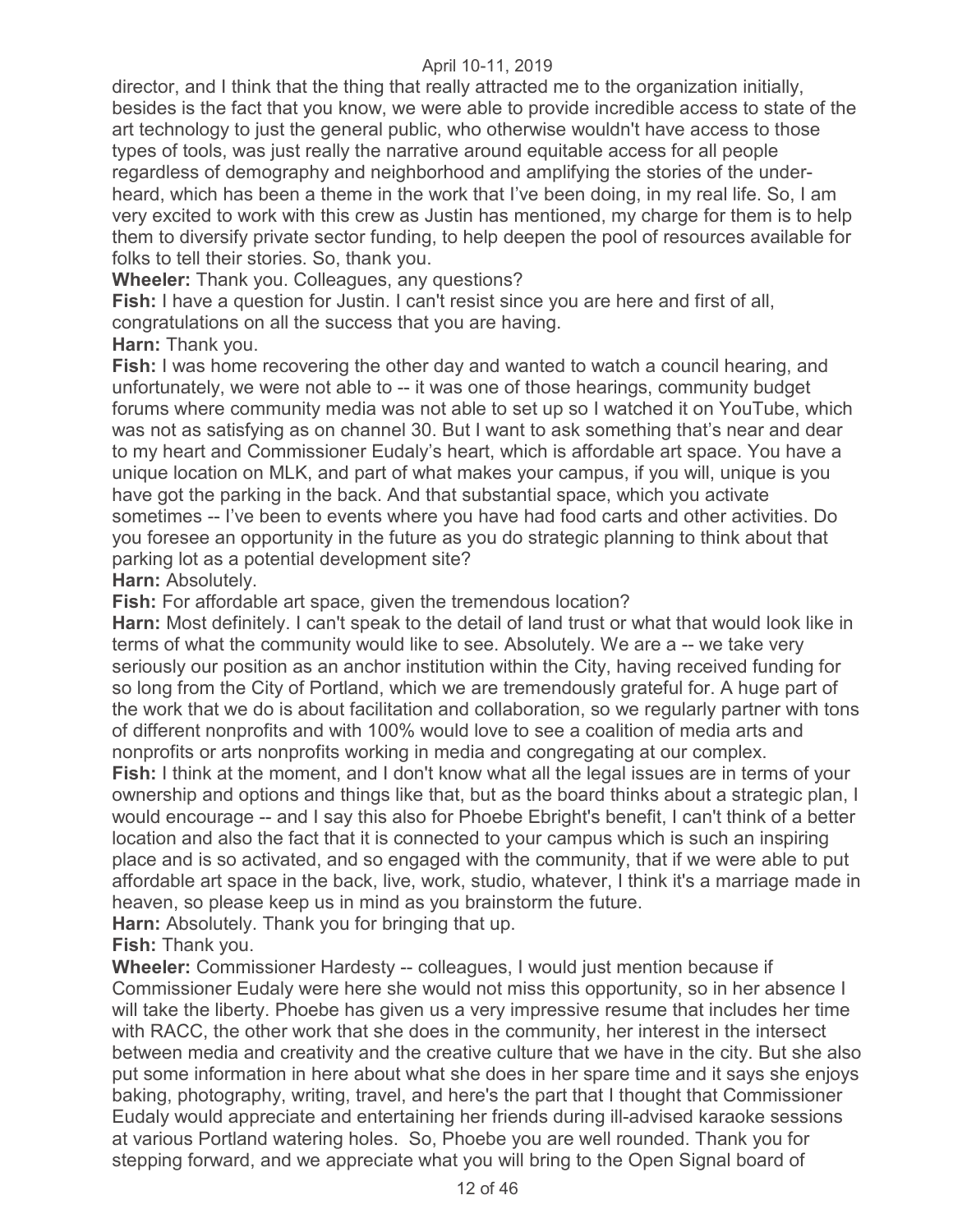director, and I think that the thing that really attracted me to the organization initially, besides is the fact that you know, we were able to provide incredible access to state of the art technology to just the general public, who otherwise wouldn't have access to those types of tools, was just really the narrative around equitable access for all people regardless of demography and neighborhood and amplifying the stories of the under-heard, which has been a theme in the work that I've been doing, in my real life. So, I am very excited to work with this crew as Justin has mentioned, my charge for them is to help them to diversify private sector funding, to help deepen the pool of resources available for folks to tell their stories. So, thank you.

**Wheeler:** Thank you. Colleagues, any questions?

**Fish:** I have a question for Justin. I can't resist since you are here and first of all, congratulations on all the success that you are having.

**Harn:** Thank you.

**Fish:** I was home recovering the other day and wanted to watch a council hearing, and unfortunately, we were not able to -- it was one of those hearings, community budget forums where community media was not able to set up so I watched it on YouTube, which was not as satisfying as on channel 30. But I want to ask something that's near and dear to my heart and Commissioner Eudaly's heart, which is affordable art space. You have a unique location on MLK, and part of what makes your campus, if you will, unique is you have got the parking in the back. And that substantial space, which you activate sometimes -- I've been to events where you have had food carts and other activities. Do you foresee an opportunity in the future as you do strategic planning to think about that parking lot as a potential development site?

**Harn:** Absolutely.

**Fish:** For affordable art space, given the tremendous location?

**Harn:** Most definitely. I can't speak to the detail of land trust or what that would look like in terms of what the community would like to see. Absolutely. We are a -- we take very seriously our position as an anchor institution within the City, having received funding for so long from the City of Portland, which we are tremendously grateful for. A huge part of the work that we do is about facilitation and collaboration, so we regularly partner with tons of different nonprofits and with 100% would love to see a coalition of media arts and nonprofits or arts nonprofits working in media and congregating at our complex.

**Fish:** I think at the moment, and I don't know what all the legal issues are in terms of your ownership and options and things like that, but as the board thinks about a strategic plan, I would encourage -- and I say this also for Phoebe Ebright's benefit, I can't think of a better location and also the fact that it is connected to your campus which is such an inspiring place and is so activated, and so engaged with the community, that if we were able to put affordable art space in the back, live, work, studio, whatever, I think it's a marriage made in heaven, so please keep us in mind as you brainstorm the future.

**Harn:** Absolutely. Thank you for bringing that up.

**Fish:** Thank you.

**Wheeler:** Commissioner Hardesty -- colleagues, I would just mention because if Commissioner Eudaly were here she would not miss this opportunity, so in her absence I will take the liberty. Phoebe has given us a very impressive resume that includes her time with RACC, the other work that she does in the community, her interest in the intersect between media and creativity and the creative culture that we have in the city. But she also put some information in here about what she does in her spare time and it says she enjoys baking, photography, writing, travel, and here's the part that I thought that Commissioner Eudaly would appreciate and entertaining her friends during ill-advised karaoke sessions at various Portland watering holes. So, Phoebe you are well rounded. Thank you for stepping forward, and we appreciate what you will bring to the Open Signal board of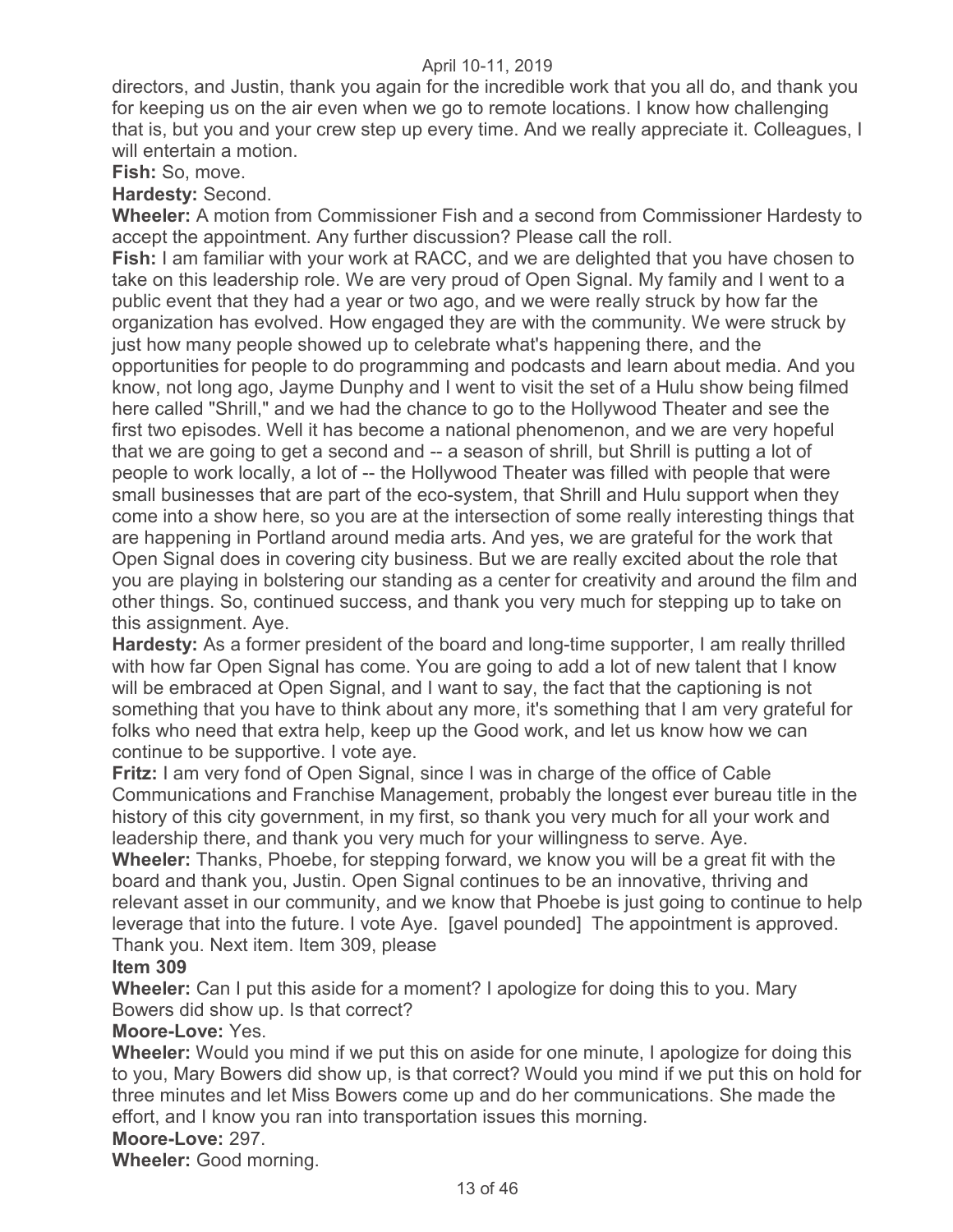directors, and Justin, thank you again for the incredible work that you all do, and thank you for keeping us on the air even when we go to remote locations. I know how challenging that is, but you and your crew step up every time. And we really appreciate it. Colleagues, I will entertain a motion.

**Fish:** So, move.

**Hardesty:** Second.

**Wheeler:** A motion from Commissioner Fish and a second from Commissioner Hardesty to accept the appointment. Any further discussion? Please call the roll.

**Fish:** I am familiar with your work at RACC, and we are delighted that you have chosen to take on this leadership role. We are very proud of Open Signal. My family and I went to a public event that they had a year or two ago, and we were really struck by how far the organization has evolved. How engaged they are with the community. We were struck by just how many people showed up to celebrate what's happening there, and the opportunities for people to do programming and podcasts and learn about media. And you know, not long ago, Jayme Dunphy and I went to visit the set of a Hulu show being filmed here called "Shrill," and we had the chance to go to the Hollywood Theater and see the first two episodes. Well it has become a national phenomenon, and we are very hopeful that we are going to get a second and -- a season of shrill, but Shrill is putting a lot of people to work locally, a lot of -- the Hollywood Theater was filled with people that were small businesses that are part of the eco-system, that Shrill and Hulu support when they come into a show here, so you are at the intersection of some really interesting things that are happening in Portland around media arts. And yes, we are grateful for the work that Open Signal does in covering city business. But we are really excited about the role that you are playing in bolstering our standing as a center for creativity and around the film and other things. So, continued success, and thank you very much for stepping up to take on this assignment. Aye.

**Hardesty:** As a former president of the board and long-time supporter, I am really thrilled with how far Open Signal has come. You are going to add a lot of new talent that I know will be embraced at Open Signal, and I want to say, the fact that the captioning is not something that you have to think about any more, it's something that I am very grateful for folks who need that extra help, keep up the Good work, and let us know how we can continue to be supportive. I vote aye.

**Fritz:** I am very fond of Open Signal, since I was in charge of the office of Cable Communications and Franchise Management, probably the longest ever bureau title in the history of this city government, in my first, so thank you very much for all your work and leadership there, and thank you very much for your willingness to serve. Aye.

**Wheeler:** Thanks, Phoebe, for stepping forward, we know you will be a great fit with the board and thank you, Justin. Open Signal continues to be an innovative, thriving and relevant asset in our community, and we know that Phoebe is just going to continue to help leverage that into the future. I vote Aye. [gavel pounded] The appointment is approved. Thank you. Next item. Item 309, please

**Item 309**

**Wheeler:** Can I put this aside for a moment? I apologize for doing this to you. Mary Bowers did show up. Is that correct?

**Moore-Love:** Yes.

**Wheeler:** Would you mind if we put this on aside for one minute, I apologize for doing this to you, Mary Bowers did show up, is that correct? Would you mind if we put this on hold for three minutes and let Miss Bowers come up and do her communications. She made the effort, and I know you ran into transportation issues this morning.

**Moore-Love:** 297.

**Wheeler:** Good morning.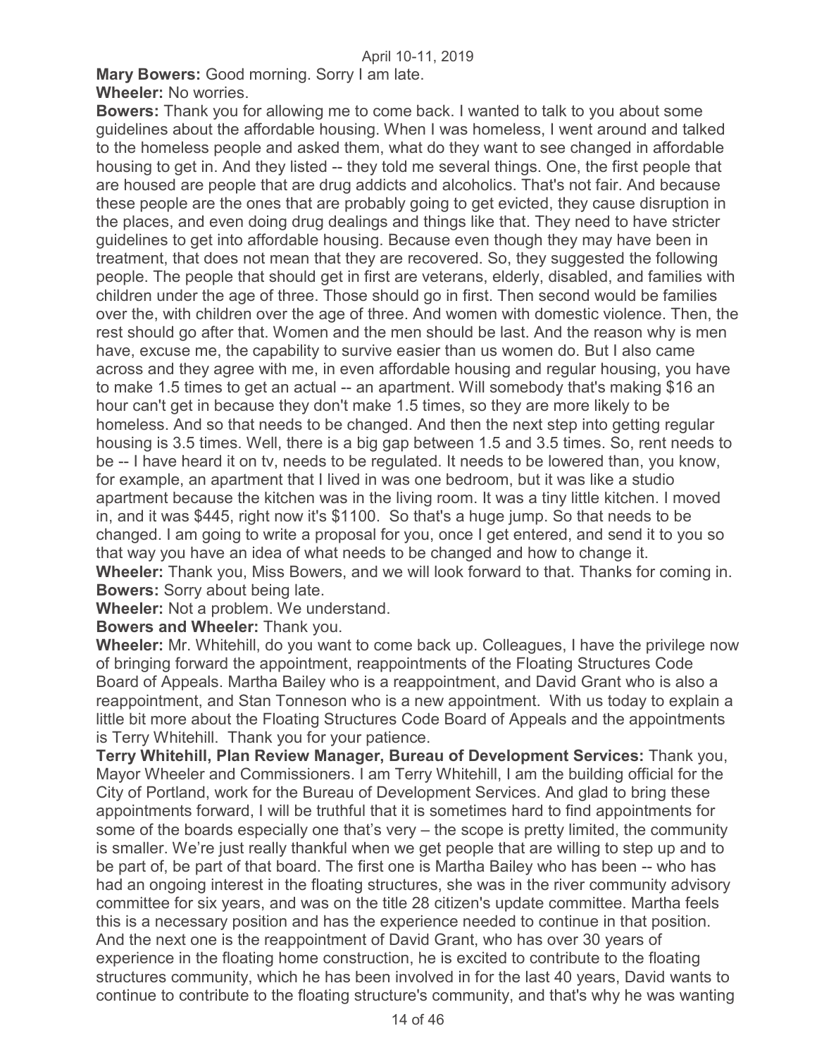**Mary Bowers:** Good morning. Sorry I am late.

**Wheeler:** No worries.

**Bowers:** Thank you for allowing me to come back. I wanted to talk to you about some guidelines about the affordable housing. When I was homeless, I went around and talked to the homeless people and asked them, what do they want to see changed in affordable housing to get in. And they listed -- they told me several things. One, the first people that are housed are people that are drug addicts and alcoholics. That's not fair. And because these people are the ones that are probably going to get evicted, they cause disruption in the places, and even doing drug dealings and things like that. They need to have stricter guidelines to get into affordable housing. Because even though they may have been in treatment, that does not mean that they are recovered. So, they suggested the following people. The people that should get in first are veterans, elderly, disabled, and families with children under the age of three. Those should go in first. Then second would be families over the, with children over the age of three. And women with domestic violence. Then, the rest should go after that. Women and the men should be last. And the reason why is men have, excuse me, the capability to survive easier than us women do. But I also came across and they agree with me, in even affordable housing and regular housing, you have to make 1.5 times to get an actual -- an apartment. Will somebody that's making $16 an hour can't get in because they don't make 1.5 times, so they are more likely to be homeless. And so that needs to be changed. And then the next step into getting regular housing is 3.5 times. Well, there is a big gap between 1.5 and 3.5 times. So, rent needs to be -- I have heard it on tv, needs to be regulated. It needs to be lowered than, you know, for example, an apartment that I lived in was one bedroom, but it was like a studio apartment because the kitchen was in the living room. It was a tiny little kitchen. I moved in, and it was $445, right now it's $1100. So that's a huge jump. So that needs to be changed. I am going to write a proposal for you, once I get entered, and send it to you so that way you have an idea of what needs to be changed and how to change it.

**Wheeler:** Thank you, Miss Bowers, and we will look forward to that. Thanks for coming in.

**Bowers:** Sorry about being late.

**Wheeler:** Not a problem. We understand.

**Bowers and Wheeler:** Thank you.

**Wheeler:** Mr. Whitehill, do you want to come back up. Colleagues, I have the privilege now of bringing forward the appointment, reappointments of the Floating Structures Code Board of Appeals. Martha Bailey who is a reappointment, and David Grant who is also a reappointment, and Stan Tonneson who is a new appointment. With us today to explain a little bit more about the Floating Structures Code Board of Appeals and the appointments is Terry Whitehill. Thank you for your patience.

**Terry Whitehill, Plan Review Manager, Bureau of Development Services:** Thank you, Mayor Wheeler and Commissioners. I am Terry Whitehill, I am the building official for the City of Portland, work for the Bureau of Development Services. And glad to bring these appointments forward, I will be truthful that it is sometimes hard to find appointments for some of the boards especially one that's very – the scope is pretty limited, the community is smaller. We're just really thankful when we get people that are willing to step up and to be part of, be part of that board. The first one is Martha Bailey who has been -- who has had an ongoing interest in the floating structures, she was in the river community advisory committee for six years, and was on the title 28 citizen's update committee. Martha feels this is a necessary position and has the experience needed to continue in that position. And the next one is the reappointment of David Grant, who has over 30 years of experience in the floating home construction, he is excited to contribute to the floating structures community, which he has been involved in for the last 40 years, David wants to continue to contribute to the floating structure's community, and that's why he was wanting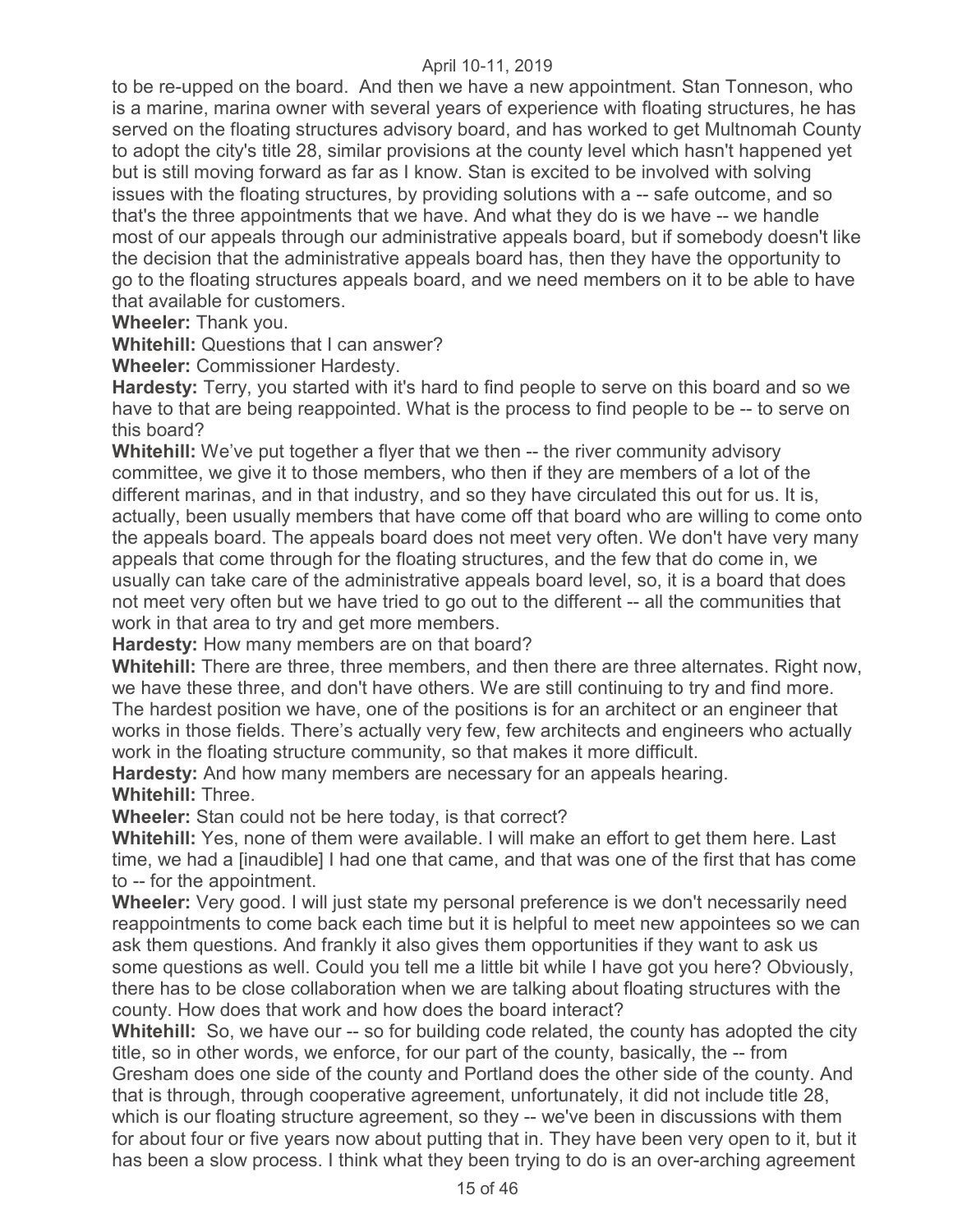to be re-upped on the board. And then we have a new appointment. Stan Tonneson, who is a marine, marina owner with several years of experience with floating structures, he has served on the floating structures advisory board, and has worked to get Multnomah County to adopt the city's title 28, similar provisions at the county level which hasn't happened yet but is still moving forward as far as I know. Stan is excited to be involved with solving issues with the floating structures, by providing solutions with a -- safe outcome, and so that's the three appointments that we have. And what they do is we have -- we handle most of our appeals through our administrative appeals board, but if somebody doesn't like the decision that the administrative appeals board has, then they have the opportunity to go to the floating structures appeals board, and we need members on it to be able to have that available for customers.

**Wheeler:** Thank you.

**Whitehill:** Questions that I can answer?

**Wheeler:** Commissioner Hardesty.

**Hardesty:** Terry, you started with it's hard to find people to serve on this board and so we have to that are being reappointed. What is the process to find people to be -- to serve on this board?

**Whitehill:** We've put together a flyer that we then -- the river community advisory committee, we give it to those members, who then if they are members of a lot of the different marinas, and in that industry, and so they have circulated this out for us. It is, actually, been usually members that have come off that board who are willing to come onto the appeals board. The appeals board does not meet very often. We don't have very many appeals that come through for the floating structures, and the few that do come in, we usually can take care of the administrative appeals board level, so, it is a board that does not meet very often but we have tried to go out to the different -- all the communities that work in that area to try and get more members.

**Hardesty:** How many members are on that board?

**Whitehill:** There are three, three members, and then there are three alternates. Right now, we have these three, and don't have others. We are still continuing to try and find more. The hardest position we have, one of the positions is for an architect or an engineer that works in those fields. There's actually very few, few architects and engineers who actually work in the floating structure community, so that makes it more difficult.

**Hardesty:** And how many members are necessary for an appeals hearing.

**Whitehill:** Three.

**Wheeler:** Stan could not be here today, is that correct?

**Whitehill:** Yes, none of them were available. I will make an effort to get them here. Last time, we had a [inaudible] I had one that came, and that was one of the first that has come to -- for the appointment.

**Wheeler:** Very good. I will just state my personal preference is we don't necessarily need reappointments to come back each time but it is helpful to meet new appointees so we can ask them questions. And frankly it also gives them opportunities if they want to ask us some questions as well. Could you tell me a little bit while I have got you here? Obviously, there has to be close collaboration when we are talking about floating structures with the county. How does that work and how does the board interact?

**Whitehill:** So, we have our -- so for building code related, the county has adopted the city title, so in other words, we enforce, for our part of the county, basically, the -- from Gresham does one side of the county and Portland does the other side of the county. And that is through, through cooperative agreement, unfortunately, it did not include title 28, which is our floating structure agreement, so they -- we've been in discussions with them for about four or five years now about putting that in. They have been very open to it, but it has been a slow process. I think what they been trying to do is an over-arching agreement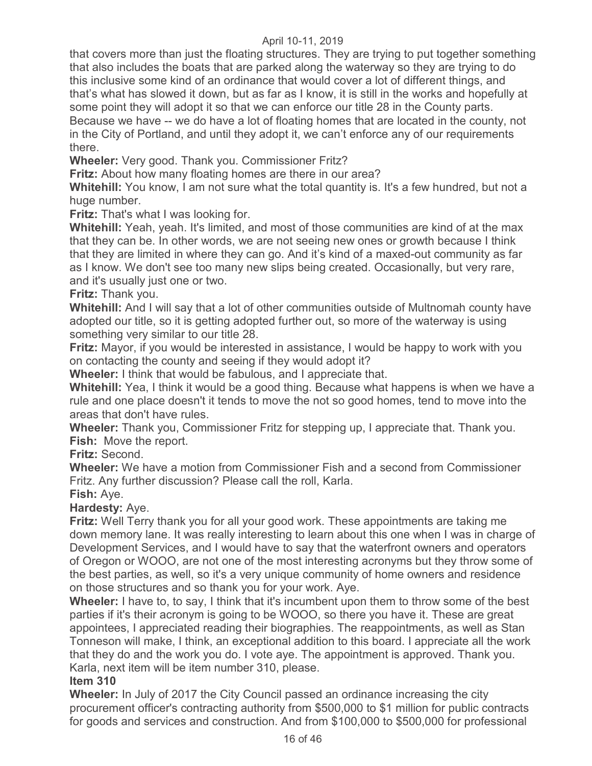that covers more than just the floating structures. They are trying to put together something that also includes the boats that are parked along the waterway so they are trying to do this inclusive some kind of an ordinance that would cover a lot of different things, and that's what has slowed it down, but as far as I know, it is still in the works and hopefully at some point they will adopt it so that we can enforce our title 28 in the County parts. Because we have -- we do have a lot of floating homes that are located in the county, not in the City of Portland, and until they adopt it, we can't enforce any of our requirements there.

**Wheeler:** Very good. Thank you. Commissioner Fritz?

**Fritz:** About how many floating homes are there in our area?

**Whitehill:** You know, I am not sure what the total quantity is. It's a few hundred, but not a huge number.

**Fritz:** That's what I was looking for.

**Whitehill:** Yeah, yeah. It's limited, and most of those communities are kind of at the max that they can be. In other words, we are not seeing new ones or growth because I think that they are limited in where they can go. And it's kind of a maxed-out community as far as I know. We don't see too many new slips being created. Occasionally, but very rare, and it's usually just one or two.

**Fritz:** Thank you.

**Whitehill:** And I will say that a lot of other communities outside of Multnomah county have adopted our title, so it is getting adopted further out, so more of the waterway is using something very similar to our title 28.

**Fritz:** Mayor, if you would be interested in assistance, I would be happy to work with you on contacting the county and seeing if they would adopt it?

**Wheeler:** I think that would be fabulous, and I appreciate that.

**Whitehill:** Yea, I think it would be a good thing. Because what happens is when we have a rule and one place doesn't it tends to move the not so good homes, tend to move into the areas that don't have rules.

**Wheeler:** Thank you, Commissioner Fritz for stepping up, I appreciate that. Thank you.

**Fish:** Move the report.

**Fritz:** Second.

**Wheeler:** We have a motion from Commissioner Fish and a second from Commissioner Fritz. Any further discussion? Please call the roll, Karla.

**Fish:** Aye.

**Hardesty:** Aye.

**Fritz:** Well Terry thank you for all your good work. These appointments are taking me down memory lane. It was really interesting to learn about this one when I was in charge of Development Services, and I would have to say that the waterfront owners and operators of Oregon or WOOO, are not one of the most interesting acronyms but they throw some of the best parties, as well, so it's a very unique community of home owners and residence on those structures and so thank you for your work. Aye.

**Wheeler:** I have to, to say, I think that it's incumbent upon them to throw some of the best parties if it's their acronym is going to be WOOO, so there you have it. These are great appointees, I appreciated reading their biographies. The reappointments, as well as Stan Tonneson will make, I think, an exceptional addition to this board. I appreciate all the work that they do and the work you do. I vote aye. The appointment is approved. Thank you. Karla, next item will be item number 310, please.

**Item 310**

**Wheeler:** In July of 2017 the City Council passed an ordinance increasing the city procurement officer's contracting authority from $500,000 to $1 million for public contracts for goods and services and construction. And from $100,000 to $500,000 for professional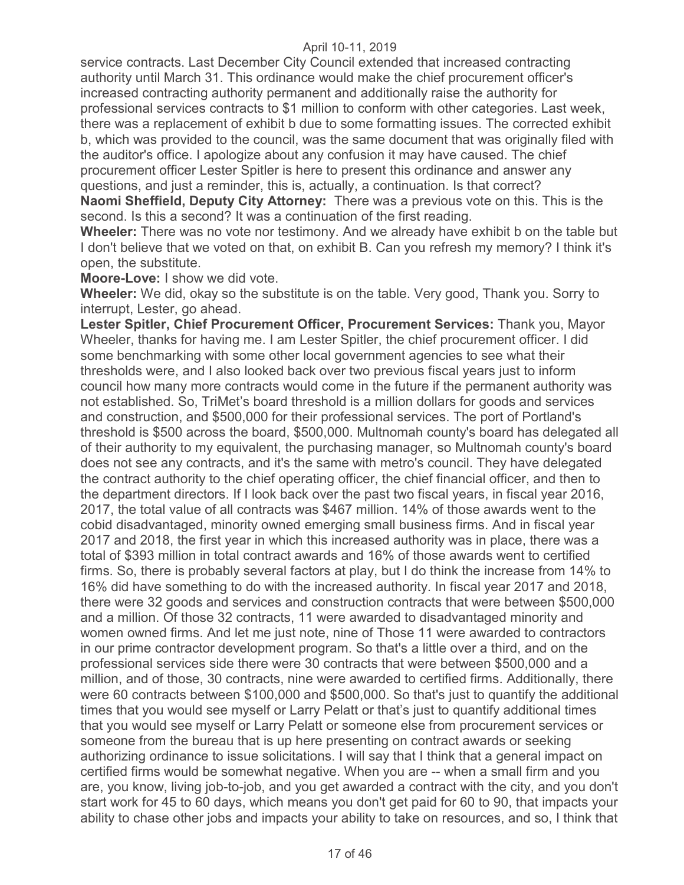service contracts. Last December City Council extended that increased contracting authority until March 31. This ordinance would make the chief procurement officer's increased contracting authority permanent and additionally raise the authority for professional services contracts to $1 million to conform with other categories. Last week, there was a replacement of exhibit b due to some formatting issues. The corrected exhibit b, which was provided to the council, was the same document that was originally filed with the auditor's office. I apologize about any confusion it may have caused. The chief procurement officer Lester Spitler is here to present this ordinance and answer any questions, and just a reminder, this is, actually, a continuation. Is that correct?

**Naomi Sheffield, Deputy City Attorney:** There was a previous vote on this. This is the second. Is this a second? It was a continuation of the first reading.

**Wheeler:** There was no vote nor testimony. And we already have exhibit b on the table but I don't believe that we voted on that, on exhibit B. Can you refresh my memory? I think it's open, the substitute.

**Moore-Love:** I show we did vote.

**Wheeler:** We did, okay so the substitute is on the table. Very good, Thank you. Sorry to interrupt, Lester, go ahead.

**Lester Spitler, Chief Procurement Officer, Procurement Services:** Thank you, Mayor Wheeler, thanks for having me. I am Lester Spitler, the chief procurement officer. I did some benchmarking with some other local government agencies to see what their thresholds were, and I also looked back over two previous fiscal years just to inform council how many more contracts would come in the future if the permanent authority was not established. So, TriMet's board threshold is a million dollars for goods and services and construction, and $500,000 for their professional services. The port of Portland's threshold is $500 across the board, $500,000. Multnomah county's board has delegated all of their authority to my equivalent, the purchasing manager, so Multnomah county's board does not see any contracts, and it's the same with metro's council. They have delegated the contract authority to the chief operating officer, the chief financial officer, and then to the department directors. If I look back over the past two fiscal years, in fiscal year 2016, 2017, the total value of all contracts was $467 million. 14% of those awards went to the cobid disadvantaged, minority owned emerging small business firms. And in fiscal year 2017 and 2018, the first year in which this increased authority was in place, there was a total of $393 million in total contract awards and 16% of those awards went to certified firms. So, there is probably several factors at play, but I do think the increase from 14% to 16% did have something to do with the increased authority. In fiscal year 2017 and 2018, there were 32 goods and services and construction contracts that were between $500,000 and a million. Of those 32 contracts, 11 were awarded to disadvantaged minority and women owned firms. And let me just note, nine of Those 11 were awarded to contractors in our prime contractor development program. So that's a little over a third, and on the professional services side there were 30 contracts that were between $500,000 and a million, and of those, 30 contracts, nine were awarded to certified firms. Additionally, there were 60 contracts between $100,000 and $500,000. So that's just to quantify the additional times that you would see myself or Larry Pelatt or that's just to quantify additional times that you would see myself or Larry Pelatt or someone else from procurement services or someone from the bureau that is up here presenting on contract awards or seeking authorizing ordinance to issue solicitations. I will say that I think that a general impact on certified firms would be somewhat negative. When you are -- when a small firm and you are, you know, living job-to-job, and you get awarded a contract with the city, and you don't start work for 45 to 60 days, which means you don't get paid for 60 to 90, that impacts your ability to chase other jobs and impacts your ability to take on resources, and so, I think that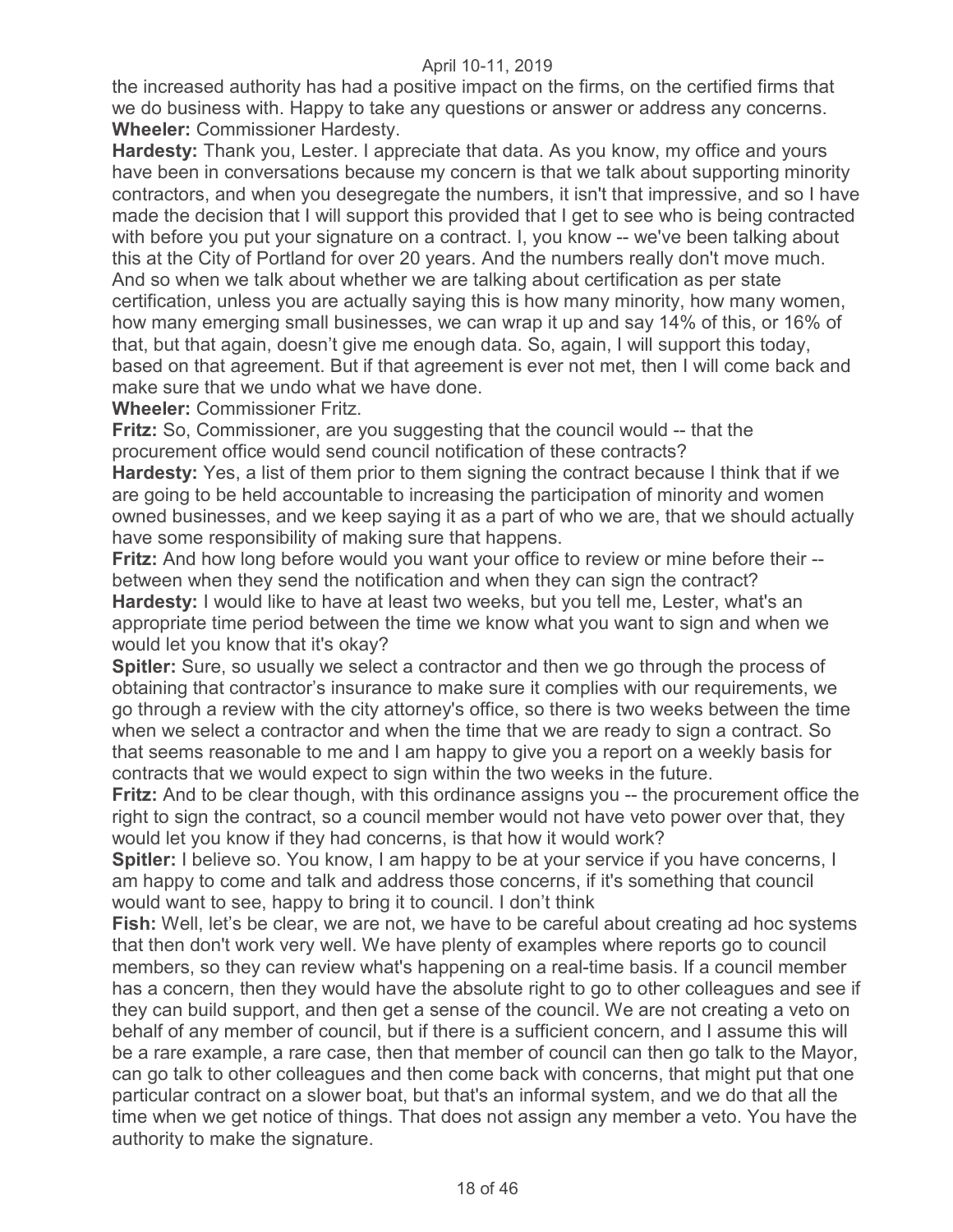the increased authority has had a positive impact on the firms, on the certified firms that we do business with. Happy to take any questions or answer or address any concerns.

**Wheeler:** Commissioner Hardesty.

**Hardesty:** Thank you, Lester. I appreciate that data. As you know, my office and yours have been in conversations because my concern is that we talk about supporting minority contractors, and when you desegregate the numbers, it isn't that impressive, and so I have made the decision that I will support this provided that I get to see who is being contracted with before you put your signature on a contract. I, you know -- we've been talking about this at the City of Portland for over 20 years. And the numbers really don't move much. And so when we talk about whether we are talking about certification as per state certification, unless you are actually saying this is how many minority, how many women, how many emerging small businesses, we can wrap it up and say 14% of this, or 16% of that, but that again, doesn't give me enough data. So, again, I will support this today, based on that agreement. But if that agreement is ever not met, then I will come back and make sure that we undo what we have done.

**Wheeler:** Commissioner Fritz.

**Fritz:** So, Commissioner, are you suggesting that the council would -- that the procurement office would send council notification of these contracts?

**Hardesty:** Yes, a list of them prior to them signing the contract because I think that if we are going to be held accountable to increasing the participation of minority and women owned businesses, and we keep saying it as a part of who we are, that we should actually have some responsibility of making sure that happens.

**Fritz:** And how long before would you want your office to review or mine before their -- between when they send the notification and when they can sign the contract?

**Hardesty:** I would like to have at least two weeks, but you tell me, Lester, what's an appropriate time period between the time we know what you want to sign and when we would let you know that it's okay?

**Spitler:** Sure, so usually we select a contractor and then we go through the process of obtaining that contractor's insurance to make sure it complies with our requirements, we go through a review with the city attorney's office, so there is two weeks between the time when we select a contractor and when the time that we are ready to sign a contract. So that seems reasonable to me and I am happy to give you a report on a weekly basis for contracts that we would expect to sign within the two weeks in the future.

**Fritz:** And to be clear though, with this ordinance assigns you -- the procurement office the right to sign the contract, so a council member would not have veto power over that, they would let you know if they had concerns, is that how it would work?

**Spitler:** I believe so. You know, I am happy to be at your service if you have concerns, I am happy to come and talk and address those concerns, if it's something that council would want to see, happy to bring it to council. I don't think

**Fish:** Well, let's be clear, we are not, we have to be careful about creating ad hoc systems that then don't work very well. We have plenty of examples where reports go to council members, so they can review what's happening on a real-time basis. If a council member has a concern, then they would have the absolute right to go to other colleagues and see if they can build support, and then get a sense of the council. We are not creating a veto on behalf of any member of council, but if there is a sufficient concern, and I assume this will be a rare example, a rare case, then that member of council can then go talk to the Mayor, can go talk to other colleagues and then come back with concerns, that might put that one particular contract on a slower boat, but that's an informal system, and we do that all the time when we get notice of things. That does not assign any member a veto. You have the authority to make the signature.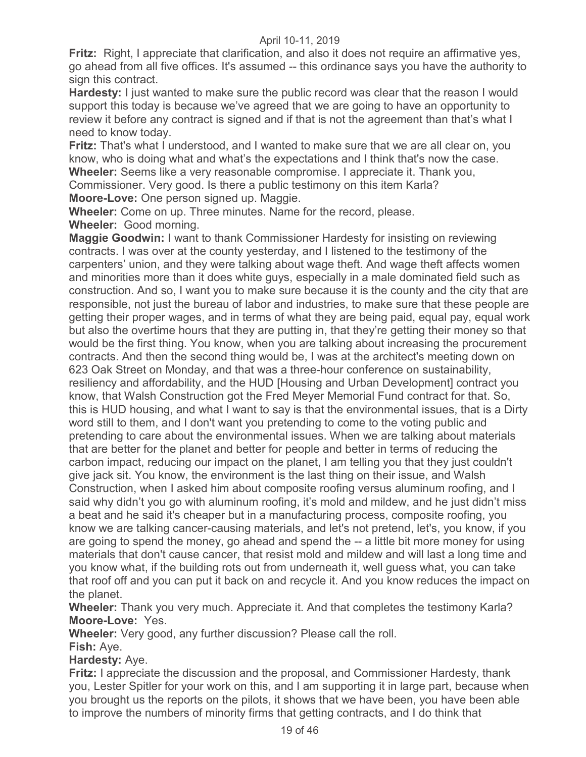**Fritz:** Right, I appreciate that clarification, and also it does not require an affirmative yes, go ahead from all five offices. It's assumed -- this ordinance says you have the authority to sign this contract.

**Hardesty:** I just wanted to make sure the public record was clear that the reason I would support this today is because we've agreed that we are going to have an opportunity to review it before any contract is signed and if that is not the agreement than that's what I need to know today.

**Fritz:** That's what I understood, and I wanted to make sure that we are all clear on, you know, who is doing what and what's the expectations and I think that's now the case.

**Wheeler:** Seems like a very reasonable compromise. I appreciate it. Thank you, Commissioner. Very good. Is there a public testimony on this item Karla?

**Moore-Love:** One person signed up. Maggie.

**Wheeler:** Come on up. Three minutes. Name for the record, please.

**Wheeler:** Good morning.

**Maggie Goodwin:** I want to thank Commissioner Hardesty for insisting on reviewing contracts. I was over at the county yesterday, and I listened to the testimony of the carpenters' union, and they were talking about wage theft. And wage theft affects women and minorities more than it does white guys, especially in a male dominated field such as construction. And so, I want you to make sure because it is the county and the city that are responsible, not just the bureau of labor and industries, to make sure that these people are getting their proper wages, and in terms of what they are being paid, equal pay, equal work but also the overtime hours that they are putting in, that they're getting their money so that would be the first thing. You know, when you are talking about increasing the procurement contracts. And then the second thing would be, I was at the architect's meeting down on 623 Oak Street on Monday, and that was a three-hour conference on sustainability, resiliency and affordability, and the HUD [Housing and Urban Development] contract you know, that Walsh Construction got the Fred Meyer Memorial Fund contract for that. So, this is HUD housing, and what I want to say is that the environmental issues, that is a Dirty word still to them, and I don't want you pretending to come to the voting public and pretending to care about the environmental issues. When we are talking about materials that are better for the planet and better for people and better in terms of reducing the carbon impact, reducing our impact on the planet, I am telling you that they just couldn't give jack sit. You know, the environment is the last thing on their issue, and Walsh Construction, when I asked him about composite roofing versus aluminum roofing, and I said why didn't you go with aluminum roofing, it's mold and mildew, and he just didn't miss a beat and he said it's cheaper but in a manufacturing process, composite roofing, you know we are talking cancer-causing materials, and let's not pretend, let's, you know, if you are going to spend the money, go ahead and spend the -- a little bit more money for using materials that don't cause cancer, that resist mold and mildew and will last a long time and you know what, if the building rots out from underneath it, well guess what, you can take that roof off and you can put it back on and recycle it. And you know reduces the impact on the planet.

**Wheeler:** Thank you very much. Appreciate it. And that completes the testimony Karla?

**Moore-Love:** Yes.

**Wheeler:** Very good, any further discussion? Please call the roll.

**Fish:** Aye.

**Hardesty:** Aye.

**Fritz:** I appreciate the discussion and the proposal, and Commissioner Hardesty, thank you, Lester Spitler for your work on this, and I am supporting it in large part, because when you brought us the reports on the pilots, it shows that we have been, you have been able to improve the numbers of minority firms that getting contracts, and I do think that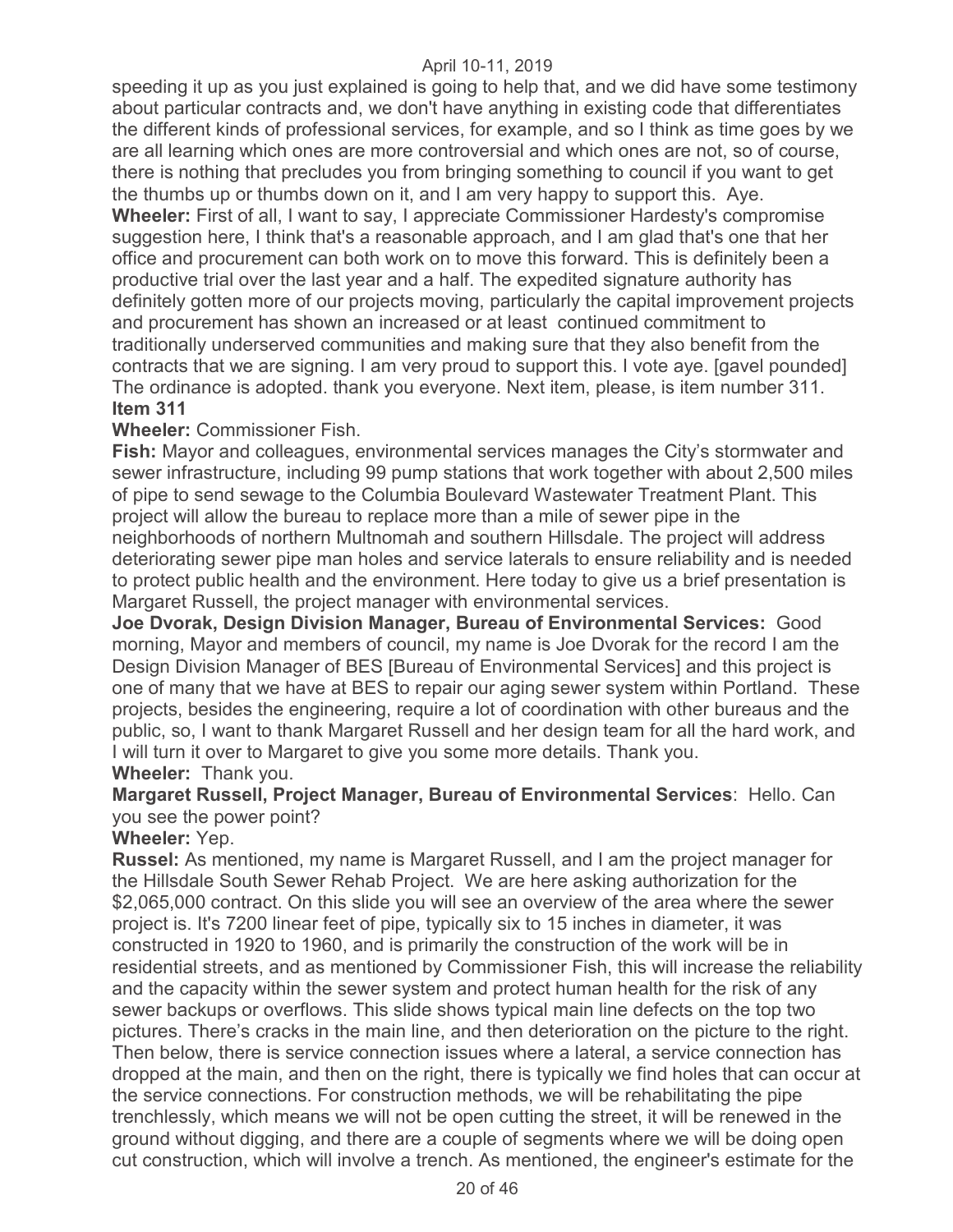speeding it up as you just explained is going to help that, and we did have some testimony about particular contracts and, we don't have anything in existing code that differentiates the different kinds of professional services, for example, and so I think as time goes by we are all learning which ones are more controversial and which ones are not, so of course, there is nothing that precludes you from bringing something to council if you want to get the thumbs up or thumbs down on it, and I am very happy to support this. Aye.

**Wheeler:** First of all, I want to say, I appreciate Commissioner Hardesty's compromise suggestion here, I think that's a reasonable approach, and I am glad that's one that her office and procurement can both work on to move this forward. This is definitely been a productive trial over the last year and a half. The expedited signature authority has definitely gotten more of our projects moving, particularly the capital improvement projects and procurement has shown an increased or at least continued commitment to traditionally underserved communities and making sure that they also benefit from the contracts that we are signing. I am very proud to support this. I vote aye. [gavel pounded] The ordinance is adopted. thank you everyone. Next item, please, is item number 311.

**Item 311**

**Wheeler:** Commissioner Fish.

**Fish:** Mayor and colleagues, environmental services manages the City's stormwater and sewer infrastructure, including 99 pump stations that work together with about 2,500 miles of pipe to send sewage to the Columbia Boulevard Wastewater Treatment Plant. This project will allow the bureau to replace more than a mile of sewer pipe in the neighborhoods of northern Multnomah and southern Hillsdale. The project will address deteriorating sewer pipe man holes and service laterals to ensure reliability and is needed to protect public health and the environment. Here today to give us a brief presentation is Margaret Russell, the project manager with environmental services.

**Joe Dvorak, Design Division Manager, Bureau of Environmental Services:** Good morning, Mayor and members of council, my name is Joe Dvorak for the record I am the Design Division Manager of BES [Bureau of Environmental Services] and this project is one of many that we have at BES to repair our aging sewer system within Portland. These projects, besides the engineering, require a lot of coordination with other bureaus and the public, so, I want to thank Margaret Russell and her design team for all the hard work, and I will turn it over to Margaret to give you some more details. Thank you.

**Wheeler:** Thank you.

**Margaret Russell, Project Manager, Bureau of Environmental Services**: Hello. Can you see the power point?

**Wheeler:** Yep.

**Russel:** As mentioned, my name is Margaret Russell, and I am the project manager for the Hillsdale South Sewer Rehab Project. We are here asking authorization for the $2,065,000 contract. On this slide you will see an overview of the area where the sewer project is. It's 7200 linear feet of pipe, typically six to 15 inches in diameter, it was constructed in 1920 to 1960, and is primarily the construction of the work will be in residential streets, and as mentioned by Commissioner Fish, this will increase the reliability and the capacity within the sewer system and protect human health for the risk of any sewer backups or overflows. This slide shows typical main line defects on the top two pictures. There's cracks in the main line, and then deterioration on the picture to the right. Then below, there is service connection issues where a lateral, a service connection has dropped at the main, and then on the right, there is typically we find holes that can occur at the service connections. For construction methods, we will be rehabilitating the pipe trenchlessly, which means we will not be open cutting the street, it will be renewed in the ground without digging, and there are a couple of segments where we will be doing open cut construction, which will involve a trench. As mentioned, the engineer's estimate for the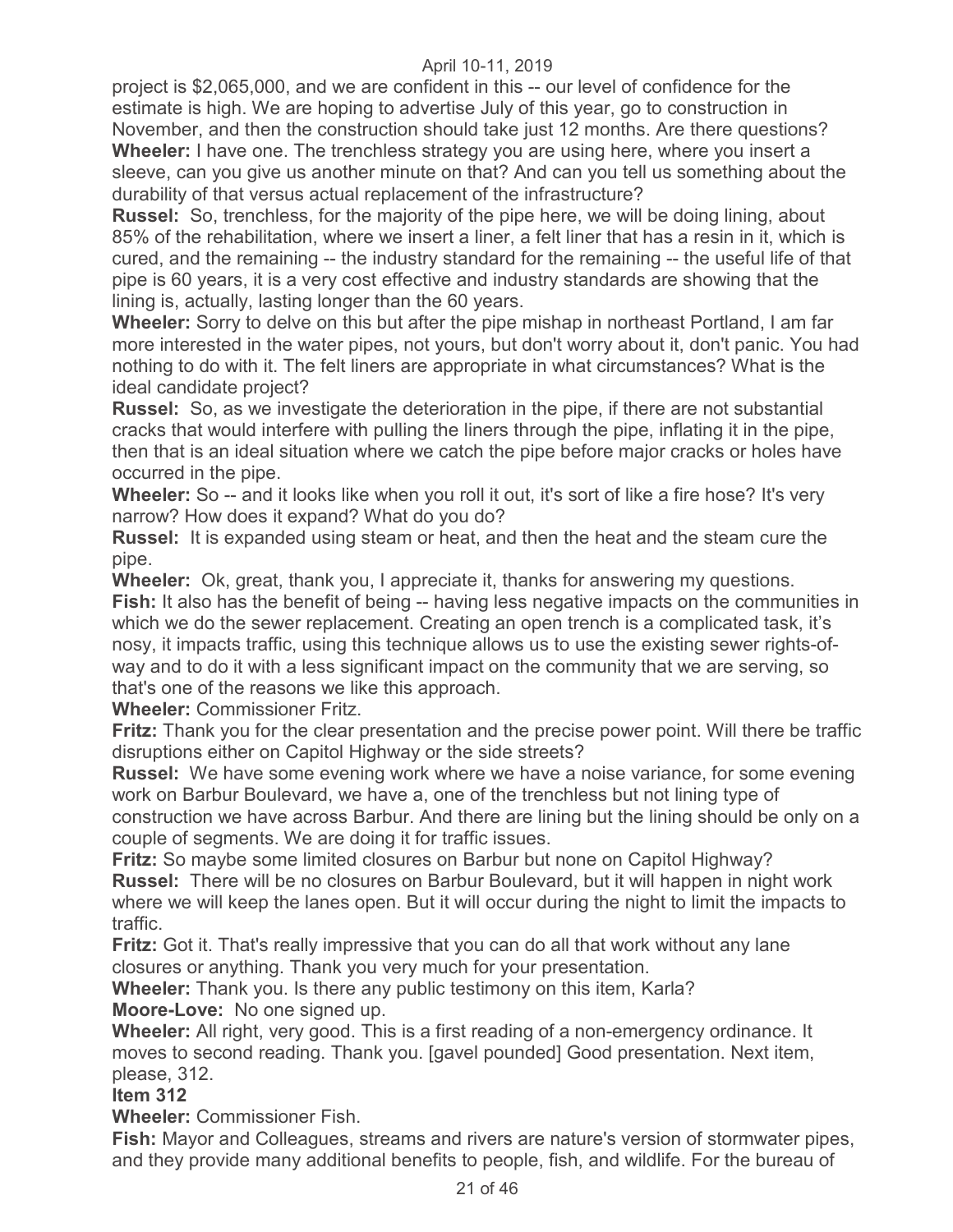project is $2,065,000, and we are confident in this -- our level of confidence for the estimate is high. We are hoping to advertise July of this year, go to construction in November, and then the construction should take just 12 months. Are there questions?

**Wheeler:** I have one. The trenchless strategy you are using here, where you insert a sleeve, can you give us another minute on that? And can you tell us something about the durability of that versus actual replacement of the infrastructure?

**Russel:** So, trenchless, for the majority of the pipe here, we will be doing lining, about 85% of the rehabilitation, where we insert a liner, a felt liner that has a resin in it, which is cured, and the remaining -- the industry standard for the remaining -- the useful life of that pipe is 60 years, it is a very cost effective and industry standards are showing that the lining is, actually, lasting longer than the 60 years.

**Wheeler:** Sorry to delve on this but after the pipe mishap in northeast Portland, I am far more interested in the water pipes, not yours, but don't worry about it, don't panic. You had nothing to do with it. The felt liners are appropriate in what circumstances? What is the ideal candidate project?

**Russel:** So, as we investigate the deterioration in the pipe, if there are not substantial cracks that would interfere with pulling the liners through the pipe, inflating it in the pipe, then that is an ideal situation where we catch the pipe before major cracks or holes have occurred in the pipe.

**Wheeler:** So -- and it looks like when you roll it out, it's sort of like a fire hose? It's very narrow? How does it expand? What do you do?

**Russel:** It is expanded using steam or heat, and then the heat and the steam cure the pipe.

**Wheeler:** Ok, great, thank you, I appreciate it, thanks for answering my questions.

**Fish:** It also has the benefit of being -- having less negative impacts on the communities in which we do the sewer replacement. Creating an open trench is a complicated task, it's nosy, it impacts traffic, using this technique allows us to use the existing sewer rights-of-way and to do it with a less significant impact on the community that we are serving, so that's one of the reasons we like this approach.

**Wheeler:** Commissioner Fritz.

**Fritz:** Thank you for the clear presentation and the precise power point. Will there be traffic disruptions either on Capitol Highway or the side streets?

**Russel:** We have some evening work where we have a noise variance, for some evening work on Barbur Boulevard, we have a, one of the trenchless but not lining type of construction we have across Barbur. And there are lining but the lining should be only on a couple of segments. We are doing it for traffic issues.

**Fritz:** So maybe some limited closures on Barbur but none on Capitol Highway?

**Russel:** There will be no closures on Barbur Boulevard, but it will happen in night work where we will keep the lanes open. But it will occur during the night to limit the impacts to traffic.

**Fritz:** Got it. That's really impressive that you can do all that work without any lane closures or anything. Thank you very much for your presentation.

**Wheeler:** Thank you. Is there any public testimony on this item, Karla?

**Moore-Love:** No one signed up.

**Wheeler:** All right, very good. This is a first reading of a non-emergency ordinance. It moves to second reading. Thank you. [gavel pounded] Good presentation. Next item, please, 312.

**Item 312**

**Wheeler:** Commissioner Fish.

**Fish:** Mayor and Colleagues, streams and rivers are nature's version of stormwater pipes, and they provide many additional benefits to people, fish, and wildlife. For the bureau of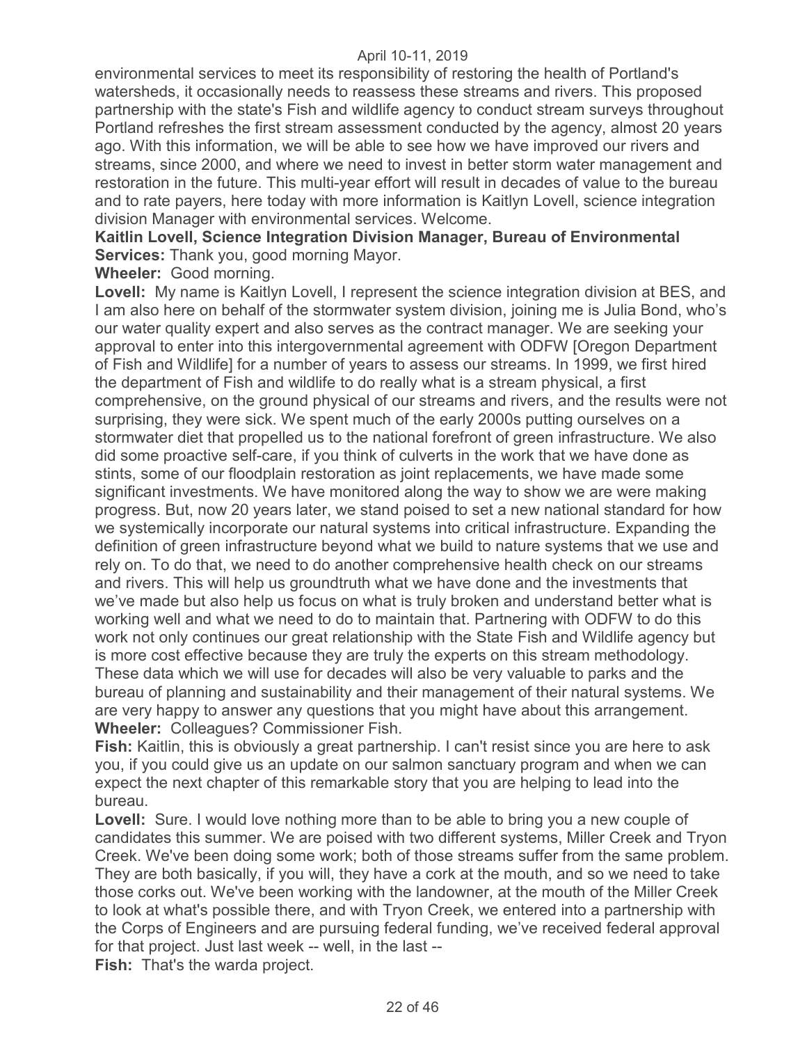environmental services to meet its responsibility of restoring the health of Portland's watersheds, it occasionally needs to reassess these streams and rivers. This proposed partnership with the state's Fish and wildlife agency to conduct stream surveys throughout Portland refreshes the first stream assessment conducted by the agency, almost 20 years ago. With this information, we will be able to see how we have improved our rivers and streams, since 2000, and where we need to invest in better storm water management and restoration in the future. This multi-year effort will result in decades of value to the bureau and to rate payers, here today with more information is Kaitlyn Lovell, science integration division Manager with environmental services. Welcome.

**Kaitlin Lovell, Science Integration Division Manager, Bureau of Environmental Services:** Thank you, good morning Mayor.

**Wheeler:** Good morning.

**Lovell:** My name is Kaitlyn Lovell, I represent the science integration division at BES, and I am also here on behalf of the stormwater system division, joining me is Julia Bond, who's our water quality expert and also serves as the contract manager. We are seeking your approval to enter into this intergovernmental agreement with ODFW [Oregon Department of Fish and Wildlife] for a number of years to assess our streams. In 1999, we first hired the department of Fish and wildlife to do really what is a stream physical, a first comprehensive, on the ground physical of our streams and rivers, and the results were not surprising, they were sick. We spent much of the early 2000s putting ourselves on a stormwater diet that propelled us to the national forefront of green infrastructure. We also did some proactive self-care, if you think of culverts in the work that we have done as stints, some of our floodplain restoration as joint replacements, we have made some significant investments. We have monitored along the way to show we are were making progress. But, now 20 years later, we stand poised to set a new national standard for how we systemically incorporate our natural systems into critical infrastructure. Expanding the definition of green infrastructure beyond what we build to nature systems that we use and rely on. To do that, we need to do another comprehensive health check on our streams and rivers. This will help us groundtruth what we have done and the investments that we've made but also help us focus on what is truly broken and understand better what is working well and what we need to do to maintain that. Partnering with ODFW to do this work not only continues our great relationship with the State Fish and Wildlife agency but is more cost effective because they are truly the experts on this stream methodology. These data which we will use for decades will also be very valuable to parks and the bureau of planning and sustainability and their management of their natural systems. We are very happy to answer any questions that you might have about this arrangement.

**Wheeler:** Colleagues? Commissioner Fish.

**Fish:** Kaitlin, this is obviously a great partnership. I can't resist since you are here to ask you, if you could give us an update on our salmon sanctuary program and when we can expect the next chapter of this remarkable story that you are helping to lead into the bureau.

**Lovell:** Sure. I would love nothing more than to be able to bring you a new couple of candidates this summer. We are poised with two different systems, Miller Creek and Tryon Creek. We've been doing some work; both of those streams suffer from the same problem. They are both basically, if you will, they have a cork at the mouth, and so we need to take those corks out. We've been working with the landowner, at the mouth of the Miller Creek to look at what's possible there, and with Tryon Creek, we entered into a partnership with the Corps of Engineers and are pursuing federal funding, we've received federal approval for that project. Just last week -- well, in the last --

**Fish:** That's the warda project.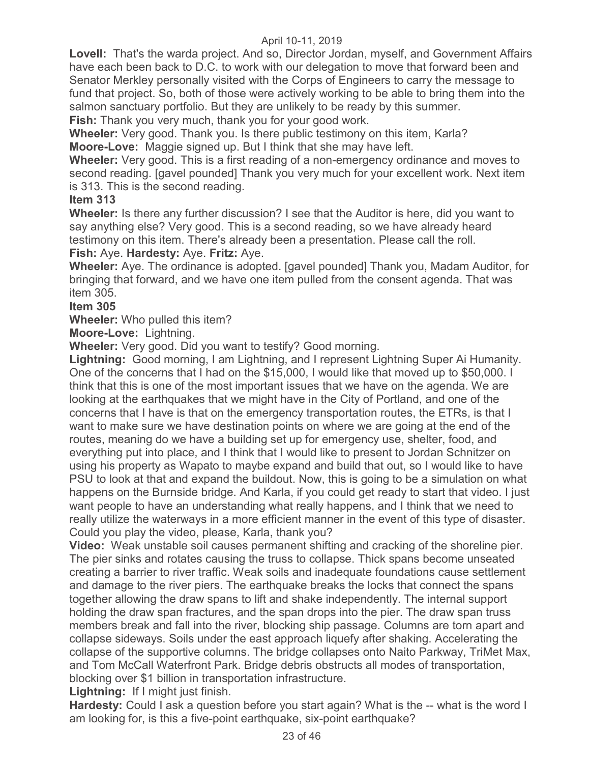**Lovell:** That's the warda project. And so, Director Jordan, myself, and Government Affairs have each been back to D.C. to work with our delegation to move that forward been and Senator Merkley personally visited with the Corps of Engineers to carry the message to fund that project. So, both of those were actively working to be able to bring them into the salmon sanctuary portfolio. But they are unlikely to be ready by this summer.

**Fish:** Thank you very much, thank you for your good work.

**Wheeler:** Very good. Thank you. Is there public testimony on this item, Karla?

**Moore-Love:** Maggie signed up. But I think that she may have left.

**Wheeler:** Very good. This is a first reading of a non-emergency ordinance and moves to second reading. [gavel pounded] Thank you very much for your excellent work. Next item is 313. This is the second reading.

**Item 313**

**Wheeler:** Is there any further discussion? I see that the Auditor is here, did you want to say anything else? Very good. This is a second reading, so we have already heard testimony on this item. There's already been a presentation. Please call the roll.

**Fish:** Aye. **Hardesty:** Aye. **Fritz:** Aye.

**Wheeler:** Aye. The ordinance is adopted. [gavel pounded] Thank you, Madam Auditor, for bringing that forward, and we have one item pulled from the consent agenda. That was item 305.

**Item 305**

**Wheeler:** Who pulled this item?

**Moore-Love:** Lightning.

**Wheeler:** Very good. Did you want to testify? Good morning.

**Lightning:** Good morning, I am Lightning, and I represent Lightning Super Ai Humanity. One of the concerns that I had on the $15,000, I would like that moved up to $50,000. I think that this is one of the most important issues that we have on the agenda. We are looking at the earthquakes that we might have in the City of Portland, and one of the concerns that I have is that on the emergency transportation routes, the ETRs, is that I want to make sure we have destination points on where we are going at the end of the routes, meaning do we have a building set up for emergency use, shelter, food, and everything put into place, and I think that I would like to present to Jordan Schnitzer on using his property as Wapato to maybe expand and build that out, so I would like to have PSU to look at that and expand the buildout. Now, this is going to be a simulation on what happens on the Burnside bridge. And Karla, if you could get ready to start that video. I just want people to have an understanding what really happens, and I think that we need to really utilize the waterways in a more efficient manner in the event of this type of disaster. Could you play the video, please, Karla, thank you?

**Video:** Weak unstable soil causes permanent shifting and cracking of the shoreline pier. The pier sinks and rotates causing the truss to collapse. Thick spans become unseated creating a barrier to river traffic. Weak soils and inadequate foundations cause settlement and damage to the river piers. The earthquake breaks the locks that connect the spans together allowing the draw spans to lift and shake independently. The internal support holding the draw span fractures, and the span drops into the pier. The draw span truss members break and fall into the river, blocking ship passage. Columns are torn apart and collapse sideways. Soils under the east approach liquefy after shaking. Accelerating the collapse of the supportive columns. The bridge collapses onto Naito Parkway, TriMet Max, and Tom McCall Waterfront Park. Bridge debris obstructs all modes of transportation, blocking over $1 billion in transportation infrastructure.

**Lightning:** If I might just finish.

**Hardesty:** Could I ask a question before you start again? What is the -- what is the word I am looking for, is this a five-point earthquake, six-point earthquake?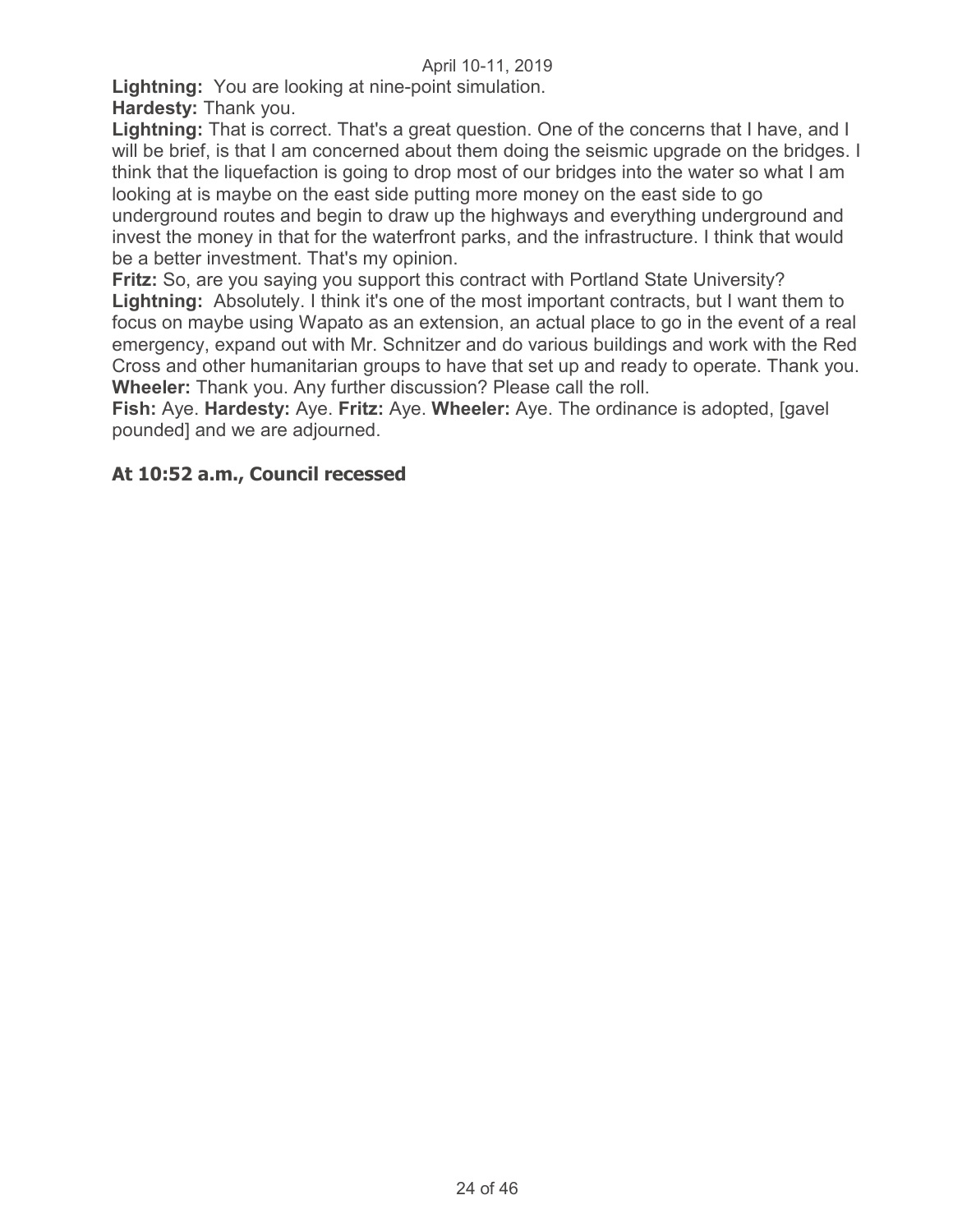**Lightning:** You are looking at nine-point simulation.

**Hardesty:** Thank you.

**Lightning:** That is correct. That's a great question. One of the concerns that I have, and I will be brief, is that I am concerned about them doing the seismic upgrade on the bridges. I think that the liquefaction is going to drop most of our bridges into the water so what I am looking at is maybe on the east side putting more money on the east side to go underground routes and begin to draw up the highways and everything underground and invest the money in that for the waterfront parks, and the infrastructure. I think that would be a better investment. That's my opinion.

**Fritz:** So, are you saying you support this contract with Portland State University?

**Lightning:** Absolutely. I think it's one of the most important contracts, but I want them to focus on maybe using Wapato as an extension, an actual place to go in the event of a real emergency, expand out with Mr. Schnitzer and do various buildings and work with the Red Cross and other humanitarian groups to have that set up and ready to operate. Thank you.

**Wheeler:** Thank you. Any further discussion? Please call the roll.

**Fish:** Aye. **Hardesty:** Aye. **Fritz:** Aye. **Wheeler:** Aye. The ordinance is adopted, [gavel pounded] and we are adjourned.

**At 10:52 a.m., Council recessed**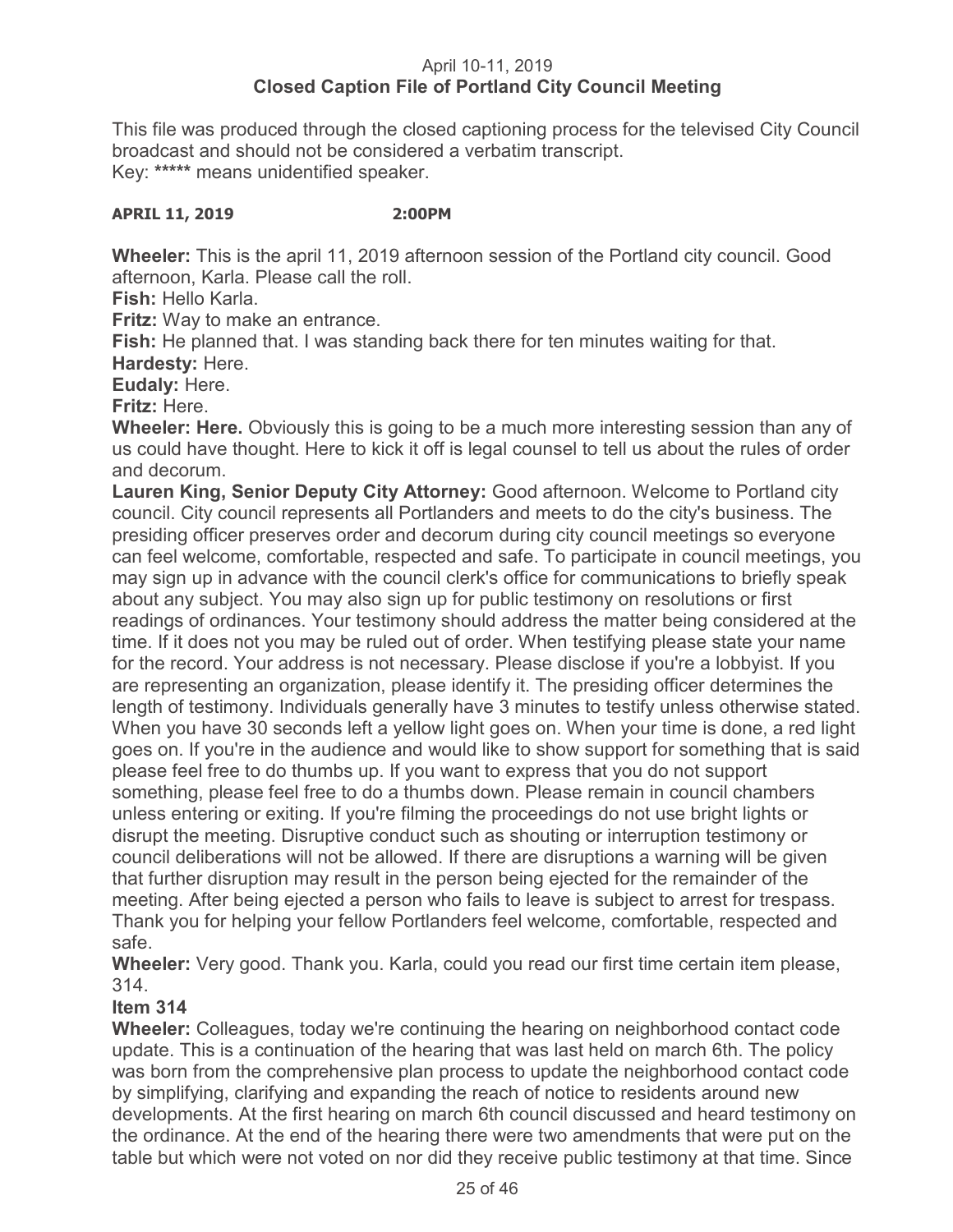April 10-11, 2019
**Closed Caption File of Portland City Council Meeting**

This file was produced through the closed captioning process for the televised City Council broadcast and should not be considered a verbatim transcript.
Key: ***** means unidentified speaker.

**APRIL 11, 2019 2:00PM**

**Wheeler:** This is the april 11, 2019 afternoon session of the Portland city council. Good afternoon, Karla. Please call the roll.
**Fish:** Hello Karla.
**Fritz:** Way to make an entrance.
**Fish:** He planned that. I was standing back there for ten minutes waiting for that.
**Hardesty:** Here.
**Eudaly:** Here.
**Fritz:** Here.
**Wheeler: Here.** Obviously this is going to be a much more interesting session than any of us could have thought. Here to kick it off is legal counsel to tell us about the rules of order and decorum.
**Lauren King, Senior Deputy City Attorney:** Good afternoon. Welcome to Portland city council. City council represents all Portlanders and meets to do the city's business. The presiding officer preserves order and decorum during city council meetings so everyone can feel welcome, comfortable, respected and safe. To participate in council meetings, you may sign up in advance with the council clerk's office for communications to briefly speak about any subject. You may also sign up for public testimony on resolutions or first readings of ordinances. Your testimony should address the matter being considered at the time. If it does not you may be ruled out of order. When testifying please state your name for the record. Your address is not necessary. Please disclose if you're a lobbyist. If you are representing an organization, please identify it. The presiding officer determines the length of testimony. Individuals generally have 3 minutes to testify unless otherwise stated. When you have 30 seconds left a yellow light goes on. When your time is done, a red light goes on. If you're in the audience and would like to show support for something that is said please feel free to do thumbs up. If you want to express that you do not support something, please feel free to do a thumbs down. Please remain in council chambers unless entering or exiting. If you're filming the proceedings do not use bright lights or disrupt the meeting. Disruptive conduct such as shouting or interruption testimony or council deliberations will not be allowed. If there are disruptions a warning will be given that further disruption may result in the person being ejected for the remainder of the meeting. After being ejected a person who fails to leave is subject to arrest for trespass. Thank you for helping your fellow Portlanders feel welcome, comfortable, respected and safe.
**Wheeler:** Very good. Thank you. Karla, could you read our first time certain item please, 314.
**Item 314**
**Wheeler:** Colleagues, today we're continuing the hearing on neighborhood contact code update. This is a continuation of the hearing that was last held on march 6th. The policy was born from the comprehensive plan process to update the neighborhood contact code by simplifying, clarifying and expanding the reach of notice to residents around new developments. At the first hearing on march 6th council discussed and heard testimony on the ordinance. At the end of the hearing there were two amendments that were put on the table but which were not voted on nor did they receive public testimony at that time. Since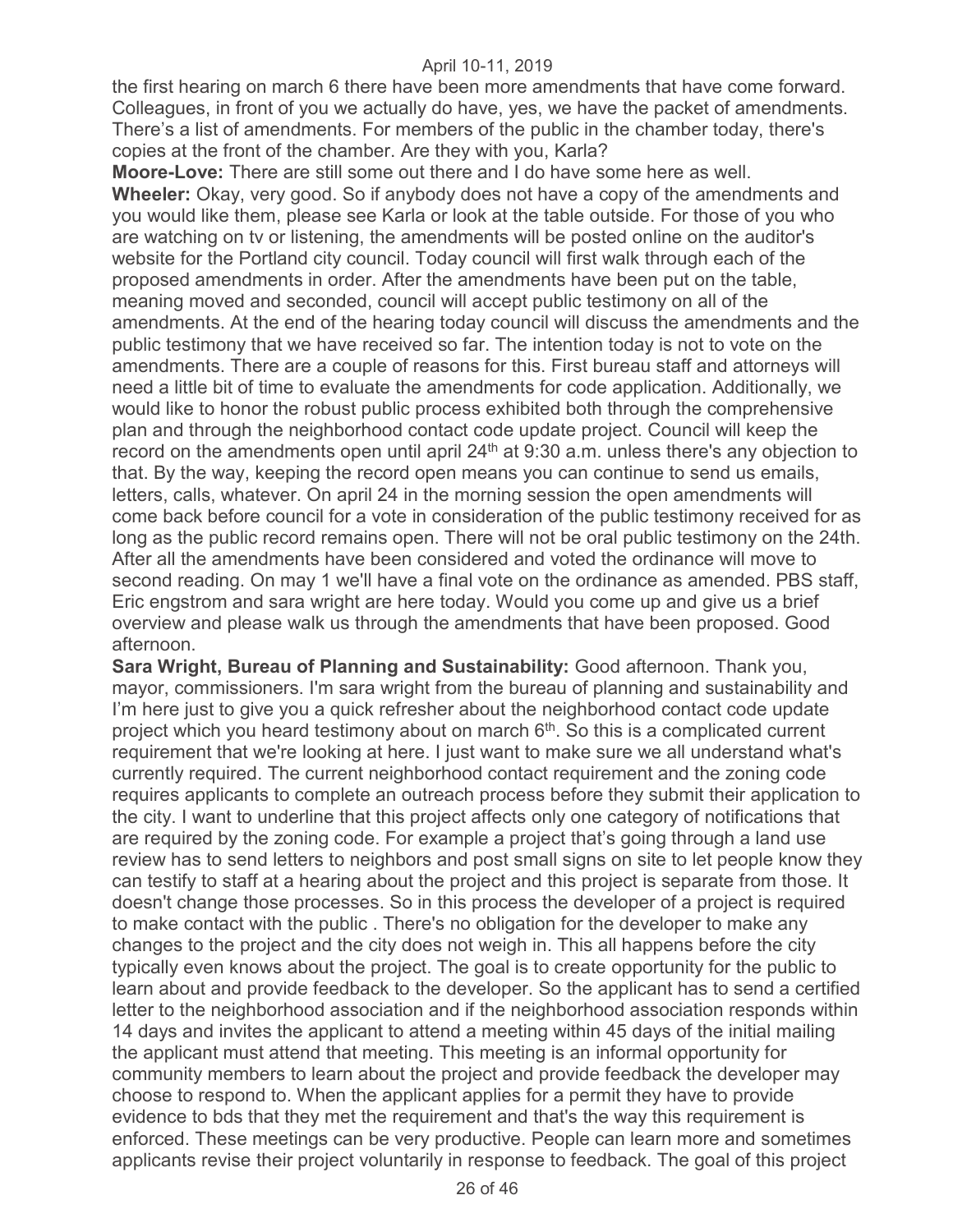the first hearing on march 6 there have been more amendments that have come forward. Colleagues, in front of you we actually do have, yes, we have the packet of amendments. There's a list of amendments. For members of the public in the chamber today, there's copies at the front of the chamber. Are they with you, Karla?

**Moore-Love:** There are still some out there and I do have some here as well.

**Wheeler:** Okay, very good. So if anybody does not have a copy of the amendments and you would like them, please see Karla or look at the table outside. For those of you who are watching on tv or listening, the amendments will be posted online on the auditor's website for the Portland city council. Today council will first walk through each of the proposed amendments in order. After the amendments have been put on the table, meaning moved and seconded, council will accept public testimony on all of the amendments. At the end of the hearing today council will discuss the amendments and the public testimony that we have received so far. The intention today is not to vote on the amendments. There are a couple of reasons for this. First bureau staff and attorneys will need a little bit of time to evaluate the amendments for code application. Additionally, we would like to honor the robust public process exhibited both through the comprehensive plan and through the neighborhood contact code update project. Council will keep the record on the amendments open until april 24th at 9:30 a.m. unless there's any objection to that. By the way, keeping the record open means you can continue to send us emails, letters, calls, whatever. On april 24 in the morning session the open amendments will come back before council for a vote in consideration of the public testimony received for as long as the public record remains open. There will not be oral public testimony on the 24th. After all the amendments have been considered and voted the ordinance will move to second reading. On may 1 we'll have a final vote on the ordinance as amended. PBS staff, Eric engstrom and sara wright are here today. Would you come up and give us a brief overview and please walk us through the amendments that have been proposed. Good afternoon.

**Sara Wright, Bureau of Planning and Sustainability:** Good afternoon. Thank you, mayor, commissioners. I'm sara wright from the bureau of planning and sustainability and I'm here just to give you a quick refresher about the neighborhood contact code update project which you heard testimony about on march 6th. So this is a complicated current requirement that we're looking at here. I just want to make sure we all understand what's currently required. The current neighborhood contact requirement and the zoning code requires applicants to complete an outreach process before they submit their application to the city. I want to underline that this project affects only one category of notifications that are required by the zoning code. For example a project that's going through a land use review has to send letters to neighbors and post small signs on site to let people know they can testify to staff at a hearing about the project and this project is separate from those. It doesn't change those processes. So in this process the developer of a project is required to make contact with the public . There's no obligation for the developer to make any changes to the project and the city does not weigh in. This all happens before the city typically even knows about the project. The goal is to create opportunity for the public to learn about and provide feedback to the developer. So the applicant has to send a certified letter to the neighborhood association and if the neighborhood association responds within 14 days and invites the applicant to attend a meeting within 45 days of the initial mailing the applicant must attend that meeting. This meeting is an informal opportunity for community members to learn about the project and provide feedback the developer may choose to respond to. When the applicant applies for a permit they have to provide evidence to bds that they met the requirement and that's the way this requirement is enforced. These meetings can be very productive. People can learn more and sometimes applicants revise their project voluntarily in response to feedback. The goal of this project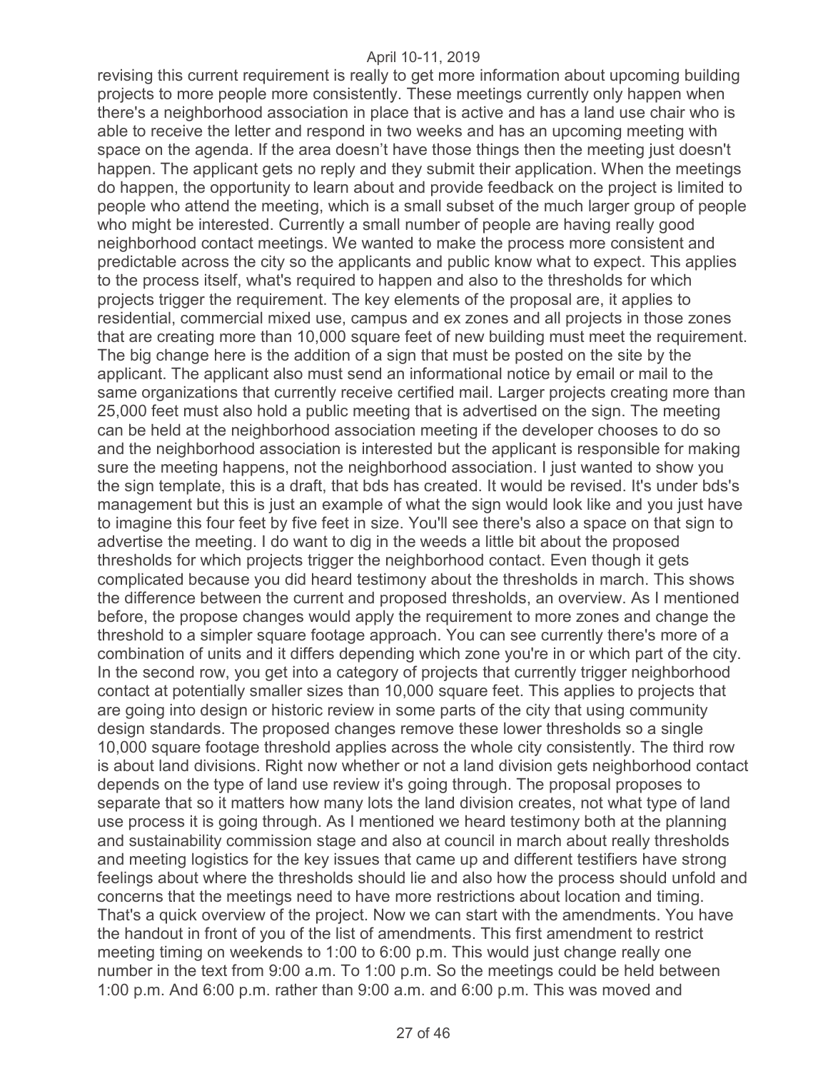revising this current requirement is really to get more information about upcoming building projects to more people more consistently. These meetings currently only happen when there's a neighborhood association in place that is active and has a land use chair who is able to receive the letter and respond in two weeks and has an upcoming meeting with space on the agenda. If the area doesn't have those things then the meeting just doesn't happen. The applicant gets no reply and they submit their application. When the meetings do happen, the opportunity to learn about and provide feedback on the project is limited to people who attend the meeting, which is a small subset of the much larger group of people who might be interested. Currently a small number of people are having really good neighborhood contact meetings. We wanted to make the process more consistent and predictable across the city so the applicants and public know what to expect. This applies to the process itself, what's required to happen and also to the thresholds for which projects trigger the requirement. The key elements of the proposal are, it applies to residential, commercial mixed use, campus and ex zones and all projects in those zones that are creating more than 10,000 square feet of new building must meet the requirement. The big change here is the addition of a sign that must be posted on the site by the applicant. The applicant also must send an informational notice by email or mail to the same organizations that currently receive certified mail. Larger projects creating more than 25,000 feet must also hold a public meeting that is advertised on the sign. The meeting can be held at the neighborhood association meeting if the developer chooses to do so and the neighborhood association is interested but the applicant is responsible for making sure the meeting happens, not the neighborhood association. I just wanted to show you the sign template, this is a draft, that bds has created. It would be revised. It's under bds's management but this is just an example of what the sign would look like and you just have to imagine this four feet by five feet in size. You'll see there's also a space on that sign to advertise the meeting. I do want to dig in the weeds a little bit about the proposed thresholds for which projects trigger the neighborhood contact. Even though it gets complicated because you did heard testimony about the thresholds in march. This shows the difference between the current and proposed thresholds, an overview. As I mentioned before, the propose changes would apply the requirement to more zones and change the threshold to a simpler square footage approach. You can see currently there's more of a combination of units and it differs depending which zone you're in or which part of the city. In the second row, you get into a category of projects that currently trigger neighborhood contact at potentially smaller sizes than 10,000 square feet. This applies to projects that are going into design or historic review in some parts of the city that using community design standards. The proposed changes remove these lower thresholds so a single 10,000 square footage threshold applies across the whole city consistently. The third row is about land divisions. Right now whether or not a land division gets neighborhood contact depends on the type of land use review it's going through. The proposal proposes to separate that so it matters how many lots the land division creates, not what type of land use process it is going through. As I mentioned we heard testimony both at the planning and sustainability commission stage and also at council in march about really thresholds and meeting logistics for the key issues that came up and different testifiers have strong feelings about where the thresholds should lie and also how the process should unfold and concerns that the meetings need to have more restrictions about location and timing. That's a quick overview of the project. Now we can start with the amendments. You have the handout in front of you of the list of amendments. This first amendment to restrict meeting timing on weekends to 1:00 to 6:00 p.m. This would just change really one number in the text from 9:00 a.m. To 1:00 p.m. So the meetings could be held between 1:00 p.m. And 6:00 p.m. rather than 9:00 a.m. and 6:00 p.m. This was moved and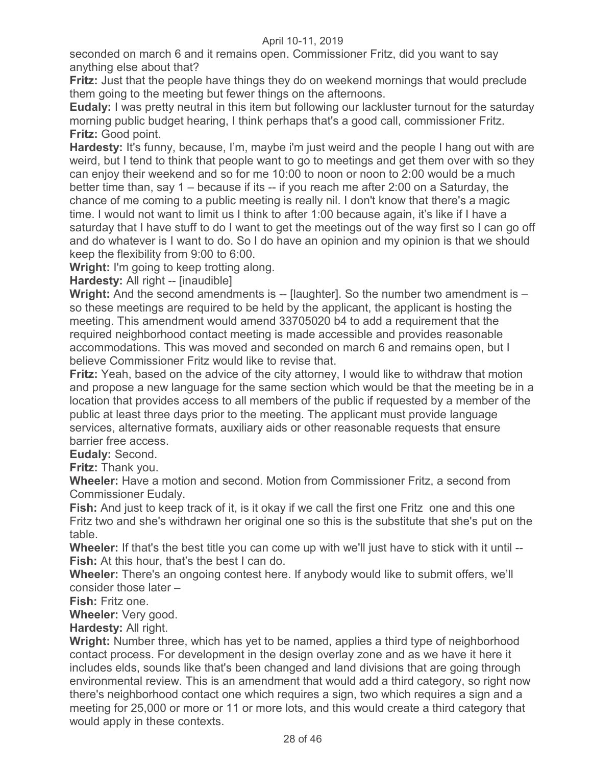seconded on march 6 and it remains open. Commissioner Fritz, did you want to say anything else about that?

**Fritz:** Just that the people have things they do on weekend mornings that would preclude them going to the meeting but fewer things on the afternoons.

**Eudaly:** I was pretty neutral in this item but following our lackluster turnout for the saturday morning public budget hearing, I think perhaps that's a good call, commissioner Fritz.

**Fritz:** Good point.

**Hardesty:** It's funny, because, I'm, maybe i'm just weird and the people I hang out with are weird, but I tend to think that people want to go to meetings and get them over with so they can enjoy their weekend and so for me 10:00 to noon or noon to 2:00 would be a much better time than, say 1 – because if its -- if you reach me after 2:00 on a Saturday, the chance of me coming to a public meeting is really nil. I don't know that there's a magic time. I would not want to limit us I think to after 1:00 because again, it's like if I have a saturday that I have stuff to do I want to get the meetings out of the way first so I can go off and do whatever is I want to do. So I do have an opinion and my opinion is that we should keep the flexibility from 9:00 to 6:00.

**Wright:** I'm going to keep trotting along.

**Hardesty:** All right -- [inaudible]

**Wright:** And the second amendments is -- [laughter]. So the number two amendment is – so these meetings are required to be held by the applicant, the applicant is hosting the meeting. This amendment would amend 33705020 b4 to add a requirement that the required neighborhood contact meeting is made accessible and provides reasonable accommodations. This was moved and seconded on march 6 and remains open, but I believe Commissioner Fritz would like to revise that.

**Fritz:** Yeah, based on the advice of the city attorney, I would like to withdraw that motion and propose a new language for the same section which would be that the meeting be in a location that provides access to all members of the public if requested by a member of the public at least three days prior to the meeting. The applicant must provide language services, alternative formats, auxiliary aids or other reasonable requests that ensure barrier free access.

**Eudaly:** Second.

**Fritz:** Thank you.

**Wheeler:** Have a motion and second. Motion from Commissioner Fritz, a second from Commissioner Eudaly.

**Fish:** And just to keep track of it, is it okay if we call the first one Fritz one and this one Fritz two and she's withdrawn her original one so this is the substitute that she's put on the table.

**Wheeler:** If that's the best title you can come up with we'll just have to stick with it until --

**Fish:** At this hour, that's the best I can do.

**Wheeler:** There's an ongoing contest here. If anybody would like to submit offers, we'll consider those later –

**Fish:** Fritz one.

**Wheeler:** Very good.

**Hardesty:** All right.

**Wright:** Number three, which has yet to be named, applies a third type of neighborhood contact process. For development in the design overlay zone and as we have it here it includes elds, sounds like that's been changed and land divisions that are going through environmental review. This is an amendment that would add a third category, so right now there's neighborhood contact one which requires a sign, two which requires a sign and a meeting for 25,000 or more or 11 or more lots, and this would create a third category that would apply in these contexts.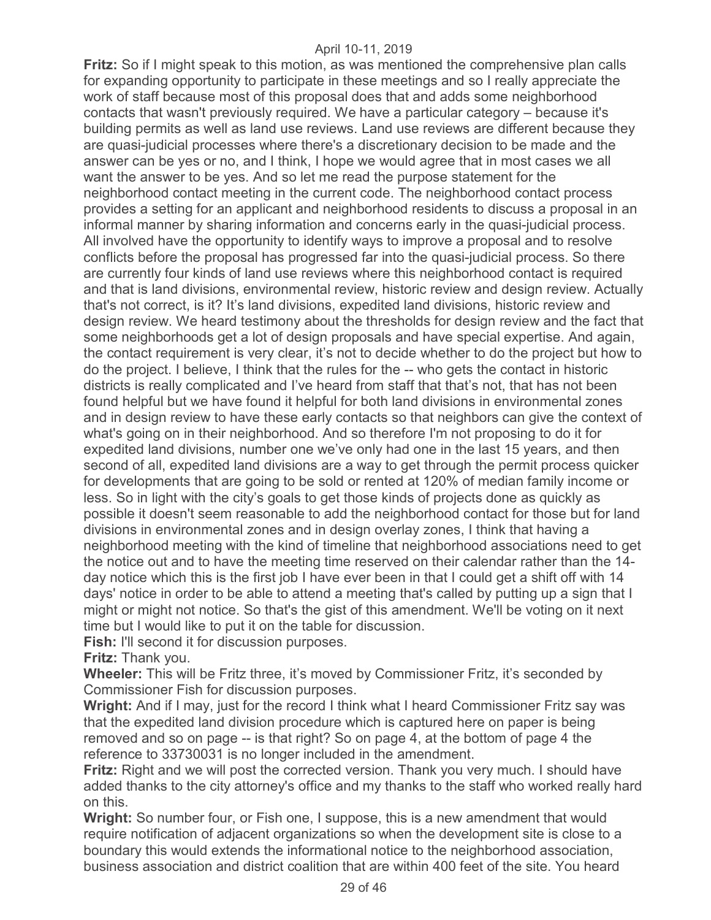**Fritz:** So if I might speak to this motion, as was mentioned the comprehensive plan calls for expanding opportunity to participate in these meetings and so I really appreciate the work of staff because most of this proposal does that and adds some neighborhood contacts that wasn't previously required. We have a particular category – because it's building permits as well as land use reviews. Land use reviews are different because they are quasi-judicial processes where there's a discretionary decision to be made and the answer can be yes or no, and I think, I hope we would agree that in most cases we all want the answer to be yes. And so let me read the purpose statement for the neighborhood contact meeting in the current code. The neighborhood contact process provides a setting for an applicant and neighborhood residents to discuss a proposal in an informal manner by sharing information and concerns early in the quasi-judicial process. All involved have the opportunity to identify ways to improve a proposal and to resolve conflicts before the proposal has progressed far into the quasi-judicial process. So there are currently four kinds of land use reviews where this neighborhood contact is required and that is land divisions, environmental review, historic review and design review. Actually that's not correct, is it? It's land divisions, expedited land divisions, historic review and design review. We heard testimony about the thresholds for design review and the fact that some neighborhoods get a lot of design proposals and have special expertise. And again, the contact requirement is very clear, it's not to decide whether to do the project but how to do the project. I believe, I think that the rules for the -- who gets the contact in historic districts is really complicated and I've heard from staff that that's not, that has not been found helpful but we have found it helpful for both land divisions in environmental zones and in design review to have these early contacts so that neighbors can give the context of what's going on in their neighborhood. And so therefore I'm not proposing to do it for expedited land divisions, number one we've only had one in the last 15 years, and then second of all, expedited land divisions are a way to get through the permit process quicker for developments that are going to be sold or rented at 120% of median family income or less. So in light with the city's goals to get those kinds of projects done as quickly as possible it doesn't seem reasonable to add the neighborhood contact for those but for land divisions in environmental zones and in design overlay zones, I think that having a neighborhood meeting with the kind of timeline that neighborhood associations need to get the notice out and to have the meeting time reserved on their calendar rather than the 14-day notice which this is the first job I have ever been in that I could get a shift off with 14 days' notice in order to be able to attend a meeting that's called by putting up a sign that I might or might not notice. So that's the gist of this amendment. We'll be voting on it next time but I would like to put it on the table for discussion.

**Fish:** I'll second it for discussion purposes.

**Fritz:** Thank you.

**Wheeler:** This will be Fritz three, it's moved by Commissioner Fritz, it's seconded by Commissioner Fish for discussion purposes.

**Wright:** And if I may, just for the record I think what I heard Commissioner Fritz say was that the expedited land division procedure which is captured here on paper is being removed and so on page -- is that right? So on page 4, at the bottom of page 4 the reference to 33730031 is no longer included in the amendment.

**Fritz:** Right and we will post the corrected version. Thank you very much. I should have added thanks to the city attorney's office and my thanks to the staff who worked really hard on this.

**Wright:** So number four, or Fish one, I suppose, this is a new amendment that would require notification of adjacent organizations so when the development site is close to a boundary this would extends the informational notice to the neighborhood association, business association and district coalition that are within 400 feet of the site. You heard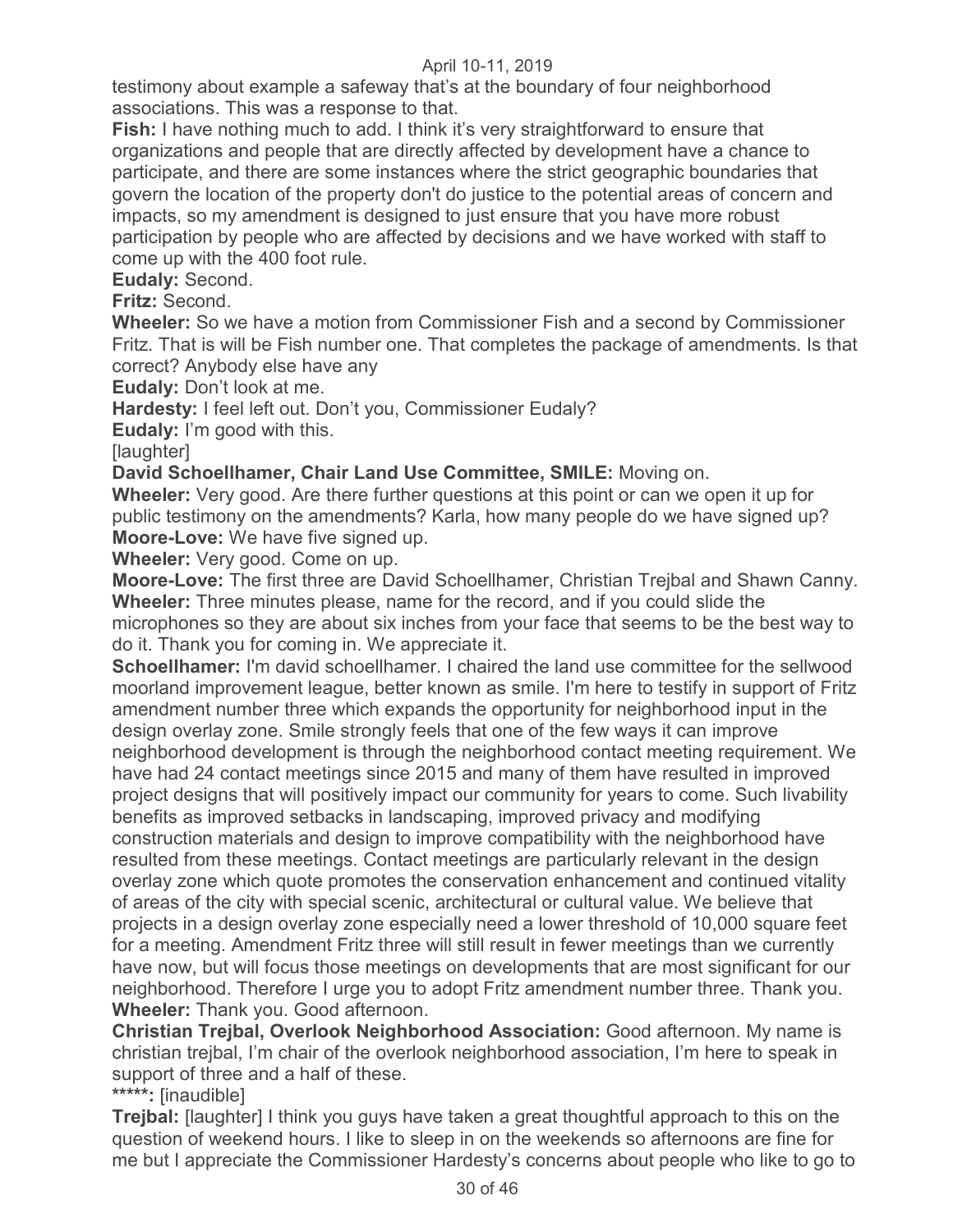testimony about example a safeway that's at the boundary of four neighborhood associations. This was a response to that.

**Fish:** I have nothing much to add. I think it's very straightforward to ensure that organizations and people that are directly affected by development have a chance to participate, and there are some instances where the strict geographic boundaries that govern the location of the property don't do justice to the potential areas of concern and impacts, so my amendment is designed to just ensure that you have more robust participation by people who are affected by decisions and we have worked with staff to come up with the 400 foot rule.

**Eudaly:** Second.

**Fritz:** Second.

**Wheeler:** So we have a motion from Commissioner Fish and a second by Commissioner Fritz. That is will be Fish number one. That completes the package of amendments. Is that correct? Anybody else have any

**Eudaly:** Don't look at me.

**Hardesty:** I feel left out. Don't you, Commissioner Eudaly?

**Eudaly:** I'm good with this.

[laughter]

**David Schoellhamer, Chair Land Use Committee, SMILE:** Moving on.

**Wheeler:** Very good. Are there further questions at this point or can we open it up for public testimony on the amendments? Karla, how many people do we have signed up?

**Moore-Love:** We have five signed up.

**Wheeler:** Very good. Come on up.

**Moore-Love:** The first three are David Schoellhamer, Christian Trejbal and Shawn Canny.

**Wheeler:** Three minutes please, name for the record, and if you could slide the microphones so they are about six inches from your face that seems to be the best way to do it. Thank you for coming in. We appreciate it.

**Schoellhamer:** I'm david schoellhamer. I chaired the land use committee for the sellwood moorland improvement league, better known as smile. I'm here to testify in support of Fritz amendment number three which expands the opportunity for neighborhood input in the design overlay zone. Smile strongly feels that one of the few ways it can improve neighborhood development is through the neighborhood contact meeting requirement. We have had 24 contact meetings since 2015 and many of them have resulted in improved project designs that will positively impact our community for years to come. Such livability benefits as improved setbacks in landscaping, improved privacy and modifying construction materials and design to improve compatibility with the neighborhood have resulted from these meetings. Contact meetings are particularly relevant in the design overlay zone which quote promotes the conservation enhancement and continued vitality of areas of the city with special scenic, architectural or cultural value. We believe that projects in a design overlay zone especially need a lower threshold of 10,000 square feet for a meeting. Amendment Fritz three will still result in fewer meetings than we currently have now, but will focus those meetings on developments that are most significant for our neighborhood. Therefore I urge you to adopt Fritz amendment number three. Thank you.

**Wheeler:** Thank you. Good afternoon.

**Christian Trejbal, Overlook Neighborhood Association:** Good afternoon. My name is christian trejbal, I'm chair of the overlook neighborhood association, I'm here to speak in support of three and a half of these.

**\*\*\*\*\*:** [inaudible]

**Trejbal:** [laughter] I think you guys have taken a great thoughtful approach to this on the question of weekend hours. I like to sleep in on the weekends so afternoons are fine for me but I appreciate the Commissioner Hardesty's concerns about people who like to go to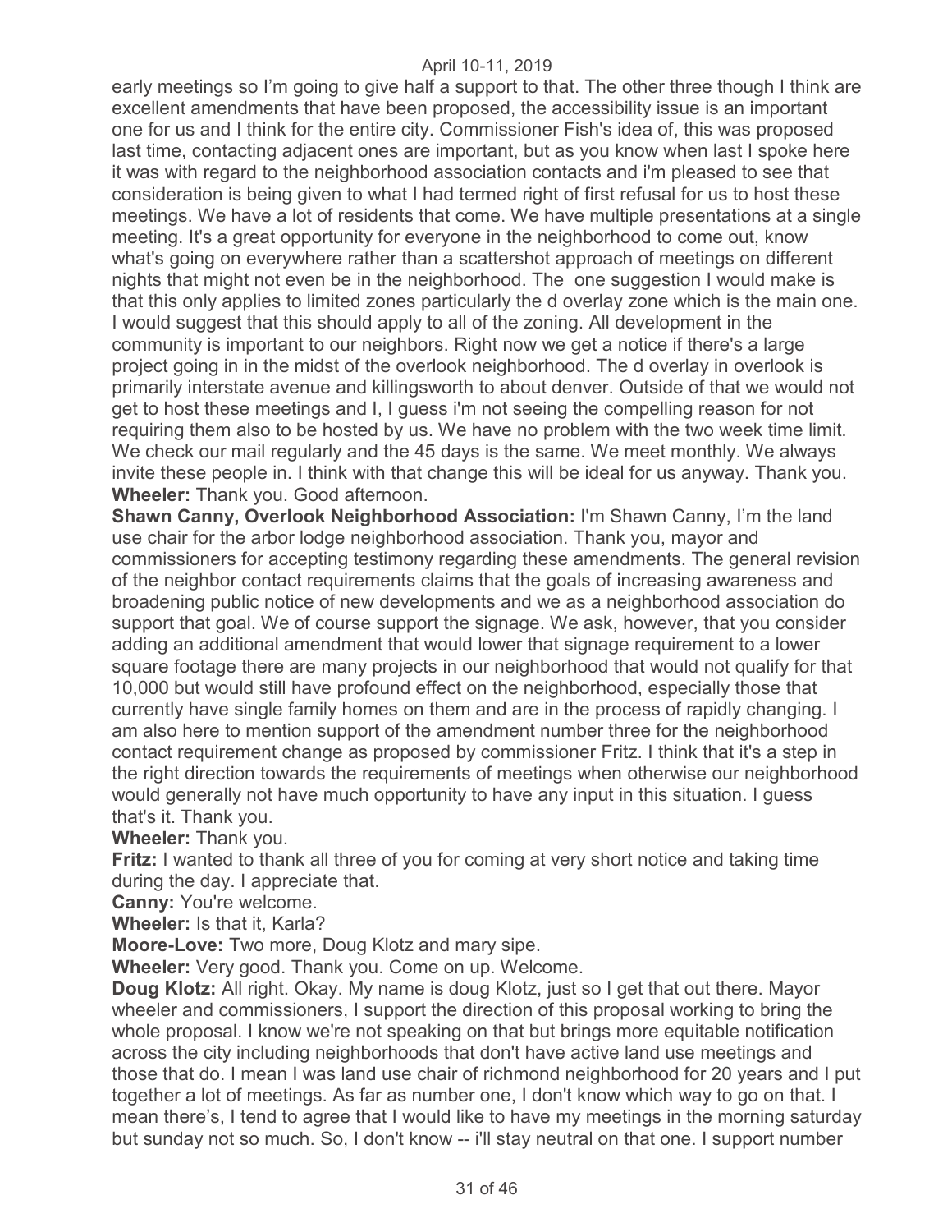early meetings so I'm going to give half a support to that. The other three though I think are excellent amendments that have been proposed, the accessibility issue is an important one for us and I think for the entire city. Commissioner Fish's idea of, this was proposed last time, contacting adjacent ones are important, but as you know when last I spoke here it was with regard to the neighborhood association contacts and i'm pleased to see that consideration is being given to what I had termed right of first refusal for us to host these meetings. We have a lot of residents that come. We have multiple presentations at a single meeting. It's a great opportunity for everyone in the neighborhood to come out, know what's going on everywhere rather than a scattershot approach of meetings on different nights that might not even be in the neighborhood. The one suggestion I would make is that this only applies to limited zones particularly the d overlay zone which is the main one. I would suggest that this should apply to all of the zoning. All development in the community is important to our neighbors. Right now we get a notice if there's a large project going in in the midst of the overlook neighborhood. The d overlay in overlook is primarily interstate avenue and killingsworth to about denver. Outside of that we would not get to host these meetings and I, I guess i'm not seeing the compelling reason for not requiring them also to be hosted by us. We have no problem with the two week time limit. We check our mail regularly and the 45 days is the same. We meet monthly. We always invite these people in. I think with that change this will be ideal for us anyway. Thank you.

**Wheeler:** Thank you. Good afternoon.

**Shawn Canny, Overlook Neighborhood Association:** I'm Shawn Canny, I'm the land use chair for the arbor lodge neighborhood association. Thank you, mayor and commissioners for accepting testimony regarding these amendments. The general revision of the neighbor contact requirements claims that the goals of increasing awareness and broadening public notice of new developments and we as a neighborhood association do support that goal. We of course support the signage. We ask, however, that you consider adding an additional amendment that would lower that signage requirement to a lower square footage there are many projects in our neighborhood that would not qualify for that 10,000 but would still have profound effect on the neighborhood, especially those that currently have single family homes on them and are in the process of rapidly changing. I am also here to mention support of the amendment number three for the neighborhood contact requirement change as proposed by commissioner Fritz. I think that it's a step in the right direction towards the requirements of meetings when otherwise our neighborhood would generally not have much opportunity to have any input in this situation. I guess that's it. Thank you.

**Wheeler:** Thank you.

**Fritz:** I wanted to thank all three of you for coming at very short notice and taking time during the day. I appreciate that.

**Canny:** You're welcome.

**Wheeler:** Is that it, Karla?

**Moore-Love:** Two more, Doug Klotz and mary sipe.

**Wheeler:** Very good. Thank you. Come on up. Welcome.

**Doug Klotz:** All right. Okay. My name is doug Klotz, just so I get that out there. Mayor wheeler and commissioners, I support the direction of this proposal working to bring the whole proposal. I know we're not speaking on that but brings more equitable notification across the city including neighborhoods that don't have active land use meetings and those that do. I mean I was land use chair of richmond neighborhood for 20 years and I put together a lot of meetings. As far as number one, I don't know which way to go on that. I mean there's, I tend to agree that I would like to have my meetings in the morning saturday but sunday not so much. So, I don't know -- i'll stay neutral on that one. I support number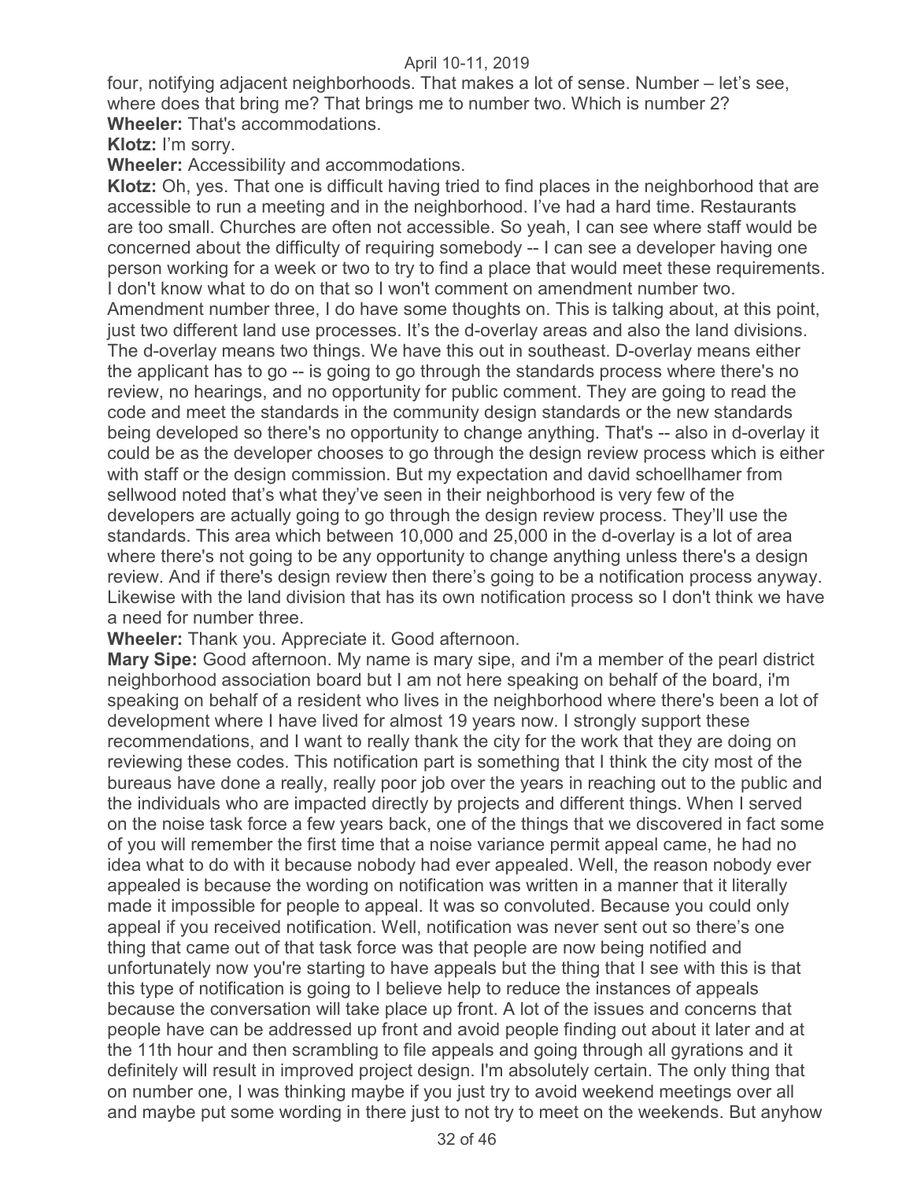four, notifying adjacent neighborhoods. That makes a lot of sense. Number – let's see, where does that bring me? That brings me to number two. Which is number 2?

**Wheeler:** That's accommodations.

**Klotz:** I'm sorry.

**Wheeler:** Accessibility and accommodations.

**Klotz:** Oh, yes. That one is difficult having tried to find places in the neighborhood that are accessible to run a meeting and in the neighborhood. I've had a hard time. Restaurants are too small. Churches are often not accessible. So yeah, I can see where staff would be concerned about the difficulty of requiring somebody -- I can see a developer having one person working for a week or two to try to find a place that would meet these requirements. I don't know what to do on that so I won't comment on amendment number two. Amendment number three, I do have some thoughts on. This is talking about, at this point, just two different land use processes. It's the d-overlay areas and also the land divisions. The d-overlay means two things. We have this out in southeast. D-overlay means either the applicant has to go -- is going to go through the standards process where there's no review, no hearings, and no opportunity for public comment. They are going to read the code and meet the standards in the community design standards or the new standards being developed so there's no opportunity to change anything. That's -- also in d-overlay it could be as the developer chooses to go through the design review process which is either with staff or the design commission. But my expectation and david schoellhamer from sellwood noted that's what they've seen in their neighborhood is very few of the developers are actually going to go through the design review process. They'll use the standards. This area which between 10,000 and 25,000 in the d-overlay is a lot of area where there's not going to be any opportunity to change anything unless there's a design review. And if there's design review then there's going to be a notification process anyway. Likewise with the land division that has its own notification process so I don't think we have a need for number three.

**Wheeler:** Thank you. Appreciate it. Good afternoon.

**Mary Sipe:** Good afternoon. My name is mary sipe, and i'm a member of the pearl district neighborhood association board but I am not here speaking on behalf of the board, i'm speaking on behalf of a resident who lives in the neighborhood where there's been a lot of development where I have lived for almost 19 years now. I strongly support these recommendations, and I want to really thank the city for the work that they are doing on reviewing these codes. This notification part is something that I think the city most of the bureaus have done a really, really poor job over the years in reaching out to the public and the individuals who are impacted directly by projects and different things. When I served on the noise task force a few years back, one of the things that we discovered in fact some of you will remember the first time that a noise variance permit appeal came, he had no idea what to do with it because nobody had ever appealed. Well, the reason nobody ever appealed is because the wording on notification was written in a manner that it literally made it impossible for people to appeal. It was so convoluted. Because you could only appeal if you received notification. Well, notification was never sent out so there's one thing that came out of that task force was that people are now being notified and unfortunately now you're starting to have appeals but the thing that I see with this is that this type of notification is going to I believe help to reduce the instances of appeals because the conversation will take place up front. A lot of the issues and concerns that people have can be addressed up front and avoid people finding out about it later and at the 11th hour and then scrambling to file appeals and going through all gyrations and it definitely will result in improved project design. I'm absolutely certain. The only thing that on number one, I was thinking maybe if you just try to avoid weekend meetings over all and maybe put some wording in there just to not try to meet on the weekends. But anyhow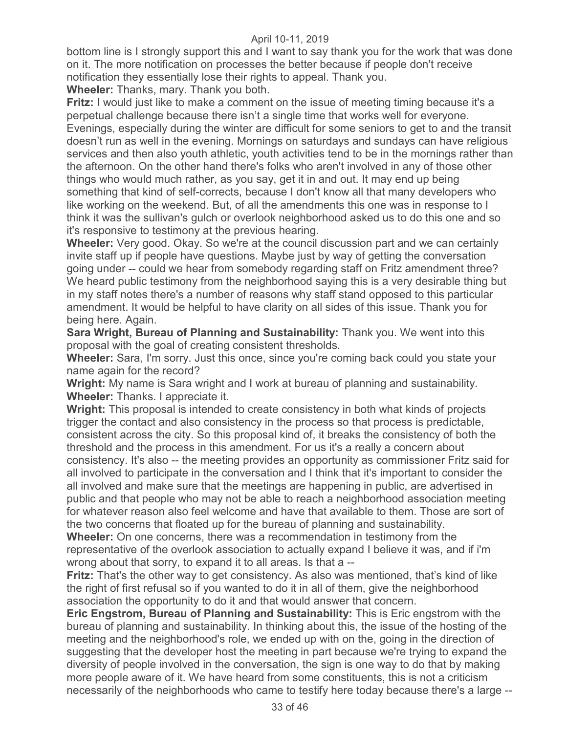bottom line is I strongly support this and I want to say thank you for the work that was done on it. The more notification on processes the better because if people don't receive notification they essentially lose their rights to appeal. Thank you.

**Wheeler:** Thanks, mary. Thank you both.

**Fritz:** I would just like to make a comment on the issue of meeting timing because it's a perpetual challenge because there isn't a single time that works well for everyone. Evenings, especially during the winter are difficult for some seniors to get to and the transit doesn't run as well in the evening. Mornings on saturdays and sundays can have religious services and then also youth athletic, youth activities tend to be in the mornings rather than the afternoon. On the other hand there's folks who aren't involved in any of those other things who would much rather, as you say, get it in and out. It may end up being something that kind of self-corrects, because I don't know all that many developers who like working on the weekend. But, of all the amendments this one was in response to I think it was the sullivan's gulch or overlook neighborhood asked us to do this one and so it's responsive to testimony at the previous hearing.

**Wheeler:** Very good. Okay. So we're at the council discussion part and we can certainly invite staff up if people have questions. Maybe just by way of getting the conversation going under -- could we hear from somebody regarding staff on Fritz amendment three? We heard public testimony from the neighborhood saying this is a very desirable thing but in my staff notes there's a number of reasons why staff stand opposed to this particular amendment. It would be helpful to have clarity on all sides of this issue. Thank you for being here. Again.

**Sara Wright, Bureau of Planning and Sustainability:** Thank you. We went into this proposal with the goal of creating consistent thresholds.

**Wheeler:** Sara, I'm sorry. Just this once, since you're coming back could you state your name again for the record?

**Wright:** My name is Sara wright and I work at bureau of planning and sustainability.

**Wheeler:** Thanks. I appreciate it.

**Wright:** This proposal is intended to create consistency in both what kinds of projects trigger the contact and also consistency in the process so that process is predictable, consistent across the city. So this proposal kind of, it breaks the consistency of both the threshold and the process in this amendment. For us it's a really a concern about consistency. It's also -- the meeting provides an opportunity as commissioner Fritz said for all involved to participate in the conversation and I think that it's important to consider the all involved and make sure that the meetings are happening in public, are advertised in public and that people who may not be able to reach a neighborhood association meeting for whatever reason also feel welcome and have that available to them. Those are sort of the two concerns that floated up for the bureau of planning and sustainability.

**Wheeler:** On one concerns, there was a recommendation in testimony from the representative of the overlook association to actually expand I believe it was, and if i'm wrong about that sorry, to expand it to all areas. Is that a --

**Fritz:** That's the other way to get consistency. As also was mentioned, that's kind of like the right of first refusal so if you wanted to do it in all of them, give the neighborhood association the opportunity to do it and that would answer that concern.

**Eric Engstrom, Bureau of Planning and Sustainability:** This is Eric engstrom with the bureau of planning and sustainability. In thinking about this, the issue of the hosting of the meeting and the neighborhood's role, we ended up with on the, going in the direction of suggesting that the developer host the meeting in part because we're trying to expand the diversity of people involved in the conversation, the sign is one way to do that by making more people aware of it. We have heard from some constituents, this is not a criticism necessarily of the neighborhoods who came to testify here today because there's a large --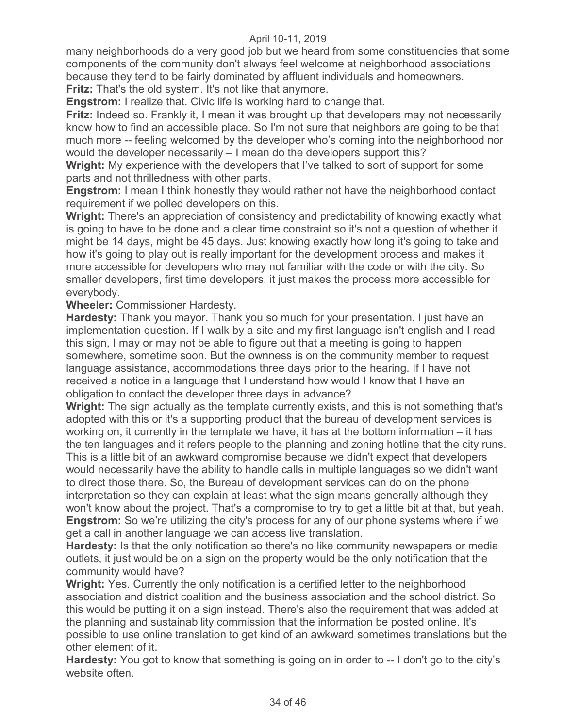many neighborhoods do a very good job but we heard from some constituencies that some components of the community don't always feel welcome at neighborhood associations because they tend to be fairly dominated by affluent individuals and homeowners.

**Fritz:** That's the old system. It's not like that anymore.

**Engstrom:** I realize that. Civic life is working hard to change that.

**Fritz:** Indeed so. Frankly it, I mean it was brought up that developers may not necessarily know how to find an accessible place. So I'm not sure that neighbors are going to be that much more -- feeling welcomed by the developer who's coming into the neighborhood nor would the developer necessarily – I mean do the developers support this?

**Wright:** My experience with the developers that I've talked to sort of support for some parts and not thrilledness with other parts.

**Engstrom:** I mean I think honestly they would rather not have the neighborhood contact requirement if we polled developers on this.

**Wright:** There's an appreciation of consistency and predictability of knowing exactly what is going to have to be done and a clear time constraint so it's not a question of whether it might be 14 days, might be 45 days. Just knowing exactly how long it's going to take and how it's going to play out is really important for the development process and makes it more accessible for developers who may not familiar with the code or with the city. So smaller developers, first time developers, it just makes the process more accessible for everybody.

**Wheeler:** Commissioner Hardesty.

**Hardesty:** Thank you mayor. Thank you so much for your presentation. I just have an implementation question. If I walk by a site and my first language isn't english and I read this sign, I may or may not be able to figure out that a meeting is going to happen somewhere, sometime soon. But the ownness is on the community member to request language assistance, accommodations three days prior to the hearing. If I have not received a notice in a language that I understand how would I know that I have an obligation to contact the developer three days in advance?

**Wright:** The sign actually as the template currently exists, and this is not something that's adopted with this or it's a supporting product that the bureau of development services is working on, it currently in the template we have, it has at the bottom information – it has the ten languages and it refers people to the planning and zoning hotline that the city runs. This is a little bit of an awkward compromise because we didn't expect that developers would necessarily have the ability to handle calls in multiple languages so we didn't want to direct those there. So, the Bureau of development services can do on the phone interpretation so they can explain at least what the sign means generally although they won't know about the project. That's a compromise to try to get a little bit at that, but yeah.

**Engstrom:** So we're utilizing the city's process for any of our phone systems where if we get a call in another language we can access live translation.

**Hardesty:** Is that the only notification so there's no like community newspapers or media outlets, it just would be on a sign on the property would be the only notification that the community would have?

**Wright:** Yes. Currently the only notification is a certified letter to the neighborhood association and district coalition and the business association and the school district. So this would be putting it on a sign instead. There's also the requirement that was added at the planning and sustainability commission that the information be posted online. It's possible to use online translation to get kind of an awkward sometimes translations but the other element of it.

**Hardesty:** You got to know that something is going on in order to -- I don't go to the city's website often.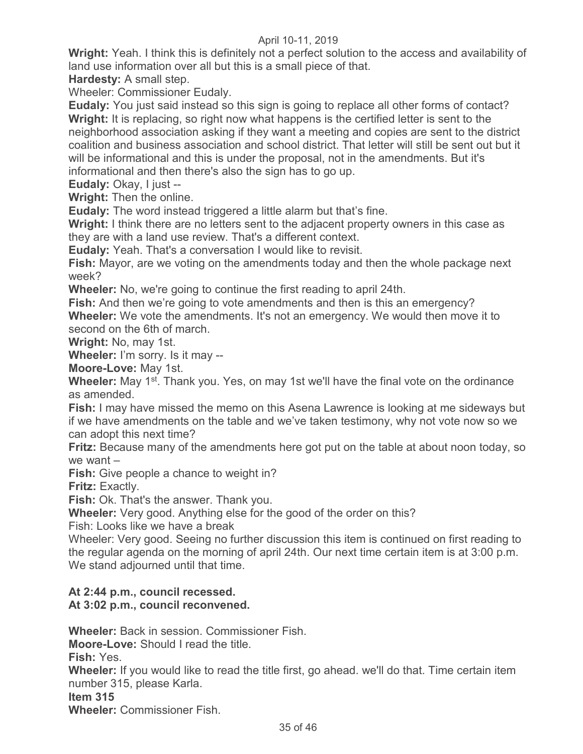**Wright:** Yeah. I think this is definitely not a perfect solution to the access and availability of land use information over all but this is a small piece of that.

**Hardesty:** A small step.

Wheeler: Commissioner Eudaly.

**Eudaly:** You just said instead so this sign is going to replace all other forms of contact?

**Wright:** It is replacing, so right now what happens is the certified letter is sent to the neighborhood association asking if they want a meeting and copies are sent to the district coalition and business association and school district. That letter will still be sent out but it will be informational and this is under the proposal, not in the amendments. But it's informational and then there's also the sign has to go up.

**Eudaly:** Okay, I just --

**Wright:** Then the online.

**Eudaly:** The word instead triggered a little alarm but that's fine.

**Wright:** I think there are no letters sent to the adjacent property owners in this case as they are with a land use review. That's a different context.

**Eudaly:** Yeah. That's a conversation I would like to revisit.

**Fish:** Mayor, are we voting on the amendments today and then the whole package next week?

**Wheeler:** No, we're going to continue the first reading to april 24th.

**Fish:** And then we're going to vote amendments and then is this an emergency?

**Wheeler:** We vote the amendments. It's not an emergency. We would then move it to second on the 6th of march.

**Wright:** No, may 1st.

**Wheeler:** I'm sorry. Is it may --

**Moore-Love:** May 1st.

**Wheeler:** May 1st. Thank you. Yes, on may 1st we'll have the final vote on the ordinance as amended.

**Fish:** I may have missed the memo on this Asena Lawrence is looking at me sideways but if we have amendments on the table and we've taken testimony, why not vote now so we can adopt this next time?

**Fritz:** Because many of the amendments here got put on the table at about noon today, so we want –

**Fish:** Give people a chance to weight in?

**Fritz:** Exactly.

**Fish:** Ok. That's the answer. Thank you.

**Wheeler:** Very good. Anything else for the good of the order on this?

Fish: Looks like we have a break

Wheeler: Very good. Seeing no further discussion this item is continued on first reading to the regular agenda on the morning of april 24th. Our next time certain item is at 3:00 p.m. We stand adjourned until that time.

**At 2:44 p.m., council recessed.**
**At 3:02 p.m., council reconvened.**

**Wheeler:** Back in session. Commissioner Fish.

**Moore-Love:** Should I read the title.

**Fish:** Yes.

**Wheeler:** If you would like to read the title first, go ahead. we'll do that. Time certain item number 315, please Karla.

**Item 315**

**Wheeler:** Commissioner Fish.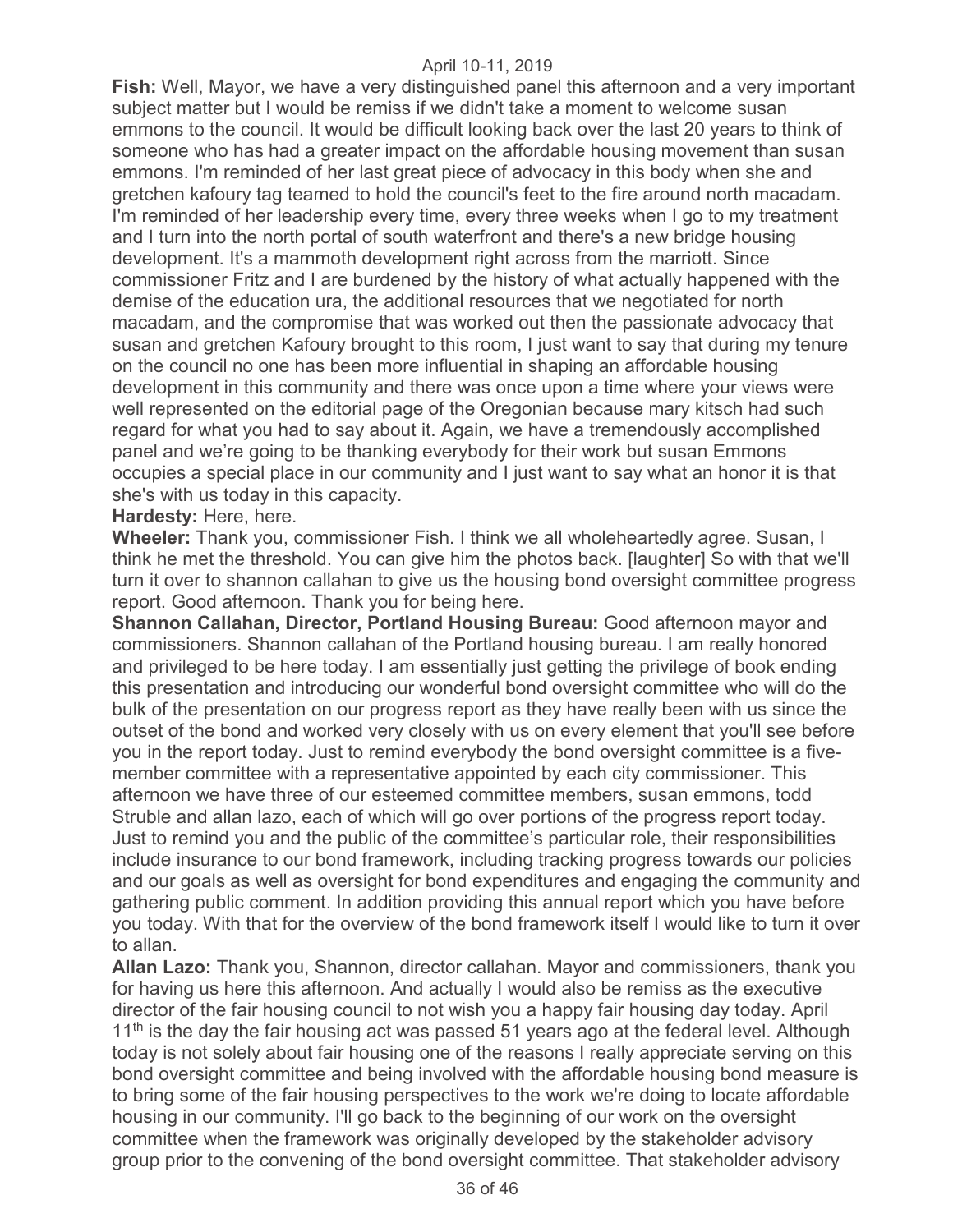**Fish:** Well, Mayor, we have a very distinguished panel this afternoon and a very important subject matter but I would be remiss if we didn't take a moment to welcome susan emmons to the council. It would be difficult looking back over the last 20 years to think of someone who has had a greater impact on the affordable housing movement than susan emmons. I'm reminded of her last great piece of advocacy in this body when she and gretchen kafoury tag teamed to hold the council's feet to the fire around north macadam. I'm reminded of her leadership every time, every three weeks when I go to my treatment and I turn into the north portal of south waterfront and there's a new bridge housing development. It's a mammoth development right across from the marriott. Since commissioner Fritz and I are burdened by the history of what actually happened with the demise of the education ura, the additional resources that we negotiated for north macadam, and the compromise that was worked out then the passionate advocacy that susan and gretchen Kafoury brought to this room, I just want to say that during my tenure on the council no one has been more influential in shaping an affordable housing development in this community and there was once upon a time where your views were well represented on the editorial page of the Oregonian because mary kitsch had such regard for what you had to say about it. Again, we have a tremendously accomplished panel and we're going to be thanking everybody for their work but susan Emmons occupies a special place in our community and I just want to say what an honor it is that she's with us today in this capacity.

**Hardesty:** Here, here.

**Wheeler:** Thank you, commissioner Fish. I think we all wholeheartedly agree. Susan, I think he met the threshold. You can give him the photos back. [laughter] So with that we'll turn it over to shannon callahan to give us the housing bond oversight committee progress report. Good afternoon. Thank you for being here.

**Shannon Callahan, Director, Portland Housing Bureau:** Good afternoon mayor and commissioners. Shannon callahan of the Portland housing bureau. I am really honored and privileged to be here today. I am essentially just getting the privilege of book ending this presentation and introducing our wonderful bond oversight committee who will do the bulk of the presentation on our progress report as they have really been with us since the outset of the bond and worked very closely with us on every element that you'll see before you in the report today. Just to remind everybody the bond oversight committee is a five-member committee with a representative appointed by each city commissioner. This afternoon we have three of our esteemed committee members, susan emmons, todd Struble and allan lazo, each of which will go over portions of the progress report today. Just to remind you and the public of the committee's particular role, their responsibilities include insurance to our bond framework, including tracking progress towards our policies and our goals as well as oversight for bond expenditures and engaging the community and gathering public comment. In addition providing this annual report which you have before you today. With that for the overview of the bond framework itself I would like to turn it over to allan.

**Allan Lazo:** Thank you, Shannon, director callahan. Mayor and commissioners, thank you for having us here this afternoon. And actually I would also be remiss as the executive director of the fair housing council to not wish you a happy fair housing day today. April 11th is the day the fair housing act was passed 51 years ago at the federal level. Although today is not solely about fair housing one of the reasons I really appreciate serving on this bond oversight committee and being involved with the affordable housing bond measure is to bring some of the fair housing perspectives to the work we're doing to locate affordable housing in our community. I'll go back to the beginning of our work on the oversight committee when the framework was originally developed by the stakeholder advisory group prior to the convening of the bond oversight committee. That stakeholder advisory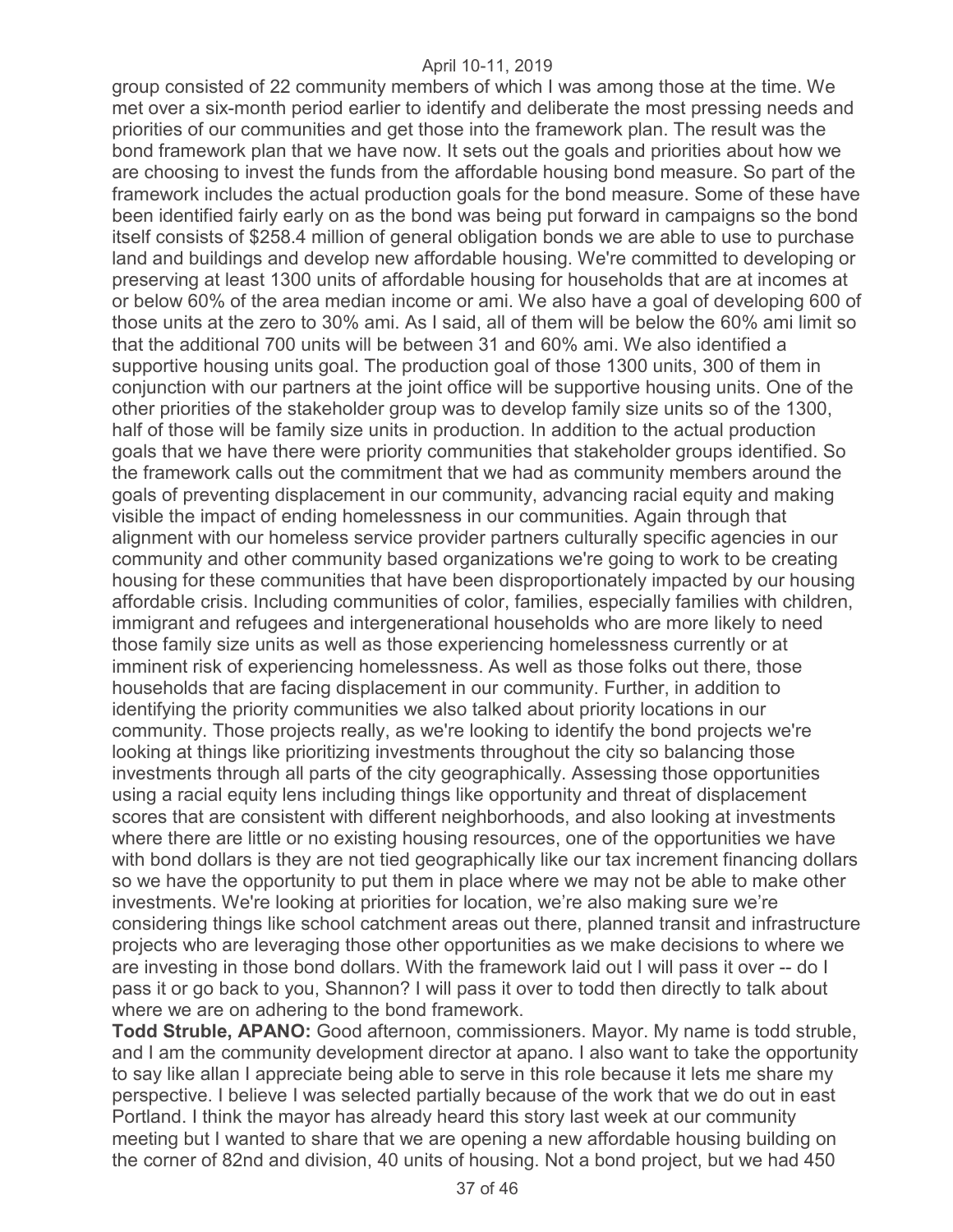group consisted of 22 community members of which I was among those at the time. We met over a six-month period earlier to identify and deliberate the most pressing needs and priorities of our communities and get those into the framework plan. The result was the bond framework plan that we have now. It sets out the goals and priorities about how we are choosing to invest the funds from the affordable housing bond measure. So part of the framework includes the actual production goals for the bond measure. Some of these have been identified fairly early on as the bond was being put forward in campaigns so the bond itself consists of $258.4 million of general obligation bonds we are able to use to purchase land and buildings and develop new affordable housing. We're committed to developing or preserving at least 1300 units of affordable housing for households that are at incomes at or below 60% of the area median income or ami. We also have a goal of developing 600 of those units at the zero to 30% ami. As I said, all of them will be below the 60% ami limit so that the additional 700 units will be between 31 and 60% ami. We also identified a supportive housing units goal. The production goal of those 1300 units, 300 of them in conjunction with our partners at the joint office will be supportive housing units. One of the other priorities of the stakeholder group was to develop family size units so of the 1300, half of those will be family size units in production. In addition to the actual production goals that we have there were priority communities that stakeholder groups identified. So the framework calls out the commitment that we had as community members around the goals of preventing displacement in our community, advancing racial equity and making visible the impact of ending homelessness in our communities. Again through that alignment with our homeless service provider partners culturally specific agencies in our community and other community based organizations we're going to work to be creating housing for these communities that have been disproportionately impacted by our housing affordable crisis. Including communities of color, families, especially families with children, immigrant and refugees and intergenerational households who are more likely to need those family size units as well as those experiencing homelessness currently or at imminent risk of experiencing homelessness. As well as those folks out there, those households that are facing displacement in our community. Further, in addition to identifying the priority communities we also talked about priority locations in our community. Those projects really, as we're looking to identify the bond projects we're looking at things like prioritizing investments throughout the city so balancing those investments through all parts of the city geographically. Assessing those opportunities using a racial equity lens including things like opportunity and threat of displacement scores that are consistent with different neighborhoods, and also looking at investments where there are little or no existing housing resources, one of the opportunities we have with bond dollars is they are not tied geographically like our tax increment financing dollars so we have the opportunity to put them in place where we may not be able to make other investments. We're looking at priorities for location, we're also making sure we're considering things like school catchment areas out there, planned transit and infrastructure projects who are leveraging those other opportunities as we make decisions to where we are investing in those bond dollars. With the framework laid out I will pass it over -- do I pass it or go back to you, Shannon? I will pass it over to todd then directly to talk about where we are on adhering to the bond framework.

**Todd Struble, APANO:** Good afternoon, commissioners. Mayor. My name is todd struble, and I am the community development director at apano. I also want to take the opportunity to say like allan I appreciate being able to serve in this role because it lets me share my perspective. I believe I was selected partially because of the work that we do out in east Portland. I think the mayor has already heard this story last week at our community meeting but I wanted to share that we are opening a new affordable housing building on the corner of 82nd and division, 40 units of housing. Not a bond project, but we had 450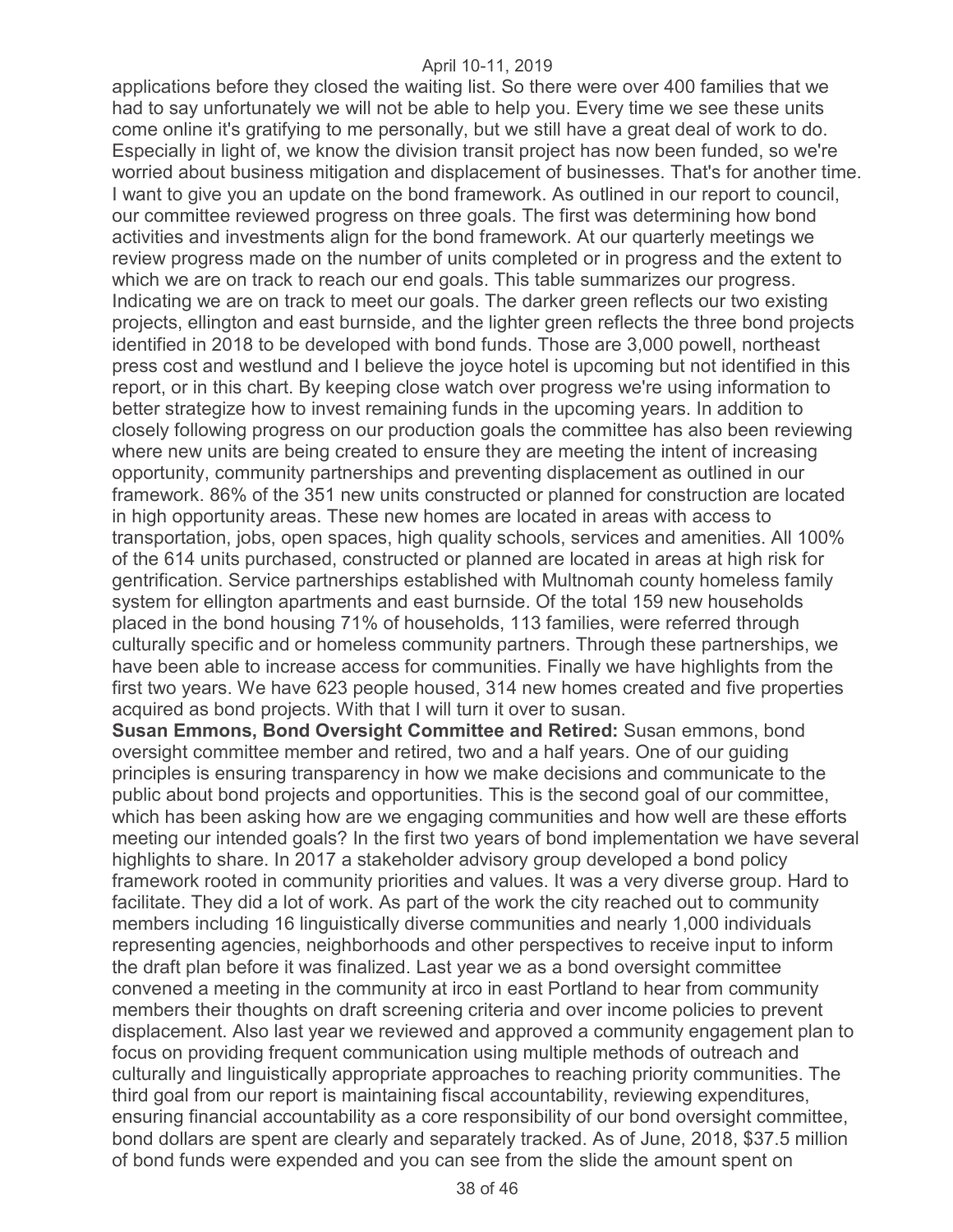applications before they closed the waiting list. So there were over 400 families that we had to say unfortunately we will not be able to help you. Every time we see these units come online it's gratifying to me personally, but we still have a great deal of work to do. Especially in light of, we know the division transit project has now been funded, so we're worried about business mitigation and displacement of businesses. That's for another time. I want to give you an update on the bond framework. As outlined in our report to council, our committee reviewed progress on three goals. The first was determining how bond activities and investments align for the bond framework. At our quarterly meetings we review progress made on the number of units completed or in progress and the extent to which we are on track to reach our end goals. This table summarizes our progress. Indicating we are on track to meet our goals. The darker green reflects our two existing projects, ellington and east burnside, and the lighter green reflects the three bond projects identified in 2018 to be developed with bond funds. Those are 3,000 powell, northeast press cost and westlund and I believe the joyce hotel is upcoming but not identified in this report, or in this chart. By keeping close watch over progress we're using information to better strategize how to invest remaining funds in the upcoming years. In addition to closely following progress on our production goals the committee has also been reviewing where new units are being created to ensure they are meeting the intent of increasing opportunity, community partnerships and preventing displacement as outlined in our framework. 86% of the 351 new units constructed or planned for construction are located in high opportunity areas. These new homes are located in areas with access to transportation, jobs, open spaces, high quality schools, services and amenities. All 100% of the 614 units purchased, constructed or planned are located in areas at high risk for gentrification. Service partnerships established with Multnomah county homeless family system for ellington apartments and east burnside. Of the total 159 new households placed in the bond housing 71% of households, 113 families, were referred through culturally specific and or homeless community partners. Through these partnerships, we have been able to increase access for communities. Finally we have highlights from the first two years. We have 623 people housed, 314 new homes created and five properties acquired as bond projects. With that I will turn it over to susan.

**Susan Emmons, Bond Oversight Committee and Retired:** Susan emmons, bond oversight committee member and retired, two and a half years. One of our guiding principles is ensuring transparency in how we make decisions and communicate to the public about bond projects and opportunities. This is the second goal of our committee, which has been asking how are we engaging communities and how well are these efforts meeting our intended goals? In the first two years of bond implementation we have several highlights to share. In 2017 a stakeholder advisory group developed a bond policy framework rooted in community priorities and values. It was a very diverse group. Hard to facilitate. They did a lot of work. As part of the work the city reached out to community members including 16 linguistically diverse communities and nearly 1,000 individuals representing agencies, neighborhoods and other perspectives to receive input to inform the draft plan before it was finalized. Last year we as a bond oversight committee convened a meeting in the community at irco in east Portland to hear from community members their thoughts on draft screening criteria and over income policies to prevent displacement. Also last year we reviewed and approved a community engagement plan to focus on providing frequent communication using multiple methods of outreach and culturally and linguistically appropriate approaches to reaching priority communities. The third goal from our report is maintaining fiscal accountability, reviewing expenditures, ensuring financial accountability as a core responsibility of our bond oversight committee, bond dollars are spent are clearly and separately tracked. As of June, 2018, $37.5 million of bond funds were expended and you can see from the slide the amount spent on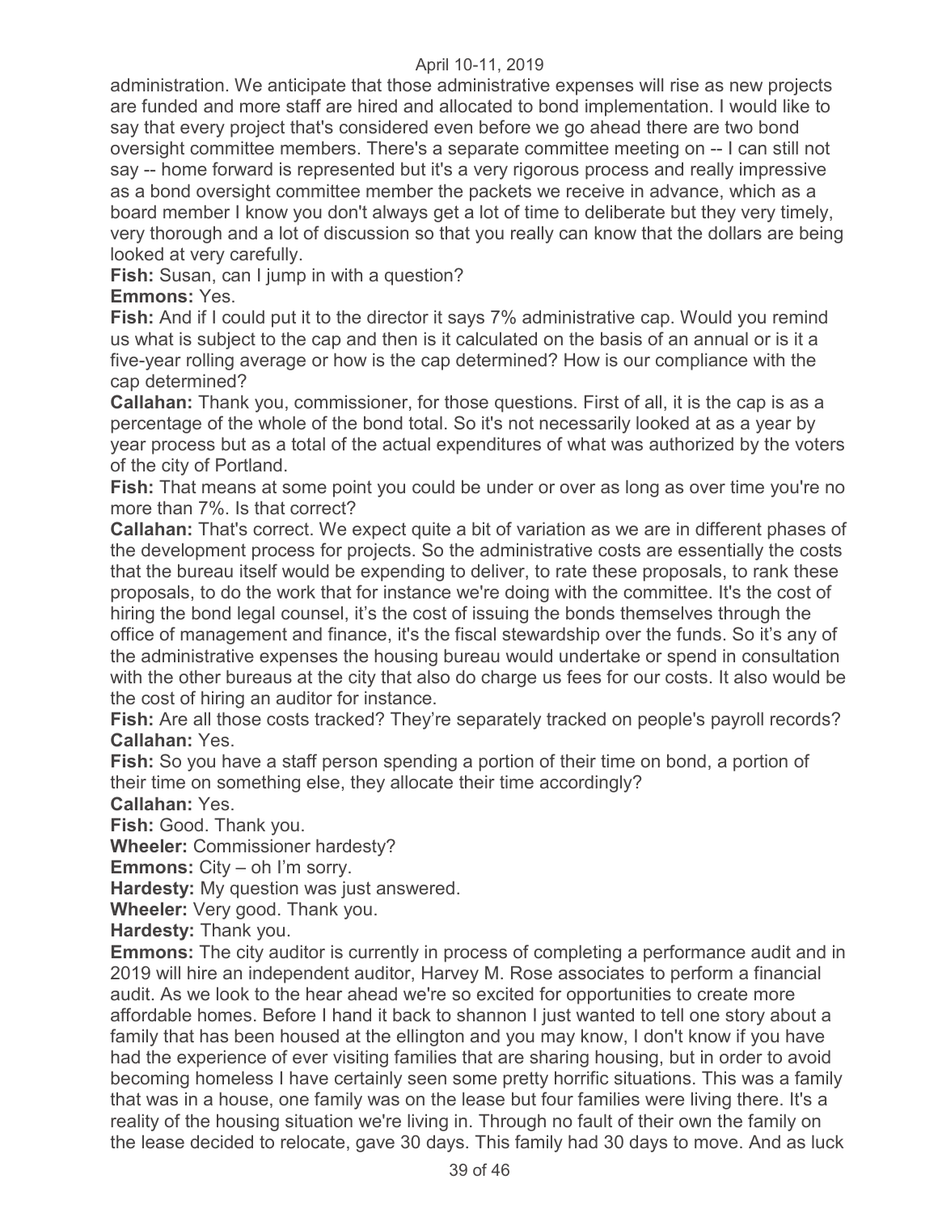administration. We anticipate that those administrative expenses will rise as new projects are funded and more staff are hired and allocated to bond implementation. I would like to say that every project that's considered even before we go ahead there are two bond oversight committee members. There's a separate committee meeting on -- I can still not say -- home forward is represented but it's a very rigorous process and really impressive as a bond oversight committee member the packets we receive in advance, which as a board member I know you don't always get a lot of time to deliberate but they very timely, very thorough and a lot of discussion so that you really can know that the dollars are being looked at very carefully.

**Fish:** Susan, can I jump in with a question?

**Emmons:** Yes.

**Fish:** And if I could put it to the director it says 7% administrative cap. Would you remind us what is subject to the cap and then is it calculated on the basis of an annual or is it a five-year rolling average or how is the cap determined? How is our compliance with the cap determined?

**Callahan:** Thank you, commissioner, for those questions. First of all, it is the cap is as a percentage of the whole of the bond total. So it's not necessarily looked at as a year by year process but as a total of the actual expenditures of what was authorized by the voters of the city of Portland.

**Fish:** That means at some point you could be under or over as long as over time you're no more than 7%. Is that correct?

**Callahan:** That's correct. We expect quite a bit of variation as we are in different phases of the development process for projects. So the administrative costs are essentially the costs that the bureau itself would be expending to deliver, to rate these proposals, to rank these proposals, to do the work that for instance we're doing with the committee. It's the cost of hiring the bond legal counsel, it's the cost of issuing the bonds themselves through the office of management and finance, it's the fiscal stewardship over the funds. So it's any of the administrative expenses the housing bureau would undertake or spend in consultation with the other bureaus at the city that also do charge us fees for our costs. It also would be the cost of hiring an auditor for instance.

**Fish:** Are all those costs tracked? They're separately tracked on people's payroll records?

**Callahan:** Yes.

**Fish:** So you have a staff person spending a portion of their time on bond, a portion of their time on something else, they allocate their time accordingly?

**Callahan:** Yes.

**Fish:** Good. Thank you.

**Wheeler:** Commissioner hardesty?

**Emmons:** City – oh I'm sorry.

**Hardesty:** My question was just answered.

**Wheeler:** Very good. Thank you.

**Hardesty:** Thank you.

**Emmons:** The city auditor is currently in process of completing a performance audit and in 2019 will hire an independent auditor, Harvey M. Rose associates to perform a financial audit. As we look to the hear ahead we're so excited for opportunities to create more affordable homes. Before I hand it back to shannon I just wanted to tell one story about a family that has been housed at the ellington and you may know, I don't know if you have had the experience of ever visiting families that are sharing housing, but in order to avoid becoming homeless I have certainly seen some pretty horrific situations. This was a family that was in a house, one family was on the lease but four families were living there. It's a reality of the housing situation we're living in. Through no fault of their own the family on the lease decided to relocate, gave 30 days. This family had 30 days to move. And as luck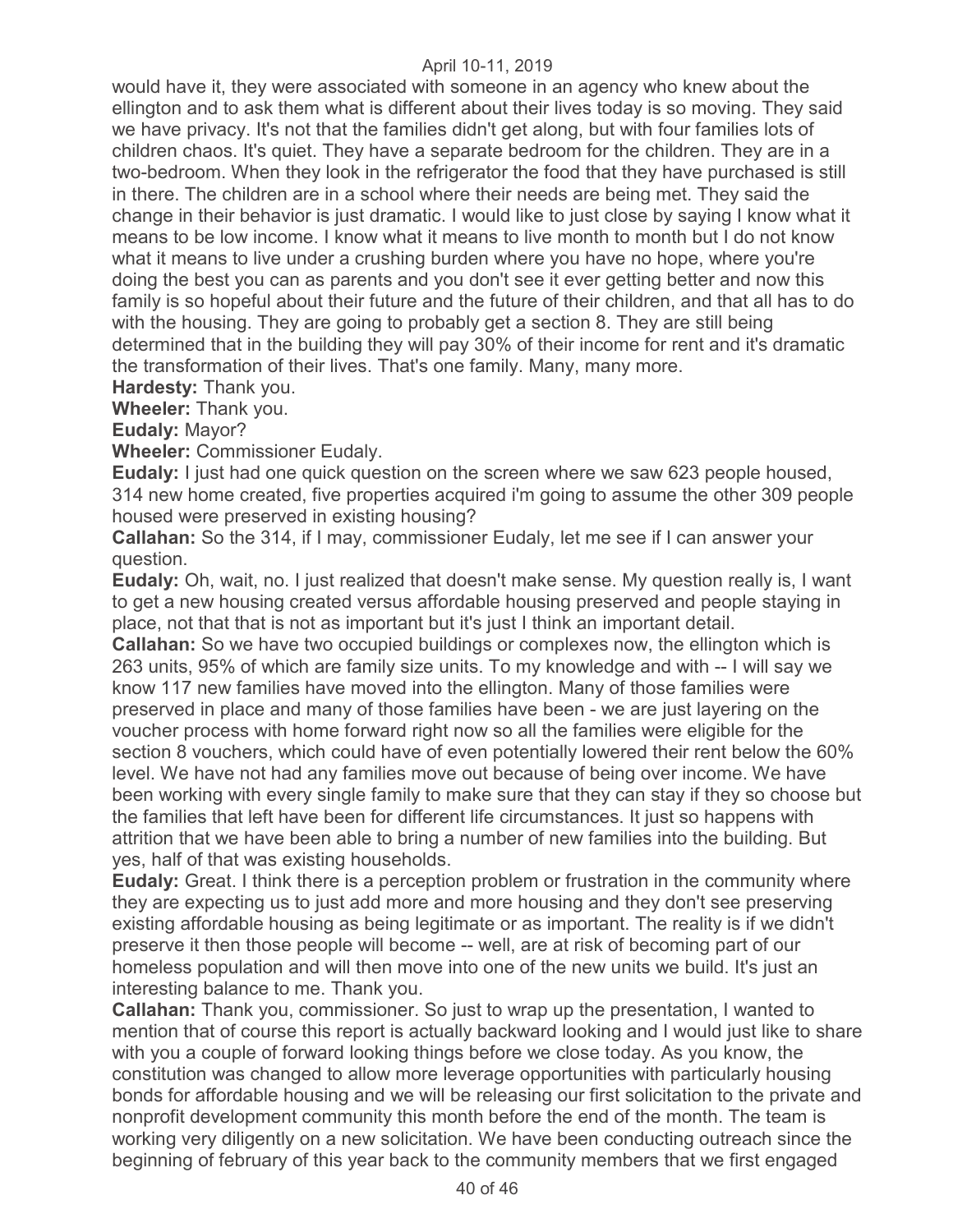would have it, they were associated with someone in an agency who knew about the ellington and to ask them what is different about their lives today is so moving. They said we have privacy. It's not that the families didn't get along, but with four families lots of children chaos. It's quiet. They have a separate bedroom for the children. They are in a two-bedroom. When they look in the refrigerator the food that they have purchased is still in there. The children are in a school where their needs are being met. They said the change in their behavior is just dramatic. I would like to just close by saying I know what it means to be low income. I know what it means to live month to month but I do not know what it means to live under a crushing burden where you have no hope, where you're doing the best you can as parents and you don't see it ever getting better and now this family is so hopeful about their future and the future of their children, and that all has to do with the housing. They are going to probably get a section 8. They are still being determined that in the building they will pay 30% of their income for rent and it's dramatic the transformation of their lives. That's one family. Many, many more.

**Hardesty:** Thank you.

**Wheeler:** Thank you.

**Eudaly:** Mayor?

**Wheeler:** Commissioner Eudaly.

**Eudaly:** I just had one quick question on the screen where we saw 623 people housed, 314 new home created, five properties acquired i'm going to assume the other 309 people housed were preserved in existing housing?

**Callahan:** So the 314, if I may, commissioner Eudaly, let me see if I can answer your question.

**Eudaly:** Oh, wait, no. I just realized that doesn't make sense. My question really is, I want to get a new housing created versus affordable housing preserved and people staying in place, not that that is not as important but it's just I think an important detail.

**Callahan:** So we have two occupied buildings or complexes now, the ellington which is 263 units, 95% of which are family size units. To my knowledge and with -- I will say we know 117 new families have moved into the ellington. Many of those families were preserved in place and many of those families have been - we are just layering on the voucher process with home forward right now so all the families were eligible for the section 8 vouchers, which could have of even potentially lowered their rent below the 60% level. We have not had any families move out because of being over income. We have been working with every single family to make sure that they can stay if they so choose but the families that left have been for different life circumstances. It just so happens with attrition that we have been able to bring a number of new families into the building. But yes, half of that was existing households.

**Eudaly:** Great. I think there is a perception problem or frustration in the community where they are expecting us to just add more and more housing and they don't see preserving existing affordable housing as being legitimate or as important. The reality is if we didn't preserve it then those people will become -- well, are at risk of becoming part of our homeless population and will then move into one of the new units we build. It's just an interesting balance to me. Thank you.

**Callahan:** Thank you, commissioner. So just to wrap up the presentation, I wanted to mention that of course this report is actually backward looking and I would just like to share with you a couple of forward looking things before we close today. As you know, the constitution was changed to allow more leverage opportunities with particularly housing bonds for affordable housing and we will be releasing our first solicitation to the private and nonprofit development community this month before the end of the month. The team is working very diligently on a new solicitation. We have been conducting outreach since the beginning of february of this year back to the community members that we first engaged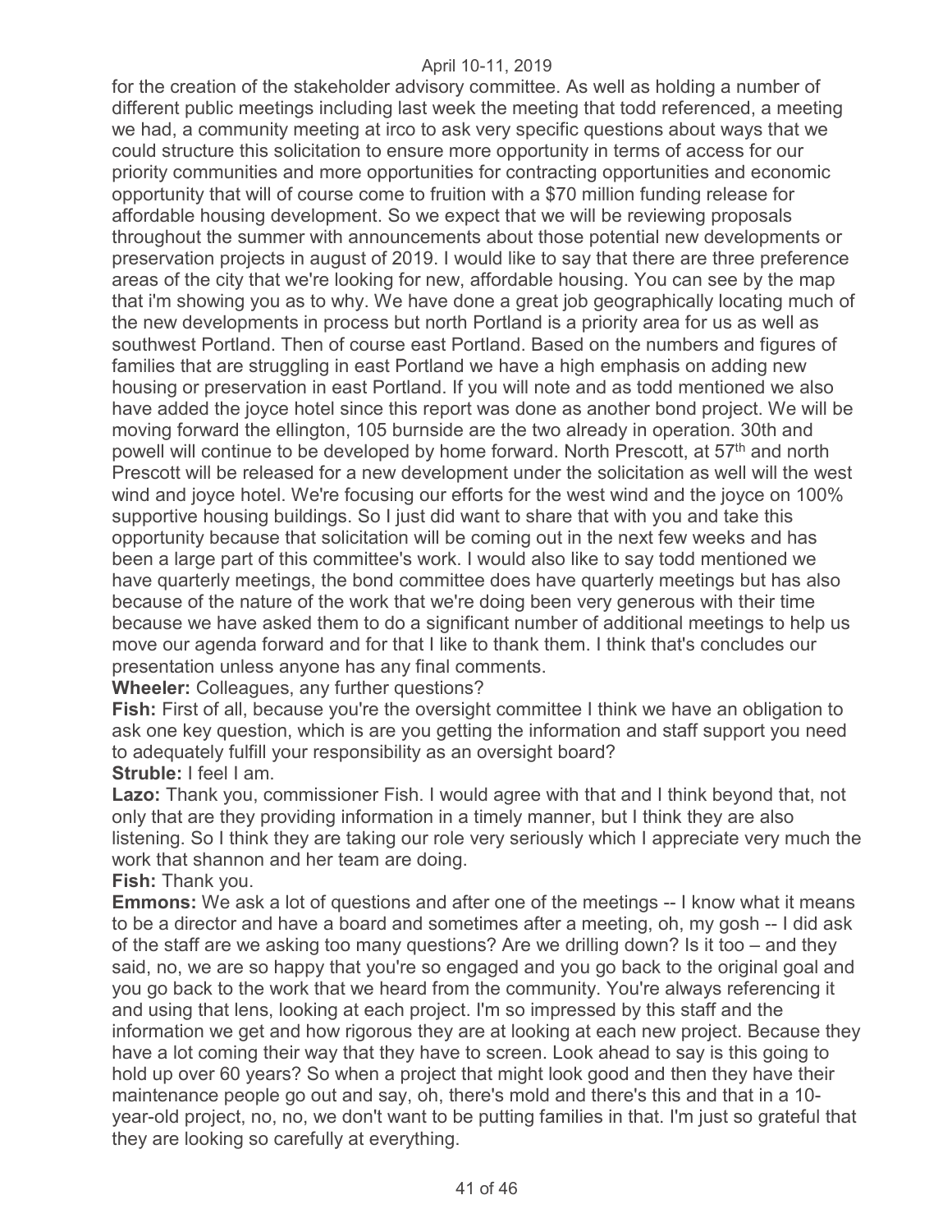for the creation of the stakeholder advisory committee. As well as holding a number of different public meetings including last week the meeting that todd referenced, a meeting we had, a community meeting at irco to ask very specific questions about ways that we could structure this solicitation to ensure more opportunity in terms of access for our priority communities and more opportunities for contracting opportunities and economic opportunity that will of course come to fruition with a $70 million funding release for affordable housing development. So we expect that we will be reviewing proposals throughout the summer with announcements about those potential new developments or preservation projects in august of 2019. I would like to say that there are three preference areas of the city that we're looking for new, affordable housing. You can see by the map that i'm showing you as to why. We have done a great job geographically locating much of the new developments in process but north Portland is a priority area for us as well as southwest Portland. Then of course east Portland. Based on the numbers and figures of families that are struggling in east Portland we have a high emphasis on adding new housing or preservation in east Portland. If you will note and as todd mentioned we also have added the joyce hotel since this report was done as another bond project. We will be moving forward the ellington, 105 burnside are the two already in operation. 30th and powell will continue to be developed by home forward. North Prescott, at 57th and north Prescott will be released for a new development under the solicitation as well will the west wind and joyce hotel. We're focusing our efforts for the west wind and the joyce on 100% supportive housing buildings. So I just did want to share that with you and take this opportunity because that solicitation will be coming out in the next few weeks and has been a large part of this committee's work. I would also like to say todd mentioned we have quarterly meetings, the bond committee does have quarterly meetings but has also because of the nature of the work that we're doing been very generous with their time because we have asked them to do a significant number of additional meetings to help us move our agenda forward and for that I like to thank them. I think that's concludes our presentation unless anyone has any final comments.

**Wheeler:** Colleagues, any further questions?

**Fish:** First of all, because you're the oversight committee I think we have an obligation to ask one key question, which is are you getting the information and staff support you need to adequately fulfill your responsibility as an oversight board?

**Struble:** I feel I am.

**Lazo:** Thank you, commissioner Fish. I would agree with that and I think beyond that, not only that are they providing information in a timely manner, but I think they are also listening. So I think they are taking our role very seriously which I appreciate very much the work that shannon and her team are doing.

**Fish:** Thank you.

**Emmons:** We ask a lot of questions and after one of the meetings -- I know what it means to be a director and have a board and sometimes after a meeting, oh, my gosh -- I did ask of the staff are we asking too many questions? Are we drilling down? Is it too – and they said, no, we are so happy that you're so engaged and you go back to the original goal and you go back to the work that we heard from the community. You're always referencing it and using that lens, looking at each project. I'm so impressed by this staff and the information we get and how rigorous they are at looking at each new project. Because they have a lot coming their way that they have to screen. Look ahead to say is this going to hold up over 60 years? So when a project that might look good and then they have their maintenance people go out and say, oh, there's mold and there's this and that in a 10-year-old project, no, no, we don't want to be putting families in that. I'm just so grateful that they are looking so carefully at everything.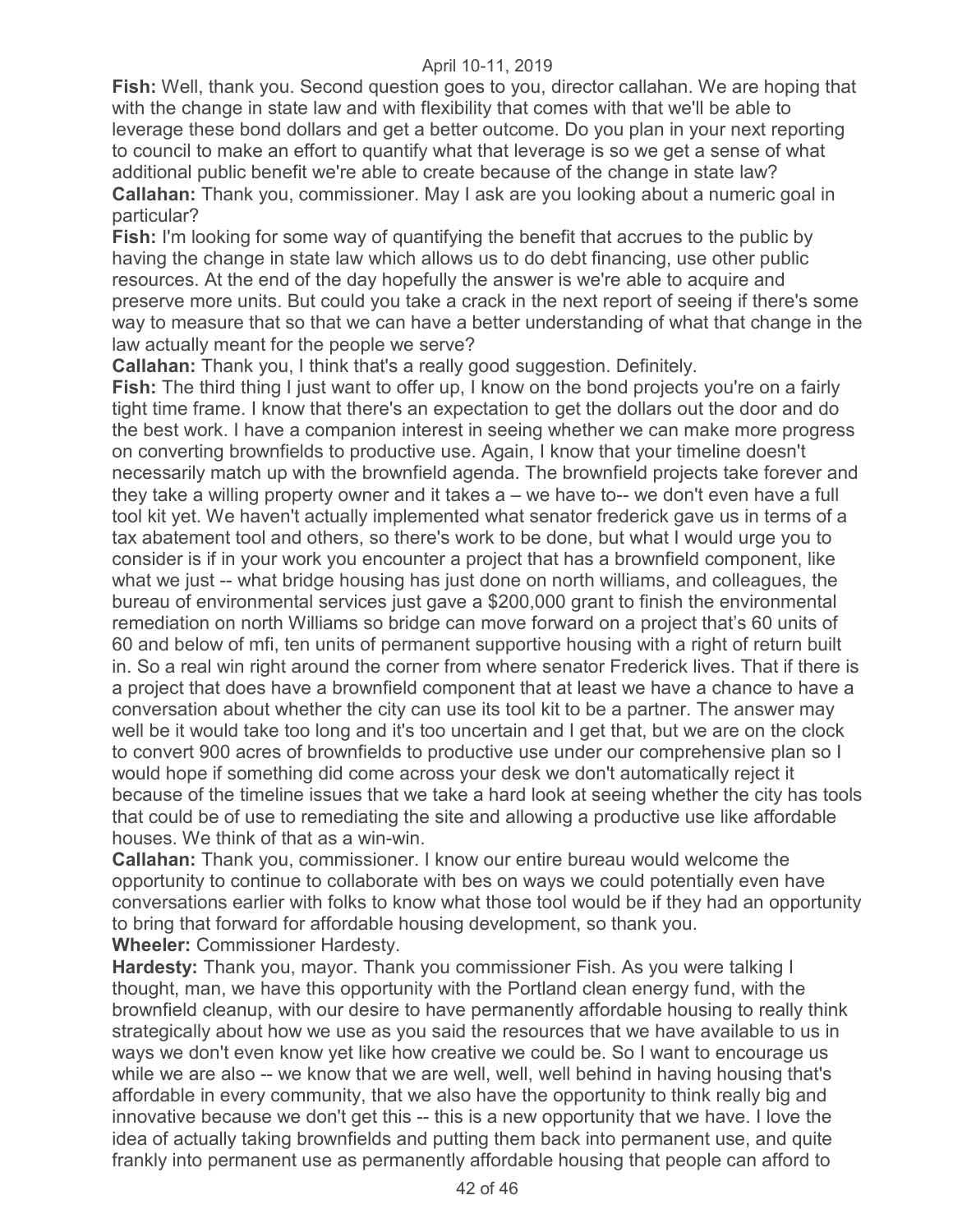**Fish:** Well, thank you. Second question goes to you, director callahan. We are hoping that with the change in state law and with flexibility that comes with that we'll be able to leverage these bond dollars and get a better outcome. Do you plan in your next reporting to council to make an effort to quantify what that leverage is so we get a sense of what additional public benefit we're able to create because of the change in state law?

**Callahan:** Thank you, commissioner. May I ask are you looking about a numeric goal in particular?

**Fish:** I'm looking for some way of quantifying the benefit that accrues to the public by having the change in state law which allows us to do debt financing, use other public resources. At the end of the day hopefully the answer is we're able to acquire and preserve more units. But could you take a crack in the next report of seeing if there's some way to measure that so that we can have a better understanding of what that change in the law actually meant for the people we serve?

**Callahan:** Thank you, I think that's a really good suggestion. Definitely.

**Fish:** The third thing I just want to offer up, I know on the bond projects you're on a fairly tight time frame. I know that there's an expectation to get the dollars out the door and do the best work. I have a companion interest in seeing whether we can make more progress on converting brownfields to productive use. Again, I know that your timeline doesn't necessarily match up with the brownfield agenda. The brownfield projects take forever and they take a willing property owner and it takes a – we have to-- we don't even have a full tool kit yet. We haven't actually implemented what senator frederick gave us in terms of a tax abatement tool and others, so there's work to be done, but what I would urge you to consider is if in your work you encounter a project that has a brownfield component, like what we just -- what bridge housing has just done on north williams, and colleagues, the bureau of environmental services just gave a $200,000 grant to finish the environmental remediation on north Williams so bridge can move forward on a project that's 60 units of 60 and below of mfi, ten units of permanent supportive housing with a right of return built in. So a real win right around the corner from where senator Frederick lives. That if there is a project that does have a brownfield component that at least we have a chance to have a conversation about whether the city can use its tool kit to be a partner. The answer may well be it would take too long and it's too uncertain and I get that, but we are on the clock to convert 900 acres of brownfields to productive use under our comprehensive plan so I would hope if something did come across your desk we don't automatically reject it because of the timeline issues that we take a hard look at seeing whether the city has tools that could be of use to remediating the site and allowing a productive use like affordable houses. We think of that as a win-win.

**Callahan:** Thank you, commissioner. I know our entire bureau would welcome the opportunity to continue to collaborate with bes on ways we could potentially even have conversations earlier with folks to know what those tool would be if they had an opportunity to bring that forward for affordable housing development, so thank you.

**Wheeler:** Commissioner Hardesty.

**Hardesty:** Thank you, mayor. Thank you commissioner Fish. As you were talking I thought, man, we have this opportunity with the Portland clean energy fund, with the brownfield cleanup, with our desire to have permanently affordable housing to really think strategically about how we use as you said the resources that we have available to us in ways we don't even know yet like how creative we could be. So I want to encourage us while we are also -- we know that we are well, well, well behind in having housing that's affordable in every community, that we also have the opportunity to think really big and innovative because we don't get this -- this is a new opportunity that we have. I love the idea of actually taking brownfields and putting them back into permanent use, and quite frankly into permanent use as permanently affordable housing that people can afford to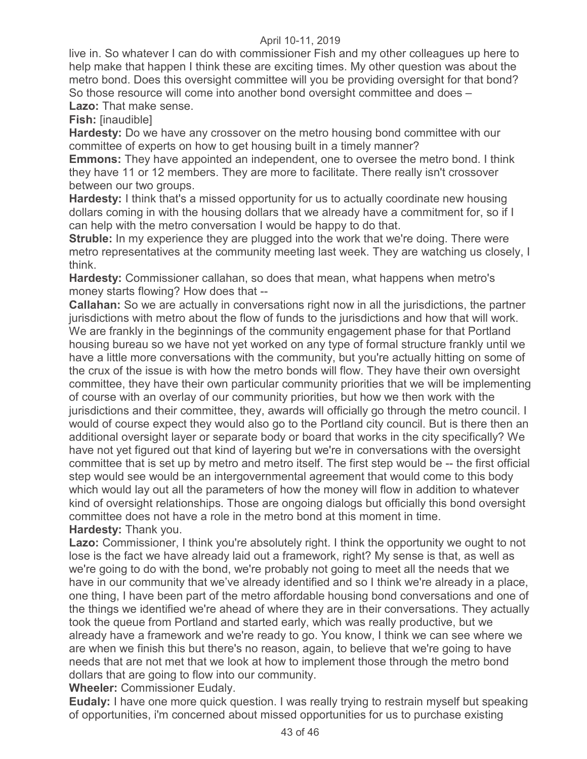live in. So whatever I can do with commissioner Fish and my other colleagues up here to help make that happen I think these are exciting times. My other question was about the metro bond. Does this oversight committee will you be providing oversight for that bond? So those resource will come into another bond oversight committee and does –

**Lazo:** That make sense.

**Fish:** [inaudible]

**Hardesty:** Do we have any crossover on the metro housing bond committee with our committee of experts on how to get housing built in a timely manner?

**Emmons:** They have appointed an independent, one to oversee the metro bond. I think they have 11 or 12 members. They are more to facilitate. There really isn't crossover between our two groups.

**Hardesty:** I think that's a missed opportunity for us to actually coordinate new housing dollars coming in with the housing dollars that we already have a commitment for, so if I can help with the metro conversation I would be happy to do that.

**Struble:** In my experience they are plugged into the work that we're doing. There were metro representatives at the community meeting last week. They are watching us closely, I think.

**Hardesty:** Commissioner callahan, so does that mean, what happens when metro's money starts flowing? How does that --

**Callahan:** So we are actually in conversations right now in all the jurisdictions, the partner jurisdictions with metro about the flow of funds to the jurisdictions and how that will work. We are frankly in the beginnings of the community engagement phase for that Portland housing bureau so we have not yet worked on any type of formal structure frankly until we have a little more conversations with the community, but you're actually hitting on some of the crux of the issue is with how the metro bonds will flow. They have their own oversight committee, they have their own particular community priorities that we will be implementing of course with an overlay of our community priorities, but how we then work with the jurisdictions and their committee, they, awards will officially go through the metro council. I would of course expect they would also go to the Portland city council. But is there then an additional oversight layer or separate body or board that works in the city specifically? We have not yet figured out that kind of layering but we're in conversations with the oversight committee that is set up by metro and metro itself. The first step would be -- the first official step would see would be an intergovernmental agreement that would come to this body which would lay out all the parameters of how the money will flow in addition to whatever kind of oversight relationships. Those are ongoing dialogs but officially this bond oversight committee does not have a role in the metro bond at this moment in time.

**Hardesty:** Thank you.

**Lazo:** Commissioner, I think you're absolutely right. I think the opportunity we ought to not lose is the fact we have already laid out a framework, right? My sense is that, as well as we're going to do with the bond, we're probably not going to meet all the needs that we have in our community that we've already identified and so I think we're already in a place, one thing, I have been part of the metro affordable housing bond conversations and one of the things we identified we're ahead of where they are in their conversations. They actually took the queue from Portland and started early, which was really productive, but we already have a framework and we're ready to go. You know, I think we can see where we are when we finish this but there's no reason, again, to believe that we're going to have needs that are not met that we look at how to implement those through the metro bond dollars that are going to flow into our community.

**Wheeler:** Commissioner Eudaly.

**Eudaly:** I have one more quick question. I was really trying to restrain myself but speaking of opportunities, i'm concerned about missed opportunities for us to purchase existing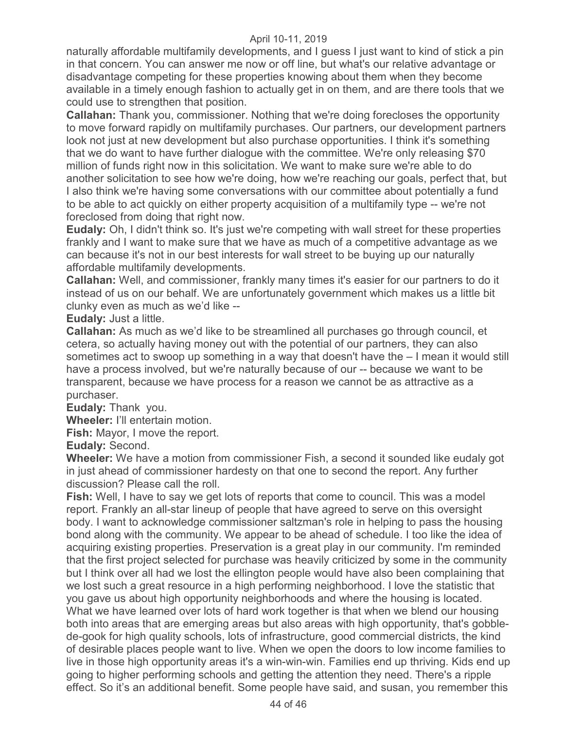naturally affordable multifamily developments, and I guess I just want to kind of stick a pin in that concern. You can answer me now or off line, but what's our relative advantage or disadvantage competing for these properties knowing about them when they become available in a timely enough fashion to actually get in on them, and are there tools that we could use to strengthen that position.

**Callahan:** Thank you, commissioner. Nothing that we're doing forecloses the opportunity to move forward rapidly on multifamily purchases. Our partners, our development partners look not just at new development but also purchase opportunities. I think it's something that we do want to have further dialogue with the committee. We're only releasing $70 million of funds right now in this solicitation. We want to make sure we're able to do another solicitation to see how we're doing, how we're reaching our goals, perfect that, but I also think we're having some conversations with our committee about potentially a fund to be able to act quickly on either property acquisition of a multifamily type -- we're not foreclosed from doing that right now.

**Eudaly:** Oh, I didn't think so. It's just we're competing with wall street for these properties frankly and I want to make sure that we have as much of a competitive advantage as we can because it's not in our best interests for wall street to be buying up our naturally affordable multifamily developments.

**Callahan:** Well, and commissioner, frankly many times it's easier for our partners to do it instead of us on our behalf. We are unfortunately government which makes us a little bit clunky even as much as we'd like --

**Eudaly:** Just a little.

**Callahan:** As much as we'd like to be streamlined all purchases go through council, et cetera, so actually having money out with the potential of our partners, they can also sometimes act to swoop up something in a way that doesn't have the – I mean it would still have a process involved, but we're naturally because of our -- because we want to be transparent, because we have process for a reason we cannot be as attractive as a purchaser.

**Eudaly:** Thank you.

**Wheeler:** I'll entertain motion.

**Fish:** Mayor, I move the report.

**Eudaly:** Second.

**Wheeler:** We have a motion from commissioner Fish, a second it sounded like eudaly got in just ahead of commissioner hardesty on that one to second the report. Any further discussion? Please call the roll.

**Fish:** Well, I have to say we get lots of reports that come to council. This was a model report. Frankly an all-star lineup of people that have agreed to serve on this oversight body. I want to acknowledge commissioner saltzman's role in helping to pass the housing bond along with the community. We appear to be ahead of schedule. I too like the idea of acquiring existing properties. Preservation is a great play in our community. I'm reminded that the first project selected for purchase was heavily criticized by some in the community but I think over all had we lost the ellington people would have also been complaining that we lost such a great resource in a high performing neighborhood. I love the statistic that you gave us about high opportunity neighborhoods and where the housing is located. What we have learned over lots of hard work together is that when we blend our housing both into areas that are emerging areas but also areas with high opportunity, that's gobble-de-gook for high quality schools, lots of infrastructure, good commercial districts, the kind of desirable places people want to live. When we open the doors to low income families to live in those high opportunity areas it's a win-win-win. Families end up thriving. Kids end up going to higher performing schools and getting the attention they need. There's a ripple effect. So it's an additional benefit. Some people have said, and susan, you remember this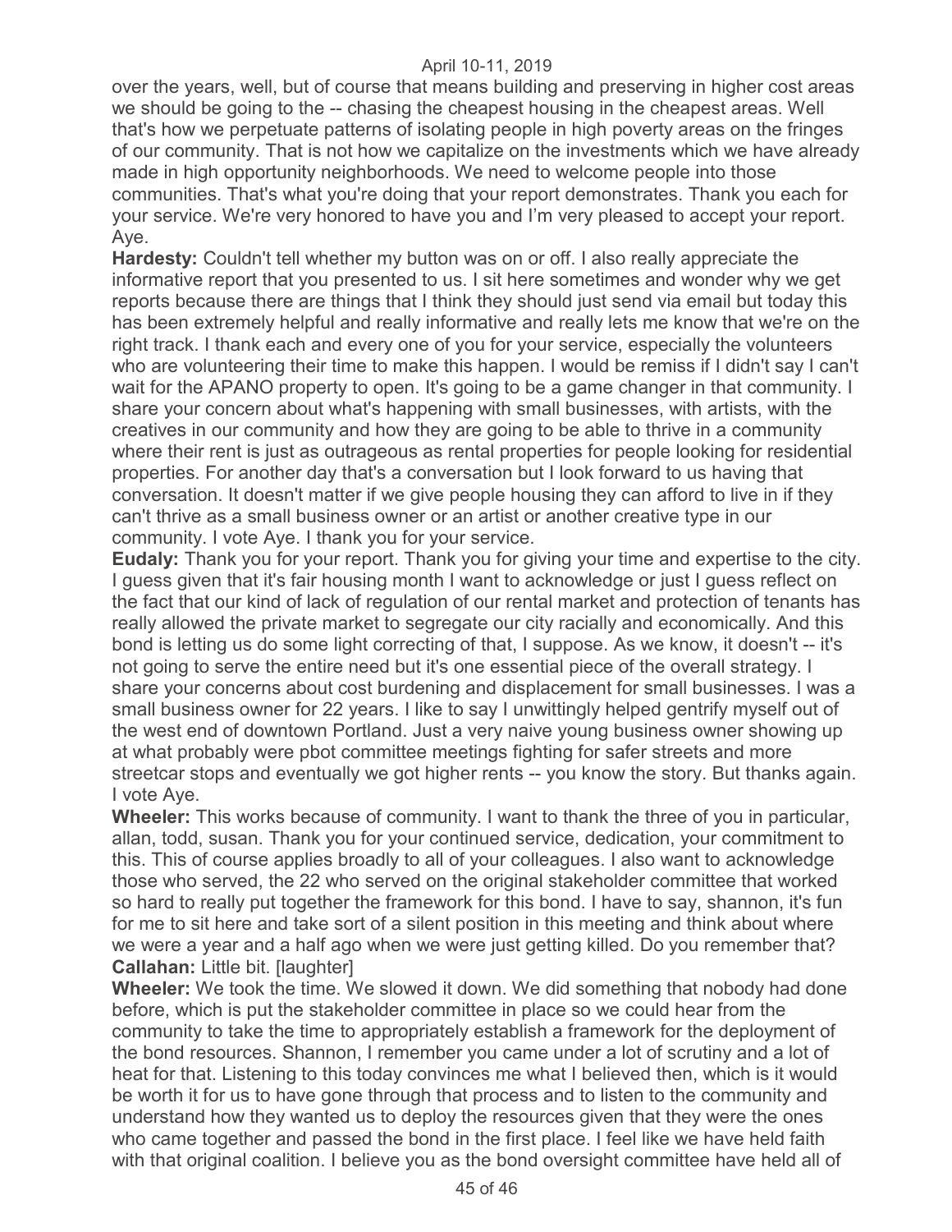over the years, well, but of course that means building and preserving in higher cost areas we should be going to the -- chasing the cheapest housing in the cheapest areas. Well that's how we perpetuate patterns of isolating people in high poverty areas on the fringes of our community. That is not how we capitalize on the investments which we have already made in high opportunity neighborhoods. We need to welcome people into those communities. That's what you're doing that your report demonstrates. Thank you each for your service. We're very honored to have you and I'm very pleased to accept your report. Aye.

**Hardesty:** Couldn't tell whether my button was on or off. I also really appreciate the informative report that you presented to us. I sit here sometimes and wonder why we get reports because there are things that I think they should just send via email but today this has been extremely helpful and really informative and really lets me know that we're on the right track. I thank each and every one of you for your service, especially the volunteers who are volunteering their time to make this happen. I would be remiss if I didn't say I can't wait for the APANO property to open. It's going to be a game changer in that community. I share your concern about what's happening with small businesses, with artists, with the creatives in our community and how they are going to be able to thrive in a community where their rent is just as outrageous as rental properties for people looking for residential properties. For another day that's a conversation but I look forward to us having that conversation. It doesn't matter if we give people housing they can afford to live in if they can't thrive as a small business owner or an artist or another creative type in our community. I vote Aye. I thank you for your service.

**Eudaly:** Thank you for your report. Thank you for giving your time and expertise to the city. I guess given that it's fair housing month I want to acknowledge or just I guess reflect on the fact that our kind of lack of regulation of our rental market and protection of tenants has really allowed the private market to segregate our city racially and economically. And this bond is letting us do some light correcting of that, I suppose. As we know, it doesn't -- it's not going to serve the entire need but it's one essential piece of the overall strategy. I share your concerns about cost burdening and displacement for small businesses. I was a small business owner for 22 years. I like to say I unwittingly helped gentrify myself out of the west end of downtown Portland. Just a very naive young business owner showing up at what probably were pbot committee meetings fighting for safer streets and more streetcar stops and eventually we got higher rents -- you know the story. But thanks again. I vote Aye.

**Wheeler:** This works because of community. I want to thank the three of you in particular, allan, todd, susan. Thank you for your continued service, dedication, your commitment to this. This of course applies broadly to all of your colleagues. I also want to acknowledge those who served, the 22 who served on the original stakeholder committee that worked so hard to really put together the framework for this bond. I have to say, shannon, it's fun for me to sit here and take sort of a silent position in this meeting and think about where we were a year and a half ago when we were just getting killed. Do you remember that?

**Callahan:** Little bit. [laughter]

**Wheeler:** We took the time. We slowed it down. We did something that nobody had done before, which is put the stakeholder committee in place so we could hear from the community to take the time to appropriately establish a framework for the deployment of the bond resources. Shannon, I remember you came under a lot of scrutiny and a lot of heat for that. Listening to this today convinces me what I believed then, which is it would be worth it for us to have gone through that process and to listen to the community and understand how they wanted us to deploy the resources given that they were the ones who came together and passed the bond in the first place. I feel like we have held faith with that original coalition. I believe you as the bond oversight committee have held all of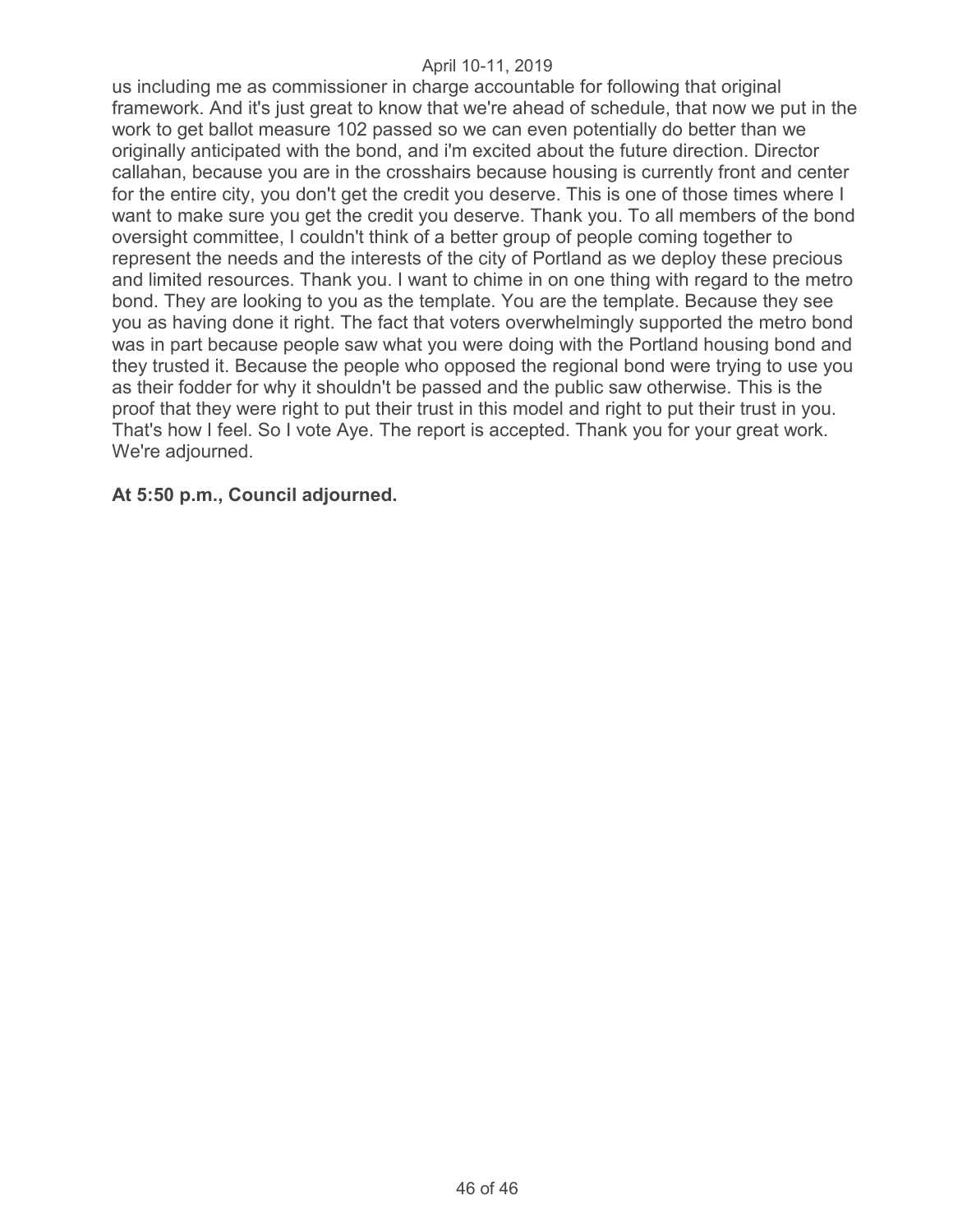us including me as commissioner in charge accountable for following that original framework. And it's just great to know that we're ahead of schedule, that now we put in the work to get ballot measure 102 passed so we can even potentially do better than we originally anticipated with the bond, and i'm excited about the future direction. Director callahan, because you are in the crosshairs because housing is currently front and center for the entire city, you don't get the credit you deserve. This is one of those times where I want to make sure you get the credit you deserve. Thank you. To all members of the bond oversight committee, I couldn't think of a better group of people coming together to represent the needs and the interests of the city of Portland as we deploy these precious and limited resources. Thank you. I want to chime in on one thing with regard to the metro bond. They are looking to you as the template. You are the template. Because they see you as having done it right. The fact that voters overwhelmingly supported the metro bond was in part because people saw what you were doing with the Portland housing bond and they trusted it. Because the people who opposed the regional bond were trying to use you as their fodder for why it shouldn't be passed and the public saw otherwise. This is the proof that they were right to put their trust in this model and right to put their trust in you. That's how I feel. So I vote Aye. The report is accepted. Thank you for your great work. We're adjourned.

**At 5:50 p.m., Council adjourned.**